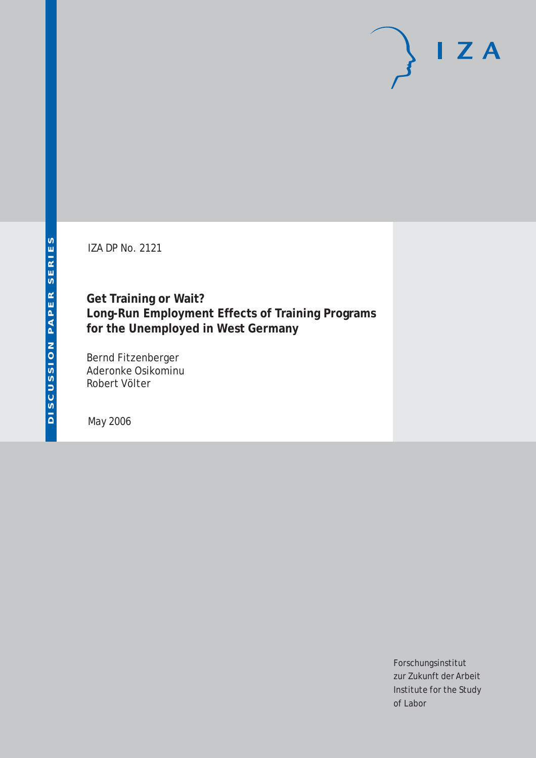DISCUSSION PAPER SERIES

IZA DP No. 2121

# Get Training or Wait? Long-Run Employment Effects of Training Programs for the Unemployed in West Germany

Bernd Fitzenberger
Aderonke Osikominu
Robert Völter

May 2006

Forschungsinstitut
zur Zukunft der Arbeit
Institute for the Study
of Labor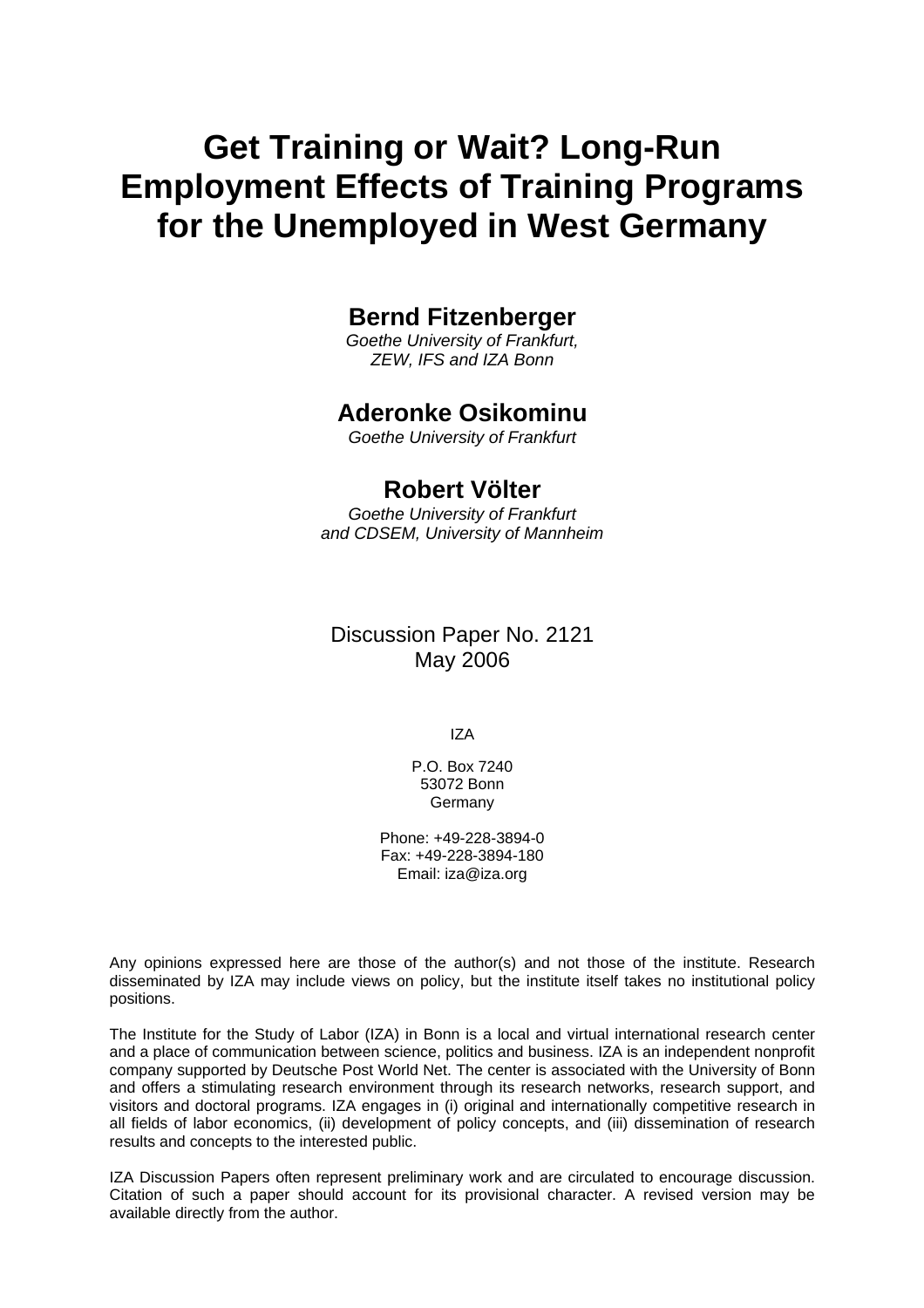# Get Training or Wait? Long-Run Employment Effects of Training Programs for the Unemployed in West Germany

**Bernd Fitzenberger**

*Goethe University of Frankfurt, ZEW, IFS and IZA Bonn*

**Aderonke Osikominu**

*Goethe University of Frankfurt*

**Robert Völter**

*Goethe University of Frankfurt and CDSEM, University of Mannheim*

Discussion Paper No. 2121
May 2006

IZA

P.O. Box 7240
53072 Bonn
Germany

Phone: +49-228-3894-0
Fax: +49-228-3894-180
Email: iza@iza.org

Any opinions expressed here are those of the author(s) and not those of the institute. Research disseminated by IZA may include views on policy, but the institute itself takes no institutional policy positions.

The Institute for the Study of Labor (IZA) in Bonn is a local and virtual international research center and a place of communication between science, politics and business. IZA is an independent nonprofit company supported by Deutsche Post World Net. The center is associated with the University of Bonn and offers a stimulating research environment through its research networks, research support, and visitors and doctoral programs. IZA engages in (i) original and internationally competitive research in all fields of labor economics, (ii) development of policy concepts, and (iii) dissemination of research results and concepts to the interested public.

IZA Discussion Papers often represent preliminary work and are circulated to encourage discussion. Citation of such a paper should account for its provisional character. A revised version may be available directly from the author.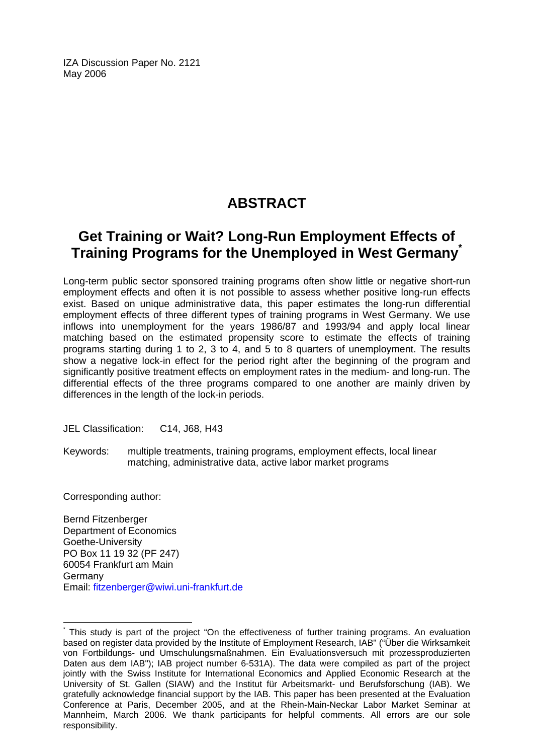IZA Discussion Paper No. 2121
May 2006

# ABSTRACT

## Get Training or Wait? Long-Run Employment Effects of Training Programs for the Unemployed in West Germany*

Long-term public sector sponsored training programs often show little or negative short-run employment effects and often it is not possible to assess whether positive long-run effects exist. Based on unique administrative data, this paper estimates the long-run differential employment effects of three different types of training programs in West Germany. We use inflows into unemployment for the years 1986/87 and 1993/94 and apply local linear matching based on the estimated propensity score to estimate the effects of training programs starting during 1 to 2, 3 to 4, and 5 to 8 quarters of unemployment. The results show a negative lock-in effect for the period right after the beginning of the program and significantly positive treatment effects on employment rates in the medium- and long-run. The differential effects of the three programs compared to one another are mainly driven by differences in the length of the lock-in periods.

JEL Classification: C14, J68, H43

Keywords: multiple treatments, training programs, employment effects, local linear matching, administrative data, active labor market programs

Corresponding author:

Bernd Fitzenberger
Department of Economics
Goethe-University
PO Box 11 19 32 (PF 247)
60054 Frankfurt am Main
Germany
Email: fitzenberger@wiwi.uni-frankfurt.de

---

* This study is part of the project "On the effectiveness of further training programs. An evaluation based on register data provided by the Institute of Employment Research, IAB" ("Über die Wirksamkeit von Fortbildungs- und Umschulungsmaßnahmen. Ein Evaluationsversuch mit prozessproduzierten Daten aus dem IAB"); IAB project number 6-531A). The data were compiled as part of the project jointly with the Swiss Institute for International Economics and Applied Economic Research at the University of St. Gallen (SIAW) and the Institut für Arbeitsmarkt- und Berufsforschung (IAB). We gratefully acknowledge financial support by the IAB. This paper has been presented at the Evaluation Conference at Paris, December 2005, and at the Rhein-Main-Neckar Labor Market Seminar at Mannheim, March 2006. We thank participants for helpful comments. All errors are our sole responsibility.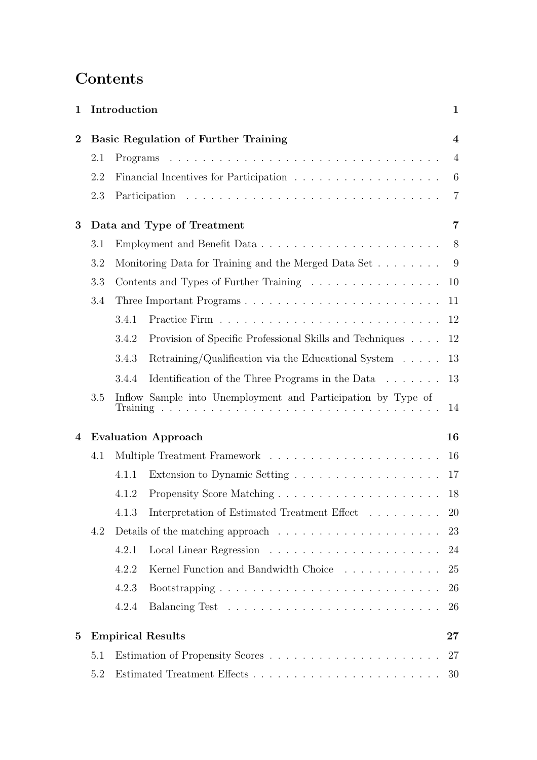# Contents

**1 Introduction** **1**

**2 Basic Regulation of Further Training** **4**

- 2.1 Programs . . . . . . . . . . . . . . . . . . . . . . . . . . . . . . . . . . 4
- 2.2 Financial Incentives for Participation . . . . . . . . . . . . . . . . . . 6
- 2.3 Participation . . . . . . . . . . . . . . . . . . . . . . . . . . . . . . . . 7

**3 Data and Type of Treatment** **7**

- 3.1 Employment and Benefit Data . . . . . . . . . . . . . . . . . . . . . . 8
- 3.2 Monitoring Data for Training and the Merged Data Set . . . . . . . . 9
- 3.3 Contents and Types of Further Training . . . . . . . . . . . . . . . . 10
- 3.4 Three Important Programs . . . . . . . . . . . . . . . . . . . . . . . . 11
  - 3.4.1 Practice Firm . . . . . . . . . . . . . . . . . . . . . . . . . . . 12
  - 3.4.2 Provision of Specific Professional Skills and Techniques . . . . 12
  - 3.4.3 Retraining/Qualification via the Educational System . . . . . 13
  - 3.4.4 Identification of the Three Programs in the Data . . . . . . . 13
- 3.5 Inflow Sample into Unemployment and Participation by Type of Training . . . . . . . . . . . . . . . . . . . . . . . . . . . . . . . . . . 14

**4 Evaluation Approach** **16**

- 4.1 Multiple Treatment Framework . . . . . . . . . . . . . . . . . . . . . 16
  - 4.1.1 Extension to Dynamic Setting . . . . . . . . . . . . . . . . . . 17
  - 4.1.2 Propensity Score Matching . . . . . . . . . . . . . . . . . . . . 18
  - 4.1.3 Interpretation of Estimated Treatment Effect . . . . . . . . . 20
- 4.2 Details of the matching approach . . . . . . . . . . . . . . . . . . . . 23
  - 4.2.1 Local Linear Regression . . . . . . . . . . . . . . . . . . . . . 24
  - 4.2.2 Kernel Function and Bandwidth Choice . . . . . . . . . . . . 25
  - 4.2.3 Bootstrapping . . . . . . . . . . . . . . . . . . . . . . . . . . . 26
  - 4.2.4 Balancing Test . . . . . . . . . . . . . . . . . . . . . . . . . . 26

**5 Empirical Results** **27**

- 5.1 Estimation of Propensity Scores . . . . . . . . . . . . . . . . . . . . . 27
- 5.2 Estimated Treatment Effects . . . . . . . . . . . . . . . . . . . . . . . 30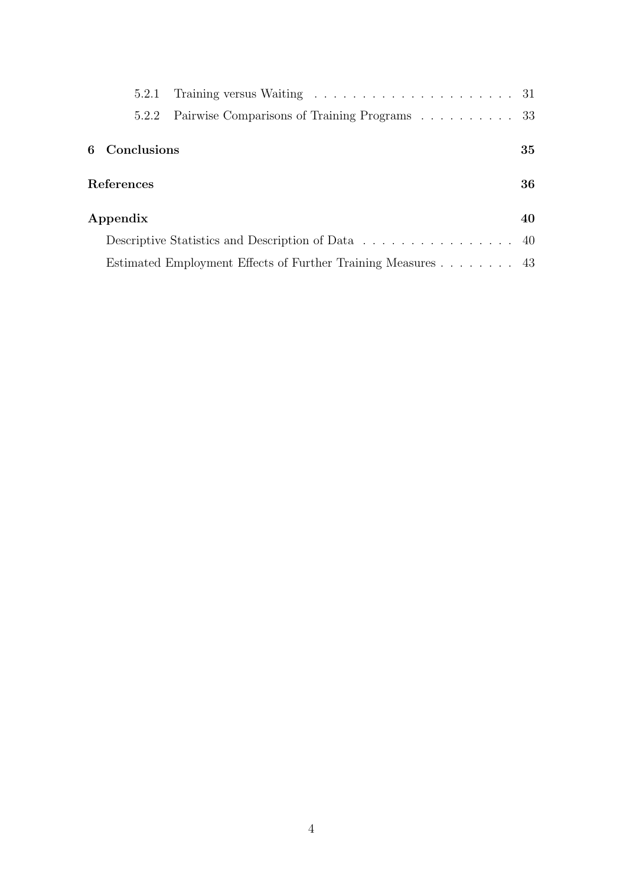5.2.1 Training versus Waiting . . . . . . . . . . . . . . . . . . . . . 31

5.2.2 Pairwise Comparisons of Training Programs . . . . . . . . . . 33

**6 Conclusions** **35**

**References** **36**

**Appendix** **40**

Descriptive Statistics and Description of Data . . . . . . . . . . . . . . . . 40

Estimated Employment Effects of Further Training Measures . . . . . . . . 43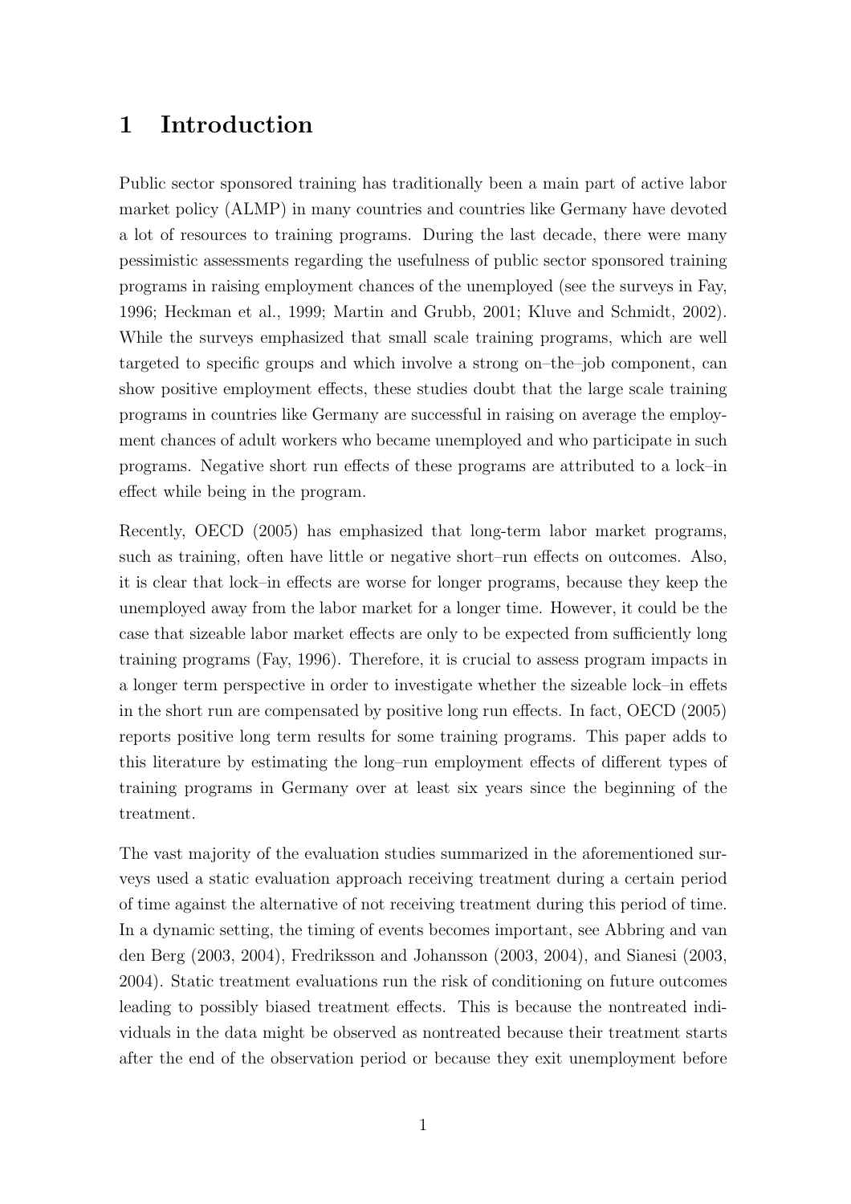# 1 Introduction

Public sector sponsored training has traditionally been a main part of active labor market policy (ALMP) in many countries and countries like Germany have devoted a lot of resources to training programs. During the last decade, there were many pessimistic assessments regarding the usefulness of public sector sponsored training programs in raising employment chances of the unemployed (see the surveys in Fay, 1996; Heckman et al., 1999; Martin and Grubb, 2001; Kluve and Schmidt, 2002). While the surveys emphasized that small scale training programs, which are well targeted to specific groups and which involve a strong on–the–job component, can show positive employment effects, these studies doubt that the large scale training programs in countries like Germany are successful in raising on average the employment chances of adult workers who became unemployed and who participate in such programs. Negative short run effects of these programs are attributed to a lock–in effect while being in the program.

Recently, OECD (2005) has emphasized that long-term labor market programs, such as training, often have little or negative short–run effects on outcomes. Also, it is clear that lock–in effects are worse for longer programs, because they keep the unemployed away from the labor market for a longer time. However, it could be the case that sizeable labor market effects are only to be expected from sufficiently long training programs (Fay, 1996). Therefore, it is crucial to assess program impacts in a longer term perspective in order to investigate whether the sizeable lock–in effets in the short run are compensated by positive long run effects. In fact, OECD (2005) reports positive long term results for some training programs. This paper adds to this literature by estimating the long–run employment effects of different types of training programs in Germany over at least six years since the beginning of the treatment.

The vast majority of the evaluation studies summarized in the aforementioned surveys used a static evaluation approach receiving treatment during a certain period of time against the alternative of not receiving treatment during this period of time. In a dynamic setting, the timing of events becomes important, see Abbring and van den Berg (2003, 2004), Fredriksson and Johansson (2003, 2004), and Sianesi (2003, 2004). Static treatment evaluations run the risk of conditioning on future outcomes leading to possibly biased treatment effects. This is because the nontreated individuals in the data might be observed as nontreated because their treatment starts after the end of the observation period or because they exit unemployment before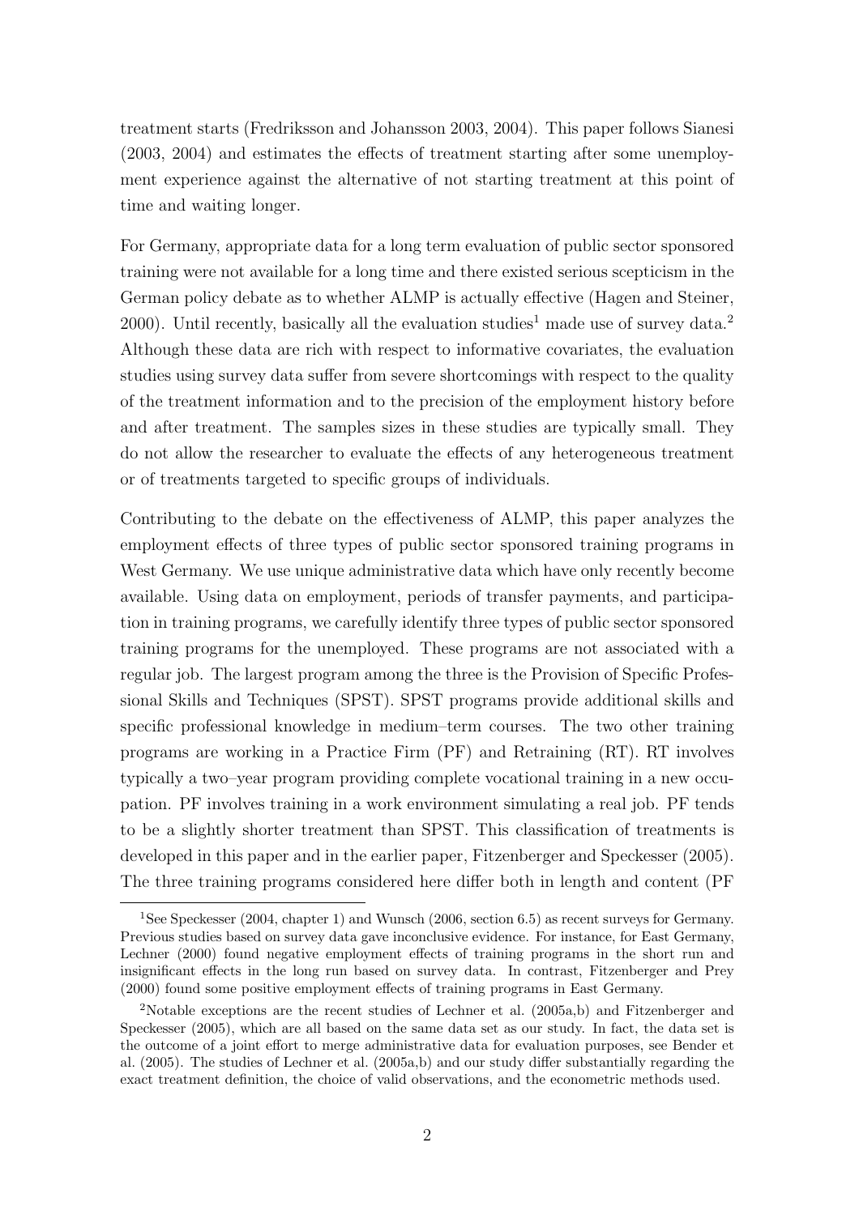treatment starts (Fredriksson and Johansson 2003, 2004). This paper follows Sianesi (2003, 2004) and estimates the effects of treatment starting after some unemployment experience against the alternative of not starting treatment at this point of time and waiting longer.

For Germany, appropriate data for a long term evaluation of public sector sponsored training were not available for a long time and there existed serious scepticism in the German policy debate as to whether ALMP is actually effective (Hagen and Steiner, 2000). Until recently, basically all the evaluation studies[1] made use of survey data.[2] Although these data are rich with respect to informative covariates, the evaluation studies using survey data suffer from severe shortcomings with respect to the quality of the treatment information and to the precision of the employment history before and after treatment. The samples sizes in these studies are typically small. They do not allow the researcher to evaluate the effects of any heterogeneous treatment or of treatments targeted to specific groups of individuals.

Contributing to the debate on the effectiveness of ALMP, this paper analyzes the employment effects of three types of public sector sponsored training programs in West Germany. We use unique administrative data which have only recently become available. Using data on employment, periods of transfer payments, and participation in training programs, we carefully identify three types of public sector sponsored training programs for the unemployed. These programs are not associated with a regular job. The largest program among the three is the Provision of Specific Professional Skills and Techniques (SPST). SPST programs provide additional skills and specific professional knowledge in medium–term courses. The two other training programs are working in a Practice Firm (PF) and Retraining (RT). RT involves typically a two–year program providing complete vocational training in a new occupation. PF involves training in a work environment simulating a real job. PF tends to be a slightly shorter treatment than SPST. This classification of treatments is developed in this paper and in the earlier paper, Fitzenberger and Speckesser (2005). The three training programs considered here differ both in length and content (PF

[1] See Speckesser (2004, chapter 1) and Wunsch (2006, section 6.5) as recent surveys for Germany. Previous studies based on survey data gave inconclusive evidence. For instance, for East Germany, Lechner (2000) found negative employment effects of training programs in the short run and insignificant effects in the long run based on survey data. In contrast, Fitzenberger and Prey (2000) found some positive employment effects of training programs in East Germany.

[2] Notable exceptions are the recent studies of Lechner et al. (2005a,b) and Fitzenberger and Speckesser (2005), which are all based on the same data set as our study. In fact, the data set is the outcome of a joint effort to merge administrative data for evaluation purposes, see Bender et al. (2005). The studies of Lechner et al. (2005a,b) and our study differ substantially regarding the exact treatment definition, the choice of valid observations, and the econometric methods used.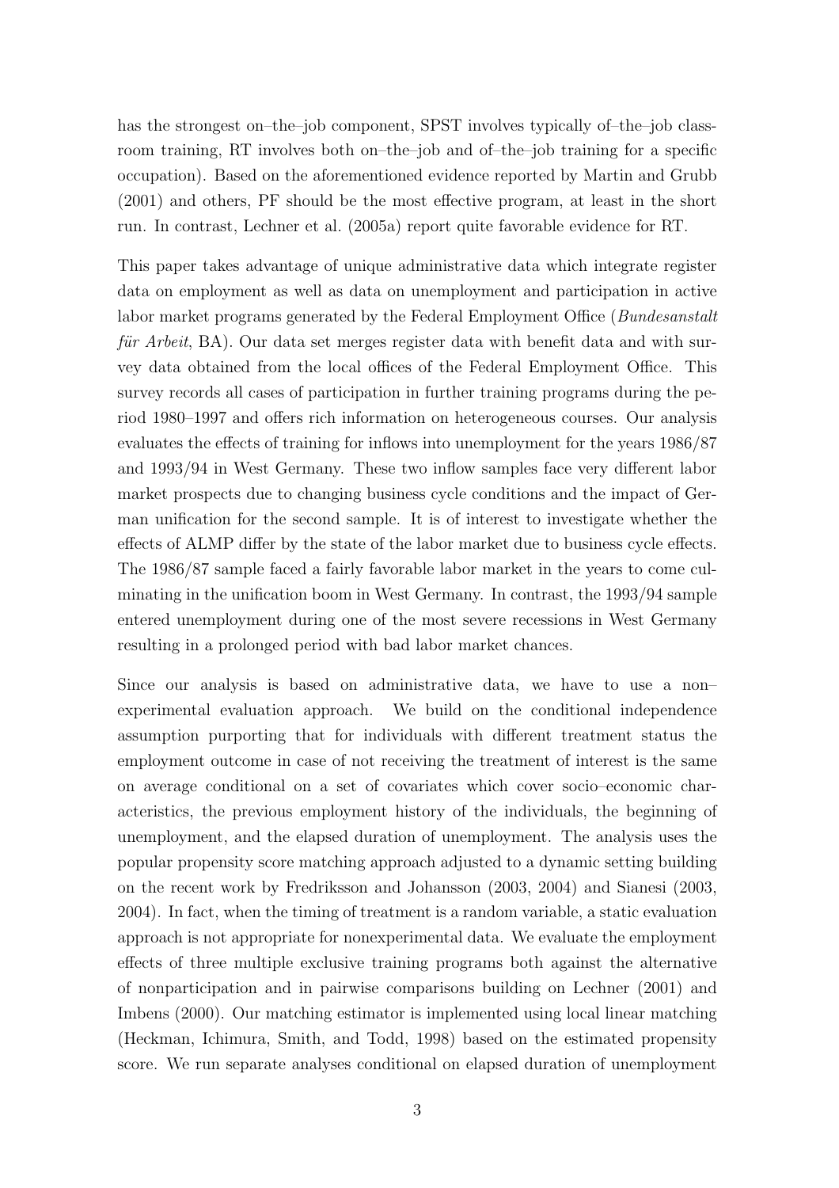has the strongest on–the–job component, SPST involves typically of–the–job classroom training, RT involves both on–the–job and of–the–job training for a specific occupation). Based on the aforementioned evidence reported by Martin and Grubb (2001) and others, PF should be the most effective program, at least in the short run. In contrast, Lechner et al. (2005a) report quite favorable evidence for RT.

This paper takes advantage of unique administrative data which integrate register data on employment as well as data on unemployment and participation in active labor market programs generated by the Federal Employment Office (*Bundesanstalt für Arbeit*, BA). Our data set merges register data with benefit data and with survey data obtained from the local offices of the Federal Employment Office. This survey records all cases of participation in further training programs during the period 1980–1997 and offers rich information on heterogeneous courses. Our analysis evaluates the effects of training for inflows into unemployment for the years 1986/87 and 1993/94 in West Germany. These two inflow samples face very different labor market prospects due to changing business cycle conditions and the impact of German unification for the second sample. It is of interest to investigate whether the effects of ALMP differ by the state of the labor market due to business cycle effects. The 1986/87 sample faced a fairly favorable labor market in the years to come culminating in the unification boom in West Germany. In contrast, the 1993/94 sample entered unemployment during one of the most severe recessions in West Germany resulting in a prolonged period with bad labor market chances.

Since our analysis is based on administrative data, we have to use a non–experimental evaluation approach. We build on the conditional independence assumption purporting that for individuals with different treatment status the employment outcome in case of not receiving the treatment of interest is the same on average conditional on a set of covariates which cover socio–economic characteristics, the previous employment history of the individuals, the beginning of unemployment, and the elapsed duration of unemployment. The analysis uses the popular propensity score matching approach adjusted to a dynamic setting building on the recent work by Fredriksson and Johansson (2003, 2004) and Sianesi (2003, 2004). In fact, when the timing of treatment is a random variable, a static evaluation approach is not appropriate for nonexperimental data. We evaluate the employment effects of three multiple exclusive training programs both against the alternative of nonparticipation and in pairwise comparisons building on Lechner (2001) and Imbens (2000). Our matching estimator is implemented using local linear matching (Heckman, Ichimura, Smith, and Todd, 1998) based on the estimated propensity score. We run separate analyses conditional on elapsed duration of unemployment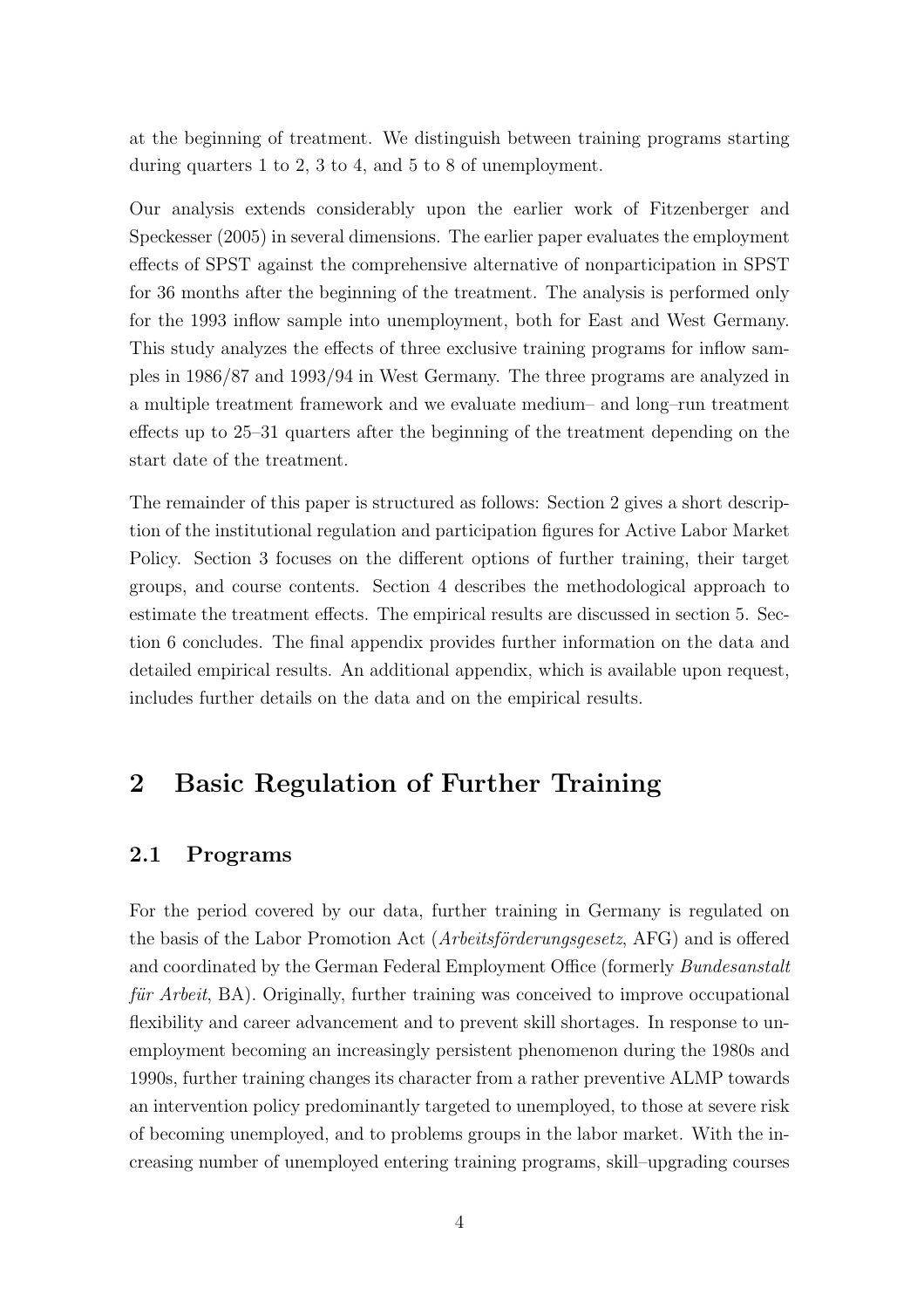at the beginning of treatment. We distinguish between training programs starting during quarters 1 to 2, 3 to 4, and 5 to 8 of unemployment.

Our analysis extends considerably upon the earlier work of Fitzenberger and Speckesser (2005) in several dimensions. The earlier paper evaluates the employment effects of SPST against the comprehensive alternative of nonparticipation in SPST for 36 months after the beginning of the treatment. The analysis is performed only for the 1993 inflow sample into unemployment, both for East and West Germany. This study analyzes the effects of three exclusive training programs for inflow samples in 1986/87 and 1993/94 in West Germany. The three programs are analyzed in a multiple treatment framework and we evaluate medium– and long–run treatment effects up to 25–31 quarters after the beginning of the treatment depending on the start date of the treatment.

The remainder of this paper is structured as follows: Section 2 gives a short description of the institutional regulation and participation figures for Active Labor Market Policy. Section 3 focuses on the different options of further training, their target groups, and course contents. Section 4 describes the methodological approach to estimate the treatment effects. The empirical results are discussed in section 5. Section 6 concludes. The final appendix provides further information on the data and detailed empirical results. An additional appendix, which is available upon request, includes further details on the data and on the empirical results.

# 2 Basic Regulation of Further Training

## 2.1 Programs

For the period covered by our data, further training in Germany is regulated on the basis of the Labor Promotion Act (*Arbeitsförderungsgesetz*, AFG) and is offered and coordinated by the German Federal Employment Office (formerly *Bundesanstalt für Arbeit*, BA). Originally, further training was conceived to improve occupational flexibility and career advancement and to prevent skill shortages. In response to unemployment becoming an increasingly persistent phenomenon during the 1980s and 1990s, further training changes its character from a rather preventive ALMP towards an intervention policy predominantly targeted to unemployed, to those at severe risk of becoming unemployed, and to problems groups in the labor market. With the increasing number of unemployed entering training programs, skill–upgrading courses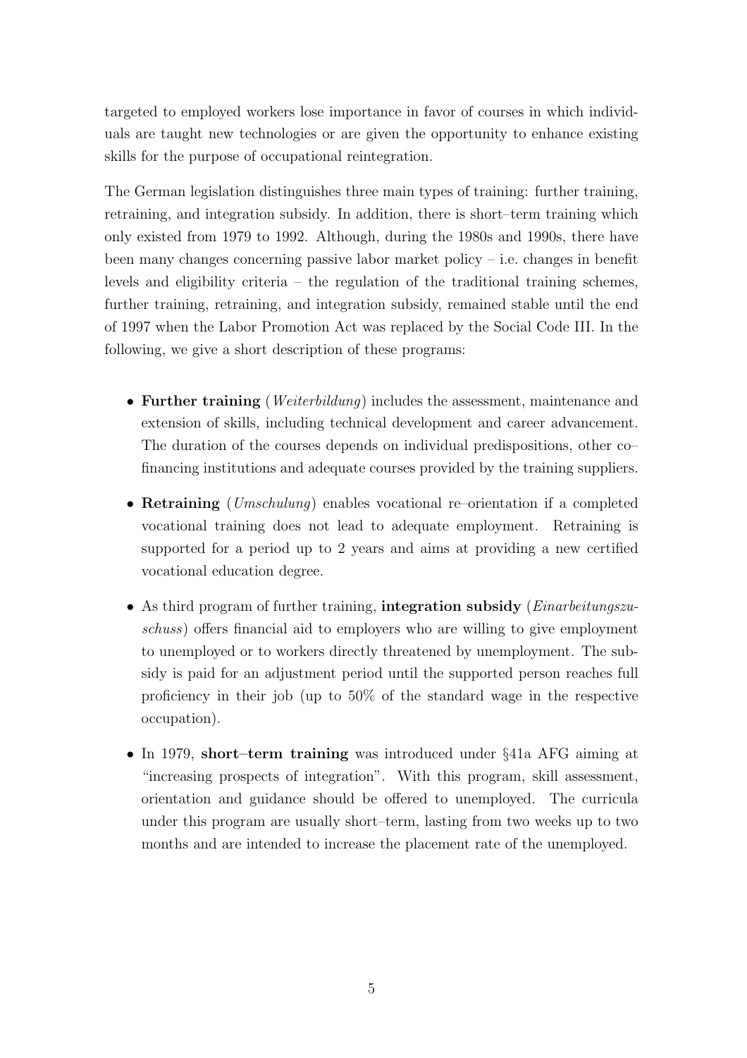targeted to employed workers lose importance in favor of courses in which individuals are taught new technologies or are given the opportunity to enhance existing skills for the purpose of occupational reintegration.

The German legislation distinguishes three main types of training: further training, retraining, and integration subsidy. In addition, there is short–term training which only existed from 1979 to 1992. Although, during the 1980s and 1990s, there have been many changes concerning passive labor market policy – i.e. changes in benefit levels and eligibility criteria – the regulation of the traditional training schemes, further training, retraining, and integration subsidy, remained stable until the end of 1997 when the Labor Promotion Act was replaced by the Social Code III. In the following, we give a short description of these programs:

- **Further training** (*Weiterbildung*) includes the assessment, maintenance and extension of skills, including technical development and career advancement. The duration of the courses depends on individual predispositions, other co–financing institutions and adequate courses provided by the training suppliers.
- **Retraining** (*Umschulung*) enables vocational re–orientation if a completed vocational training does not lead to adequate employment. Retraining is supported for a period up to 2 years and aims at providing a new certified vocational education degree.
- As third program of further training, **integration subsidy** (*Einarbeitungszuschuss*) offers financial aid to employers who are willing to give employment to unemployed or to workers directly threatened by unemployment. The subsidy is paid for an adjustment period until the supported person reaches full proficiency in their job (up to 50% of the standard wage in the respective occupation).
- In 1979, **short–term training** was introduced under §41a AFG aiming at "increasing prospects of integration". With this program, skill assessment, orientation and guidance should be offered to unemployed. The curricula under this program are usually short–term, lasting from two weeks up to two months and are intended to increase the placement rate of the unemployed.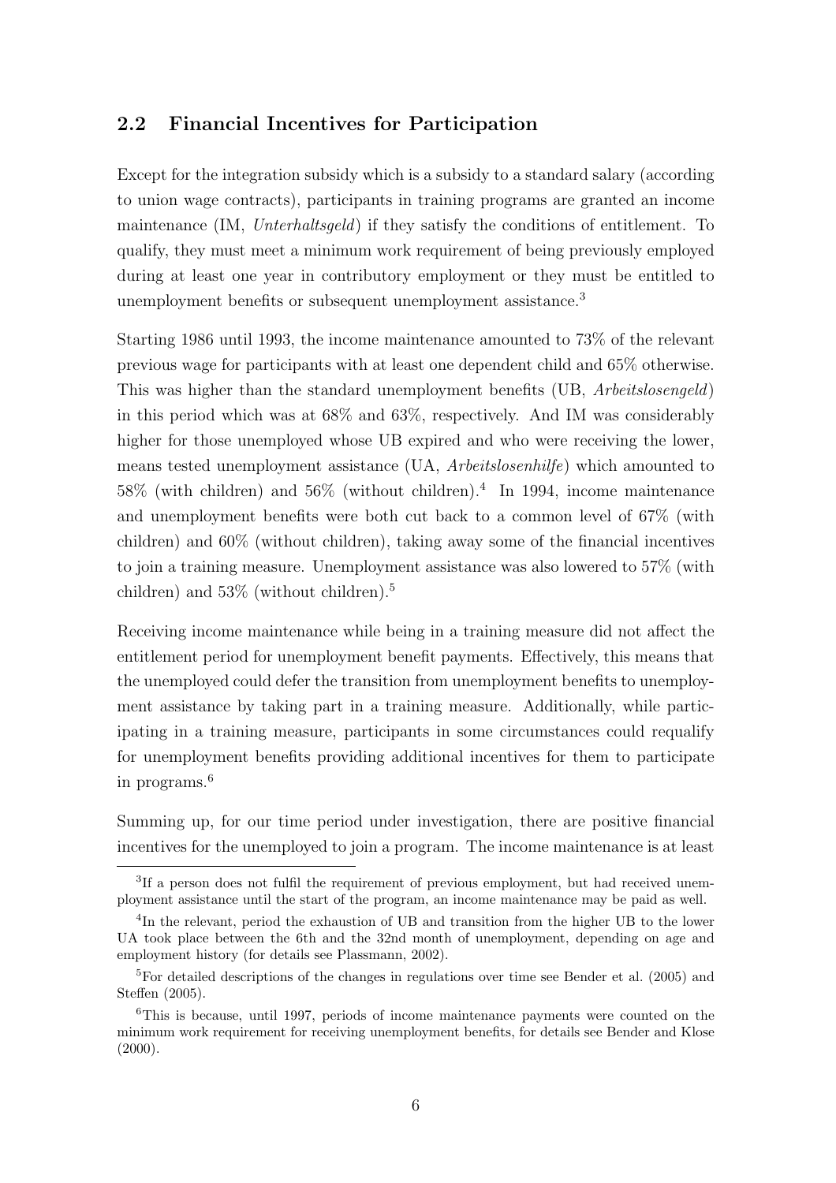## 2.2 Financial Incentives for Participation

Except for the integration subsidy which is a subsidy to a standard salary (according to union wage contracts), participants in training programs are granted an income maintenance (IM, *Unterhaltsgeld*) if they satisfy the conditions of entitlement. To qualify, they must meet a minimum work requirement of being previously employed during at least one year in contributory employment or they must be entitled to unemployment benefits or subsequent unemployment assistance.[3]

Starting 1986 until 1993, the income maintenance amounted to 73% of the relevant previous wage for participants with at least one dependent child and 65% otherwise. This was higher than the standard unemployment benefits (UB, *Arbeitslosengeld*) in this period which was at 68% and 63%, respectively. And IM was considerably higher for those unemployed whose UB expired and who were receiving the lower, means tested unemployment assistance (UA, *Arbeitslosenhilfe*) which amounted to 58% (with children) and 56% (without children).[4] In 1994, income maintenance and unemployment benefits were both cut back to a common level of 67% (with children) and 60% (without children), taking away some of the financial incentives to join a training measure. Unemployment assistance was also lowered to 57% (with children) and 53% (without children).[5]

Receiving income maintenance while being in a training measure did not affect the entitlement period for unemployment benefit payments. Effectively, this means that the unemployed could defer the transition from unemployment benefits to unemployment assistance by taking part in a training measure. Additionally, while participating in a training measure, participants in some circumstances could requalify for unemployment benefits providing additional incentives for them to participate in programs.[6]

Summing up, for our time period under investigation, there are positive financial incentives for the unemployed to join a program. The income maintenance is at least

---

[3] If a person does not fulfil the requirement of previous employment, but had received unemployment assistance until the start of the program, an income maintenance may be paid as well.

[4] In the relevant, period the exhaustion of UB and transition from the higher UB to the lower UA took place between the 6th and the 32nd month of unemployment, depending on age and employment history (for details see Plassmann, 2002).

[5] For detailed descriptions of the changes in regulations over time see Bender et al. (2005) and Steffen (2005).

[6] This is because, until 1997, periods of income maintenance payments were counted on the minimum work requirement for receiving unemployment benefits, for details see Bender and Klose (2000).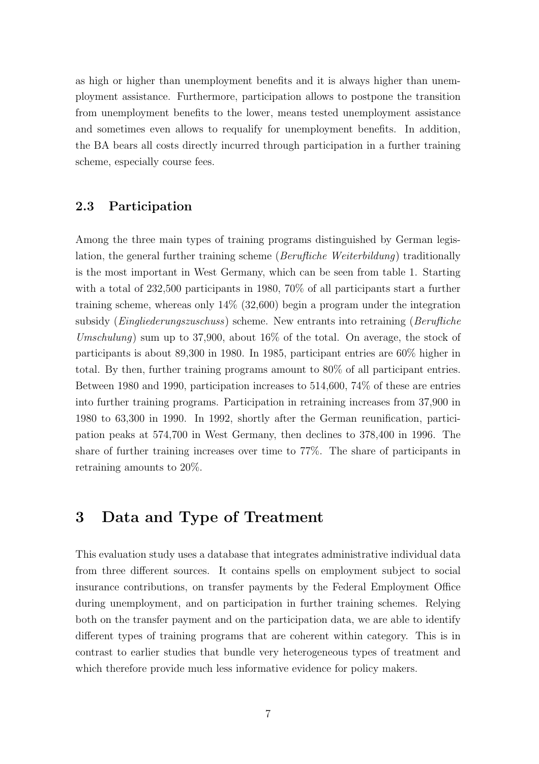as high or higher than unemployment benefits and it is always higher than unemployment assistance. Furthermore, participation allows to postpone the transition from unemployment benefits to the lower, means tested unemployment assistance and sometimes even allows to requalify for unemployment benefits. In addition, the BA bears all costs directly incurred through participation in a further training scheme, especially course fees.

### 2.3 Participation

Among the three main types of training programs distinguished by German legislation, the general further training scheme (*Berufliche Weiterbildung*) traditionally is the most important in West Germany, which can be seen from table 1. Starting with a total of 232,500 participants in 1980, 70% of all participants start a further training scheme, whereas only 14% (32,600) begin a program under the integration subsidy (*Eingliederungszuschuss*) scheme. New entrants into retraining (*Berufliche Umschulung*) sum up to 37,900, about 16% of the total. On average, the stock of participants is about 89,300 in 1980. In 1985, participant entries are 60% higher in total. By then, further training programs amount to 80% of all participant entries. Between 1980 and 1990, participation increases to 514,600, 74% of these are entries into further training programs. Participation in retraining increases from 37,900 in 1980 to 63,300 in 1990. In 1992, shortly after the German reunification, participation peaks at 574,700 in West Germany, then declines to 378,400 in 1996. The share of further training increases over time to 77%. The share of participants in retraining amounts to 20%.

## 3 Data and Type of Treatment

This evaluation study uses a database that integrates administrative individual data from three different sources. It contains spells on employment subject to social insurance contributions, on transfer payments by the Federal Employment Office during unemployment, and on participation in further training schemes. Relying both on the transfer payment and on the participation data, we are able to identify different types of training programs that are coherent within category. This is in contrast to earlier studies that bundle very heterogeneous types of treatment and which therefore provide much less informative evidence for policy makers.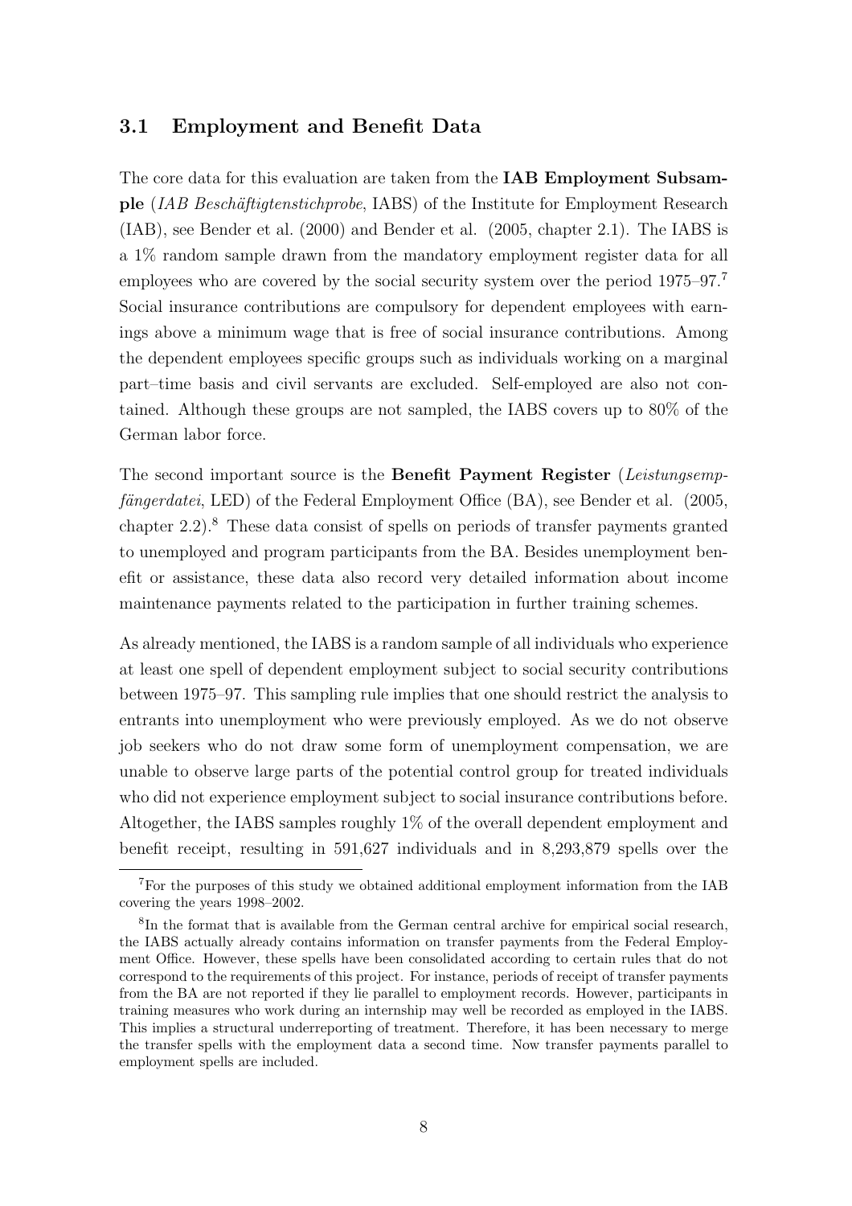### 3.1 Employment and Benefit Data

The core data for this evaluation are taken from the **IAB Employment Subsample** (*IAB Beschäftigtenstichprobe*, IABS) of the Institute for Employment Research (IAB), see Bender et al. (2000) and Bender et al. (2005, chapter 2.1). The IABS is a 1% random sample drawn from the mandatory employment register data for all employees who are covered by the social security system over the period 1975–97.[7] Social insurance contributions are compulsory for dependent employees with earnings above a minimum wage that is free of social insurance contributions. Among the dependent employees specific groups such as individuals working on a marginal part–time basis and civil servants are excluded. Self-employed are also not contained. Although these groups are not sampled, the IABS covers up to 80% of the German labor force.

The second important source is the **Benefit Payment Register** (*Leistungsempfängerdatei*, LED) of the Federal Employment Office (BA), see Bender et al. (2005, chapter 2.2).[8] These data consist of spells on periods of transfer payments granted to unemployed and program participants from the BA. Besides unemployment benefit or assistance, these data also record very detailed information about income maintenance payments related to the participation in further training schemes.

As already mentioned, the IABS is a random sample of all individuals who experience at least one spell of dependent employment subject to social security contributions between 1975–97. This sampling rule implies that one should restrict the analysis to entrants into unemployment who were previously employed. As we do not observe job seekers who do not draw some form of unemployment compensation, we are unable to observe large parts of the potential control group for treated individuals who did not experience employment subject to social insurance contributions before. Altogether, the IABS samples roughly 1% of the overall dependent employment and benefit receipt, resulting in 591,627 individuals and in 8,293,879 spells over the

[7] For the purposes of this study we obtained additional employment information from the IAB covering the years 1998–2002.

[8] In the format that is available from the German central archive for empirical social research, the IABS actually already contains information on transfer payments from the Federal Employment Office. However, these spells have been consolidated according to certain rules that do not correspond to the requirements of this project. For instance, periods of receipt of transfer payments from the BA are not reported if they lie parallel to employment records. However, participants in training measures who work during an internship may well be recorded as employed in the IABS. This implies a structural underreporting of treatment. Therefore, it has been necessary to merge the transfer spells with the employment data a second time. Now transfer payments parallel to employment spells are included.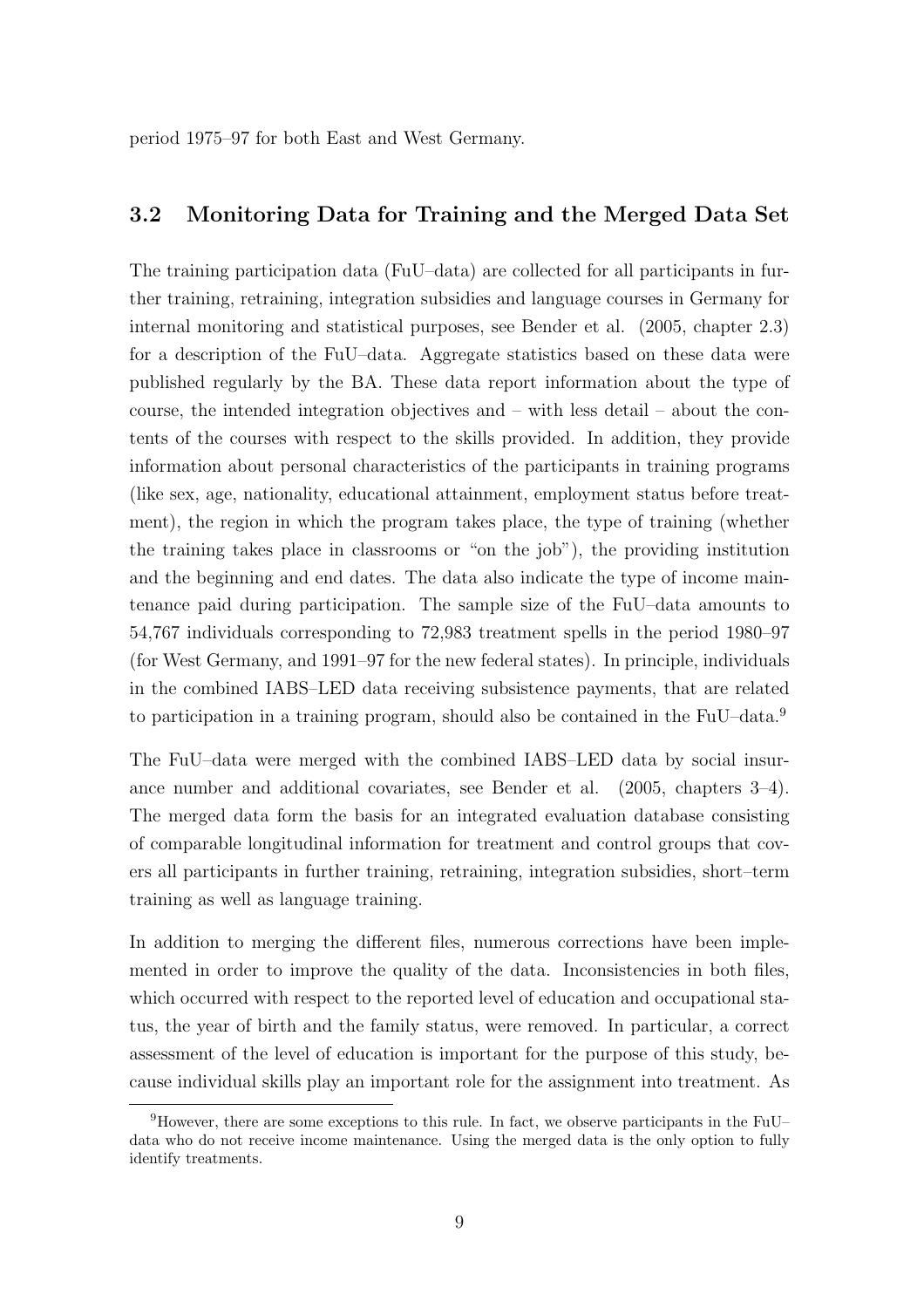period 1975–97 for both East and West Germany.

### 3.2 Monitoring Data for Training and the Merged Data Set

The training participation data (FuU–data) are collected for all participants in further training, retraining, integration subsidies and language courses in Germany for internal monitoring and statistical purposes, see Bender et al. (2005, chapter 2.3) for a description of the FuU–data. Aggregate statistics based on these data were published regularly by the BA. These data report information about the type of course, the intended integration objectives and – with less detail – about the contents of the courses with respect to the skills provided. In addition, they provide information about personal characteristics of the participants in training programs (like sex, age, nationality, educational attainment, employment status before treatment), the region in which the program takes place, the type of training (whether the training takes place in classrooms or "on the job"), the providing institution and the beginning and end dates. The data also indicate the type of income maintenance paid during participation. The sample size of the FuU–data amounts to 54,767 individuals corresponding to 72,983 treatment spells in the period 1980–97 (for West Germany, and 1991–97 for the new federal states). In principle, individuals in the combined IABS–LED data receiving subsistence payments, that are related to participation in a training program, should also be contained in the FuU–data.[9]

The FuU–data were merged with the combined IABS–LED data by social insurance number and additional covariates, see Bender et al. (2005, chapters 3–4). The merged data form the basis for an integrated evaluation database consisting of comparable longitudinal information for treatment and control groups that covers all participants in further training, retraining, integration subsidies, short–term training as well as language training.

In addition to merging the different files, numerous corrections have been implemented in order to improve the quality of the data. Inconsistencies in both files, which occurred with respect to the reported level of education and occupational status, the year of birth and the family status, were removed. In particular, a correct assessment of the level of education is important for the purpose of this study, because individual skills play an important role for the assignment into treatment. As

[9]However, there are some exceptions to this rule. In fact, we observe participants in the FuU–data who do not receive income maintenance. Using the merged data is the only option to fully identify treatments.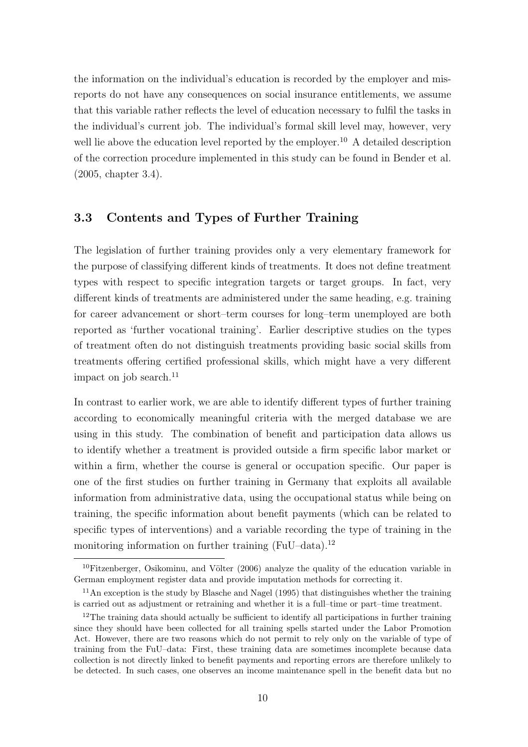the information on the individual's education is recorded by the employer and misreports do not have any consequences on social insurance entitlements, we assume that this variable rather reflects the level of education necessary to fulfil the tasks in the individual's current job. The individual's formal skill level may, however, very well lie above the education level reported by the employer.[10] A detailed description of the correction procedure implemented in this study can be found in Bender et al. (2005, chapter 3.4).

### 3.3 Contents and Types of Further Training

The legislation of further training provides only a very elementary framework for the purpose of classifying different kinds of treatments. It does not define treatment types with respect to specific integration targets or target groups. In fact, very different kinds of treatments are administered under the same heading, e.g. training for career advancement or short–term courses for long–term unemployed are both reported as 'further vocational training'. Earlier descriptive studies on the types of treatment often do not distinguish treatments providing basic social skills from treatments offering certified professional skills, which might have a very different impact on job search.[11]

In contrast to earlier work, we are able to identify different types of further training according to economically meaningful criteria with the merged database we are using in this study. The combination of benefit and participation data allows us to identify whether a treatment is provided outside a firm specific labor market or within a firm, whether the course is general or occupation specific. Our paper is one of the first studies on further training in Germany that exploits all available information from administrative data, using the occupational status while being on training, the specific information about benefit payments (which can be related to specific types of interventions) and a variable recording the type of training in the monitoring information on further training (FuU–data).[12]

[10] Fitzenberger, Osikominu, and Völter (2006) analyze the quality of the education variable in German employment register data and provide imputation methods for correcting it.

[11] An exception is the study by Blasche and Nagel (1995) that distinguishes whether the training is carried out as adjustment or retraining and whether it is a full–time or part–time treatment.

[12] The training data should actually be sufficient to identify all participations in further training since they should have been collected for all training spells started under the Labor Promotion Act. However, there are two reasons which do not permit to rely only on the variable of type of training from the FuU–data: First, these training data are sometimes incomplete because data collection is not directly linked to benefit payments and reporting errors are therefore unlikely to be detected. In such cases, one observes an income maintenance spell in the benefit data but no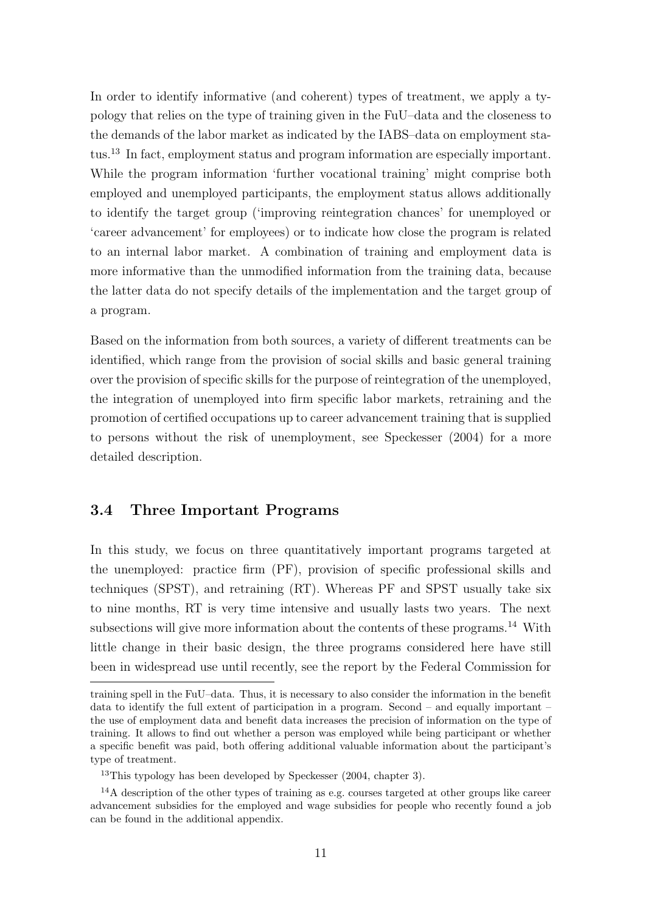In order to identify informative (and coherent) types of treatment, we apply a typology that relies on the type of training given in the FuU–data and the closeness to the demands of the labor market as indicated by the IABS–data on employment status.[13] In fact, employment status and program information are especially important. While the program information 'further vocational training' might comprise both employed and unemployed participants, the employment status allows additionally to identify the target group ('improving reintegration chances' for unemployed or 'career advancement' for employees) or to indicate how close the program is related to an internal labor market. A combination of training and employment data is more informative than the unmodified information from the training data, because the latter data do not specify details of the implementation and the target group of a program.

Based on the information from both sources, a variety of different treatments can be identified, which range from the provision of social skills and basic general training over the provision of specific skills for the purpose of reintegration of the unemployed, the integration of unemployed into firm specific labor markets, retraining and the promotion of certified occupations up to career advancement training that is supplied to persons without the risk of unemployment, see Speckesser (2004) for a more detailed description.

### 3.4 Three Important Programs

In this study, we focus on three quantitatively important programs targeted at the unemployed: practice firm (PF), provision of specific professional skills and techniques (SPST), and retraining (RT). Whereas PF and SPST usually take six to nine months, RT is very time intensive and usually lasts two years. The next subsections will give more information about the contents of these programs.[14] With little change in their basic design, the three programs considered here have still been in widespread use until recently, see the report by the Federal Commission for

---

training spell in the FuU–data. Thus, it is necessary to also consider the information in the benefit data to identify the full extent of participation in a program. Second – and equally important – the use of employment data and benefit data increases the precision of information on the type of training. It allows to find out whether a person was employed while being participant or whether a specific benefit was paid, both offering additional valuable information about the participant's type of treatment.

[13] This typology has been developed by Speckesser (2004, chapter 3).

[14] A description of the other types of training as e.g. courses targeted at other groups like career advancement subsidies for the employed and wage subsidies for people who recently found a job can be found in the additional appendix.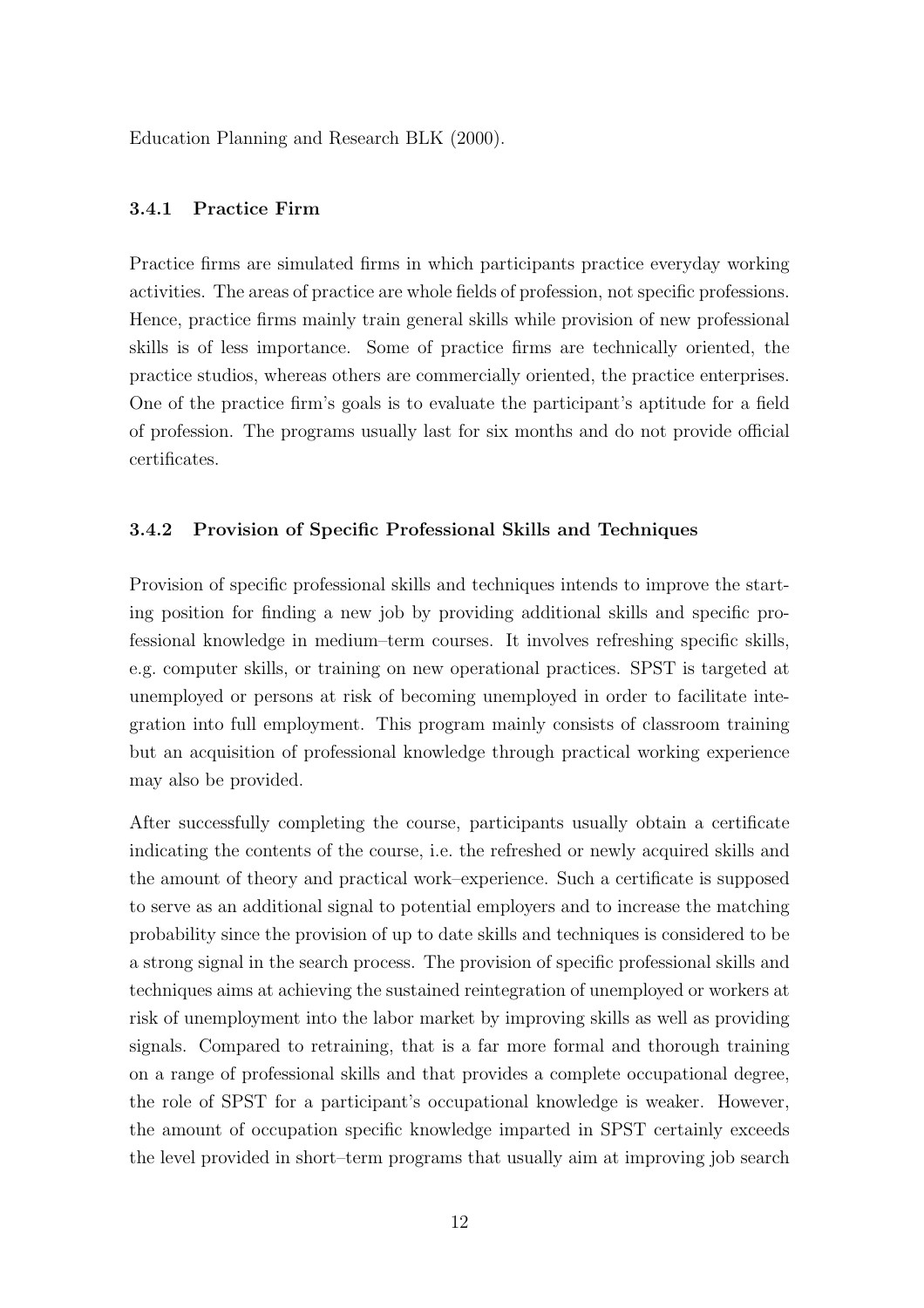Education Planning and Research BLK (2000).

### 3.4.1 Practice Firm

Practice firms are simulated firms in which participants practice everyday working activities. The areas of practice are whole fields of profession, not specific professions. Hence, practice firms mainly train general skills while provision of new professional skills is of less importance. Some of practice firms are technically oriented, the practice studios, whereas others are commercially oriented, the practice enterprises. One of the practice firm's goals is to evaluate the participant's aptitude for a field of profession. The programs usually last for six months and do not provide official certificates.

### 3.4.2 Provision of Specific Professional Skills and Techniques

Provision of specific professional skills and techniques intends to improve the starting position for finding a new job by providing additional skills and specific professional knowledge in medium–term courses. It involves refreshing specific skills, e.g. computer skills, or training on new operational practices. SPST is targeted at unemployed or persons at risk of becoming unemployed in order to facilitate integration into full employment. This program mainly consists of classroom training but an acquisition of professional knowledge through practical working experience may also be provided.

After successfully completing the course, participants usually obtain a certificate indicating the contents of the course, i.e. the refreshed or newly acquired skills and the amount of theory and practical work–experience. Such a certificate is supposed to serve as an additional signal to potential employers and to increase the matching probability since the provision of up to date skills and techniques is considered to be a strong signal in the search process. The provision of specific professional skills and techniques aims at achieving the sustained reintegration of unemployed or workers at risk of unemployment into the labor market by improving skills as well as providing signals. Compared to retraining, that is a far more formal and thorough training on a range of professional skills and that provides a complete occupational degree, the role of SPST for a participant's occupational knowledge is weaker. However, the amount of occupation specific knowledge imparted in SPST certainly exceeds the level provided in short–term programs that usually aim at improving job search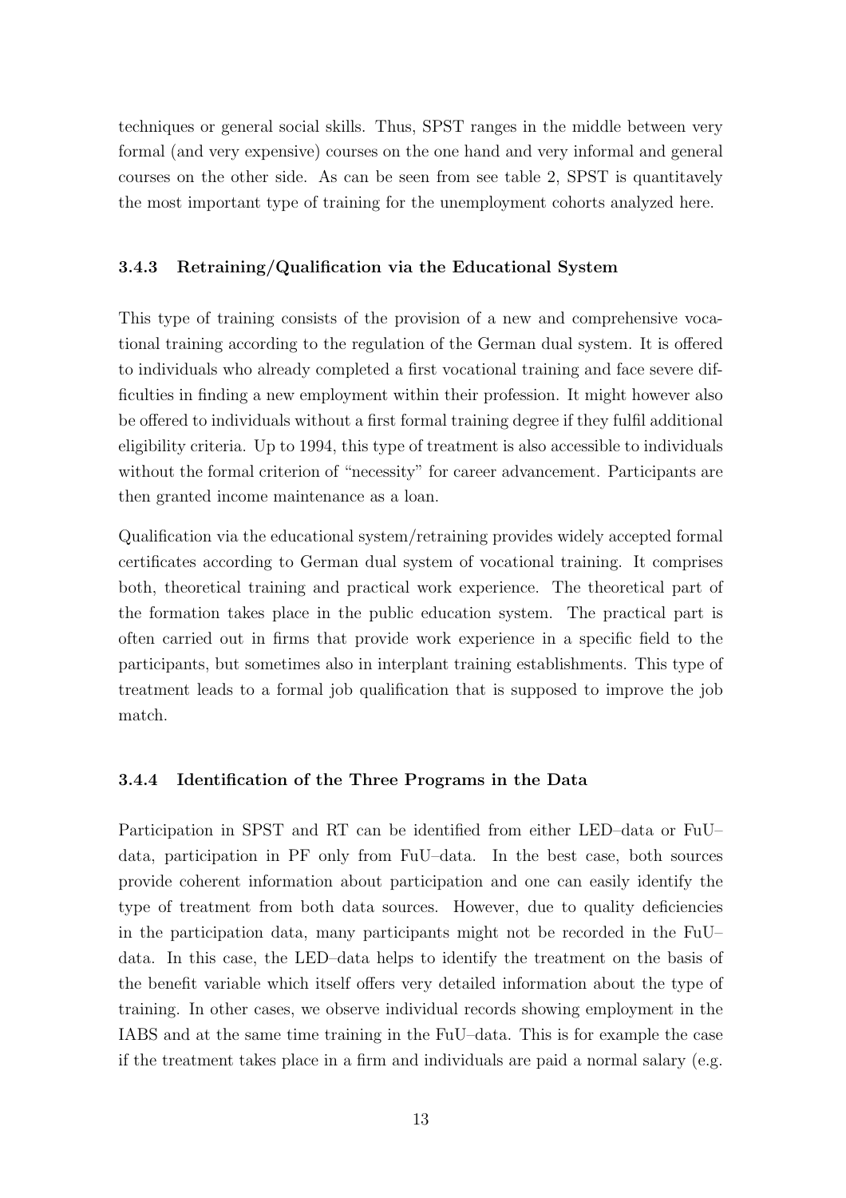techniques or general social skills. Thus, SPST ranges in the middle between very formal (and very expensive) courses on the one hand and very informal and general courses on the other side. As can be seen from see table 2, SPST is quantitavely the most important type of training for the unemployment cohorts analyzed here.

### 3.4.3 Retraining/Qualification via the Educational System

This type of training consists of the provision of a new and comprehensive vocational training according to the regulation of the German dual system. It is offered to individuals who already completed a first vocational training and face severe difficulties in finding a new employment within their profession. It might however also be offered to individuals without a first formal training degree if they fulfil additional eligibility criteria. Up to 1994, this type of treatment is also accessible to individuals without the formal criterion of "necessity" for career advancement. Participants are then granted income maintenance as a loan.

Qualification via the educational system/retraining provides widely accepted formal certificates according to German dual system of vocational training. It comprises both, theoretical training and practical work experience. The theoretical part of the formation takes place in the public education system. The practical part is often carried out in firms that provide work experience in a specific field to the participants, but sometimes also in interplant training establishments. This type of treatment leads to a formal job qualification that is supposed to improve the job match.

### 3.4.4 Identification of the Three Programs in the Data

Participation in SPST and RT can be identified from either LED–data or FuU–data, participation in PF only from FuU–data. In the best case, both sources provide coherent information about participation and one can easily identify the type of treatment from both data sources. However, due to quality deficiencies in the participation data, many participants might not be recorded in the FuU–data. In this case, the LED–data helps to identify the treatment on the basis of the benefit variable which itself offers very detailed information about the type of training. In other cases, we observe individual records showing employment in the IABS and at the same time training in the FuU–data. This is for example the case if the treatment takes place in a firm and individuals are paid a normal salary (e.g.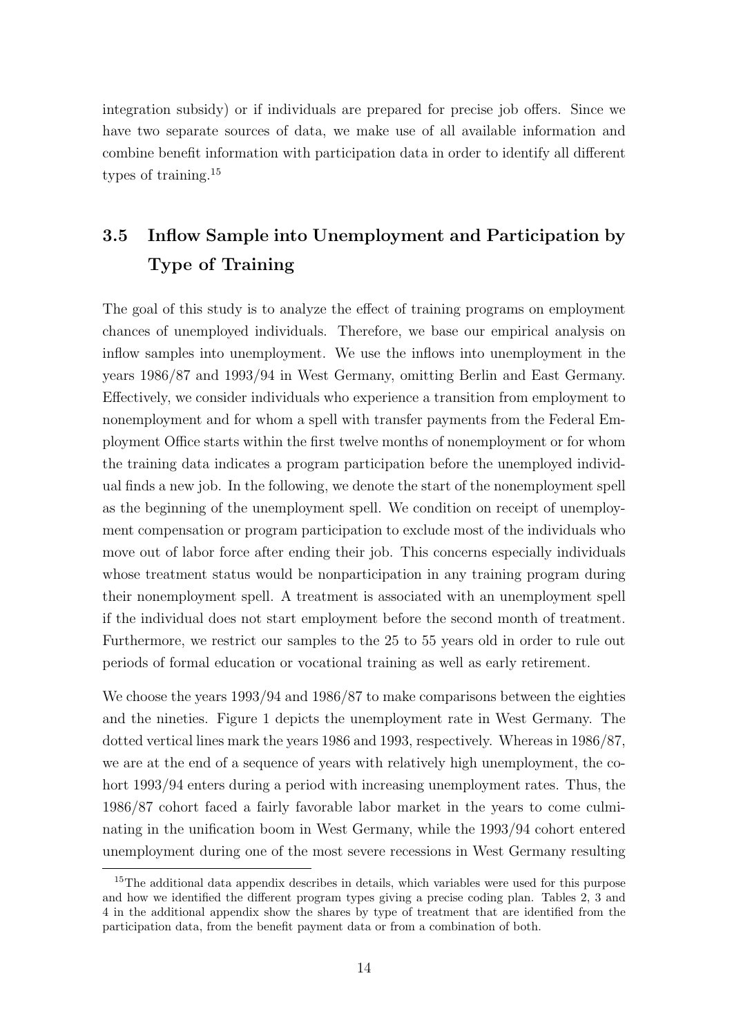integration subsidy) or if individuals are prepared for precise job offers. Since we have two separate sources of data, we make use of all available information and combine benefit information with participation data in order to identify all different types of training.[15]

## 3.5 Inflow Sample into Unemployment and Participation by Type of Training

The goal of this study is to analyze the effect of training programs on employment chances of unemployed individuals. Therefore, we base our empirical analysis on inflow samples into unemployment. We use the inflows into unemployment in the years 1986/87 and 1993/94 in West Germany, omitting Berlin and East Germany. Effectively, we consider individuals who experience a transition from employment to nonemployment and for whom a spell with transfer payments from the Federal Employment Office starts within the first twelve months of nonemployment or for whom the training data indicates a program participation before the unemployed individual finds a new job. In the following, we denote the start of the nonemployment spell as the beginning of the unemployment spell. We condition on receipt of unemployment compensation or program participation to exclude most of the individuals who move out of labor force after ending their job. This concerns especially individuals whose treatment status would be nonparticipation in any training program during their nonemployment spell. A treatment is associated with an unemployment spell if the individual does not start employment before the second month of treatment. Furthermore, we restrict our samples to the 25 to 55 years old in order to rule out periods of formal education or vocational training as well as early retirement.

We choose the years 1993/94 and 1986/87 to make comparisons between the eighties and the nineties. Figure 1 depicts the unemployment rate in West Germany. The dotted vertical lines mark the years 1986 and 1993, respectively. Whereas in 1986/87, we are at the end of a sequence of years with relatively high unemployment, the cohort 1993/94 enters during a period with increasing unemployment rates. Thus, the 1986/87 cohort faced a fairly favorable labor market in the years to come culminating in the unification boom in West Germany, while the 1993/94 cohort entered unemployment during one of the most severe recessions in West Germany resulting

[15] The additional data appendix describes in details, which variables were used for this purpose and how we identified the different program types giving a precise coding plan. Tables 2, 3 and 4 in the additional appendix show the shares by type of treatment that are identified from the participation data, from the benefit payment data or from a combination of both.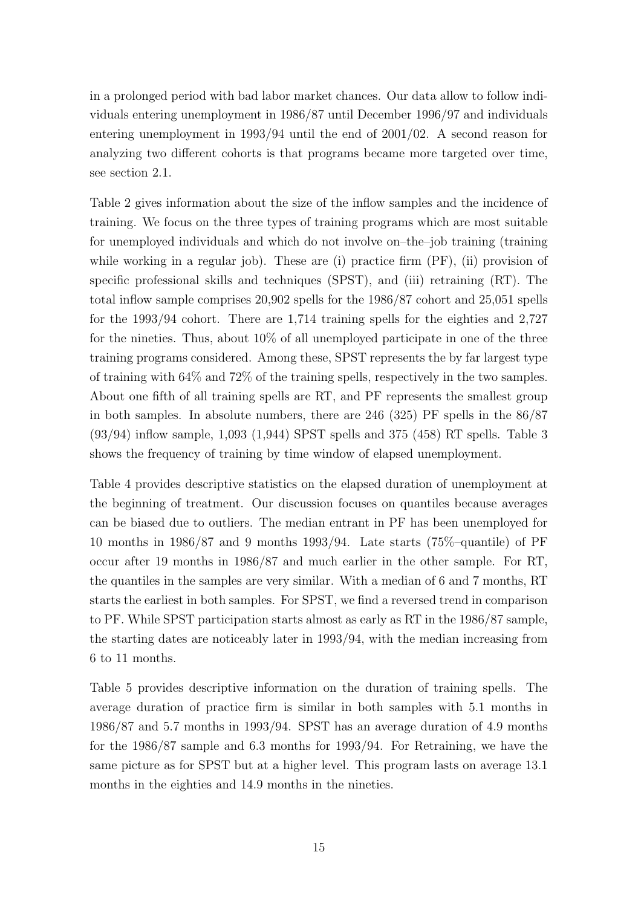in a prolonged period with bad labor market chances. Our data allow to follow individuals entering unemployment in 1986/87 until December 1996/97 and individuals entering unemployment in 1993/94 until the end of 2001/02. A second reason for analyzing two different cohorts is that programs became more targeted over time, see section 2.1.

Table 2 gives information about the size of the inflow samples and the incidence of training. We focus on the three types of training programs which are most suitable for unemployed individuals and which do not involve on–the–job training (training while working in a regular job). These are (i) practice firm (PF), (ii) provision of specific professional skills and techniques (SPST), and (iii) retraining (RT). The total inflow sample comprises 20,902 spells for the 1986/87 cohort and 25,051 spells for the 1993/94 cohort. There are 1,714 training spells for the eighties and 2,727 for the nineties. Thus, about 10% of all unemployed participate in one of the three training programs considered. Among these, SPST represents the by far largest type of training with 64% and 72% of the training spells, respectively in the two samples. About one fifth of all training spells are RT, and PF represents the smallest group in both samples. In absolute numbers, there are 246 (325) PF spells in the 86/87 (93/94) inflow sample, 1,093 (1,944) SPST spells and 375 (458) RT spells. Table 3 shows the frequency of training by time window of elapsed unemployment.

Table 4 provides descriptive statistics on the elapsed duration of unemployment at the beginning of treatment. Our discussion focuses on quantiles because averages can be biased due to outliers. The median entrant in PF has been unemployed for 10 months in 1986/87 and 9 months 1993/94. Late starts (75%–quantile) of PF occur after 19 months in 1986/87 and much earlier in the other sample. For RT, the quantiles in the samples are very similar. With a median of 6 and 7 months, RT starts the earliest in both samples. For SPST, we find a reversed trend in comparison to PF. While SPST participation starts almost as early as RT in the 1986/87 sample, the starting dates are noticeably later in 1993/94, with the median increasing from 6 to 11 months.

Table 5 provides descriptive information on the duration of training spells. The average duration of practice firm is similar in both samples with 5.1 months in 1986/87 and 5.7 months in 1993/94. SPST has an average duration of 4.9 months for the 1986/87 sample and 6.3 months for 1993/94. For Retraining, we have the same picture as for SPST but at a higher level. This program lasts on average 13.1 months in the eighties and 14.9 months in the nineties.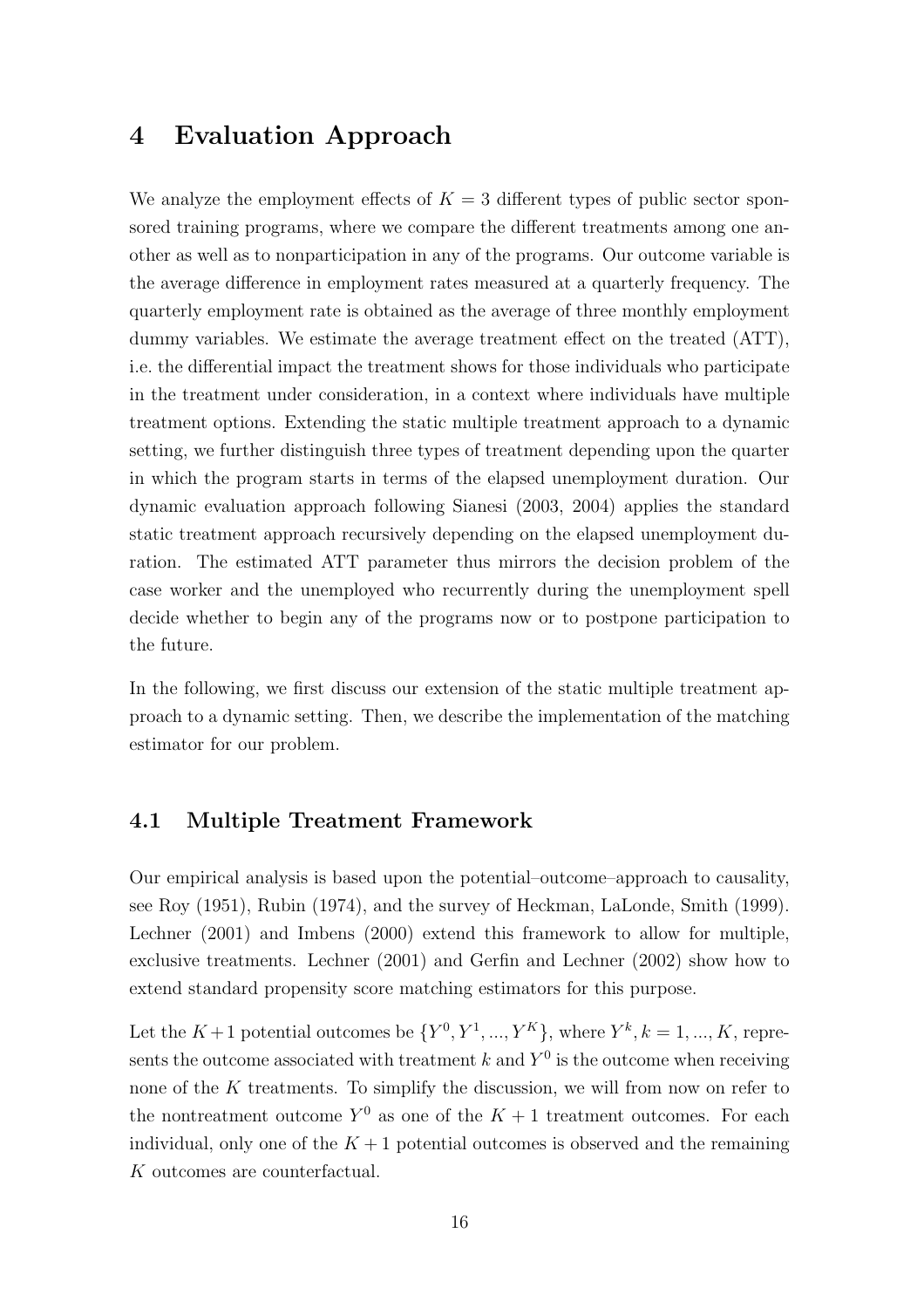## 4 Evaluation Approach

We analyze the employment effects of $K = 3$ different types of public sector sponsored training programs, where we compare the different treatments among one another as well as to nonparticipation in any of the programs. Our outcome variable is the average difference in employment rates measured at a quarterly frequency. The quarterly employment rate is obtained as the average of three monthly employment dummy variables. We estimate the average treatment effect on the treated (ATT), i.e. the differential impact the treatment shows for those individuals who participate in the treatment under consideration, in a context where individuals have multiple treatment options. Extending the static multiple treatment approach to a dynamic setting, we further distinguish three types of treatment depending upon the quarter in which the program starts in terms of the elapsed unemployment duration. Our dynamic evaluation approach following Sianesi (2003, 2004) applies the standard static treatment approach recursively depending on the elapsed unemployment duration. The estimated ATT parameter thus mirrors the decision problem of the case worker and the unemployed who recurrently during the unemployment spell decide whether to begin any of the programs now or to postpone participation to the future.

In the following, we first discuss our extension of the static multiple treatment approach to a dynamic setting. Then, we describe the implementation of the matching estimator for our problem.

### 4.1 Multiple Treatment Framework

Our empirical analysis is based upon the potential–outcome–approach to causality, see Roy (1951), Rubin (1974), and the survey of Heckman, LaLonde, Smith (1999). Lechner (2001) and Imbens (2000) extend this framework to allow for multiple, exclusive treatments. Lechner (2001) and Gerfin and Lechner (2002) show how to extend standard propensity score matching estimators for this purpose.

Let the $K+1$ potential outcomes be $\{Y^0, Y^1, ..., Y^K\}$, where $Y^k, k = 1, ..., K$, represents the outcome associated with treatment $k$ and $Y^0$ is the outcome when receiving none of the $K$ treatments. To simplify the discussion, we will from now on refer to the nontreatment outcome $Y^0$ as one of the $K + 1$ treatment outcomes. For each individual, only one of the $K + 1$ potential outcomes is observed and the remaining $K$ outcomes are counterfactual.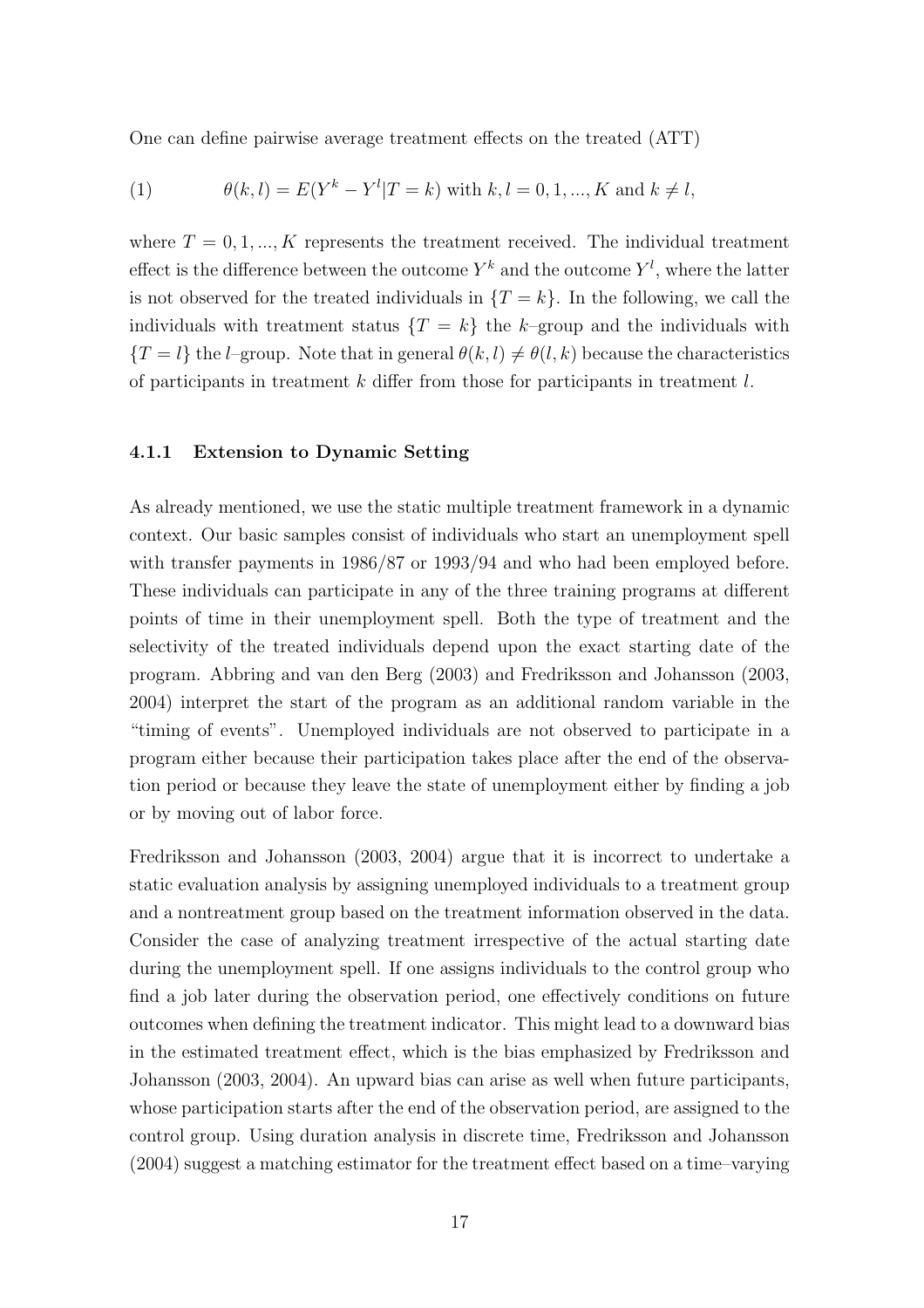One can define pairwise average treatment effects on the treated (ATT)

$$\theta(k,l) = E(Y^k - Y^l | T = k) \text{ with } k, l = 0, 1, ..., K \text{ and } k \neq l, \tag{1}$$

where $T = 0, 1, ..., K$ represents the treatment received. The individual treatment effect is the difference between the outcome $Y^k$ and the outcome $Y^l$, where the latter is not observed for the treated individuals in $\{T = k\}$. In the following, we call the individuals with treatment status $\{T = k\}$ the $k$–group and the individuals with $\{T = l\}$ the $l$–group. Note that in general $\theta(k,l) \neq \theta(l,k)$ because the characteristics of participants in treatment $k$ differ from those for participants in treatment $l$.

### 4.1.1 Extension to Dynamic Setting

As already mentioned, we use the static multiple treatment framework in a dynamic context. Our basic samples consist of individuals who start an unemployment spell with transfer payments in 1986/87 or 1993/94 and who had been employed before. These individuals can participate in any of the three training programs at different points of time in their unemployment spell. Both the type of treatment and the selectivity of the treated individuals depend upon the exact starting date of the program. Abbring and van den Berg (2003) and Fredriksson and Johansson (2003, 2004) interpret the start of the program as an additional random variable in the "timing of events". Unemployed individuals are not observed to participate in a program either because their participation takes place after the end of the observation period or because they leave the state of unemployment either by finding a job or by moving out of labor force.

Fredriksson and Johansson (2003, 2004) argue that it is incorrect to undertake a static evaluation analysis by assigning unemployed individuals to a treatment group and a nontreatment group based on the treatment information observed in the data. Consider the case of analyzing treatment irrespective of the actual starting date during the unemployment spell. If one assigns individuals to the control group who find a job later during the observation period, one effectively conditions on future outcomes when defining the treatment indicator. This might lead to a downward bias in the estimated treatment effect, which is the bias emphasized by Fredriksson and Johansson (2003, 2004). An upward bias can arise as well when future participants, whose participation starts after the end of the observation period, are assigned to the control group. Using duration analysis in discrete time, Fredriksson and Johansson (2004) suggest a matching estimator for the treatment effect based on a time–varying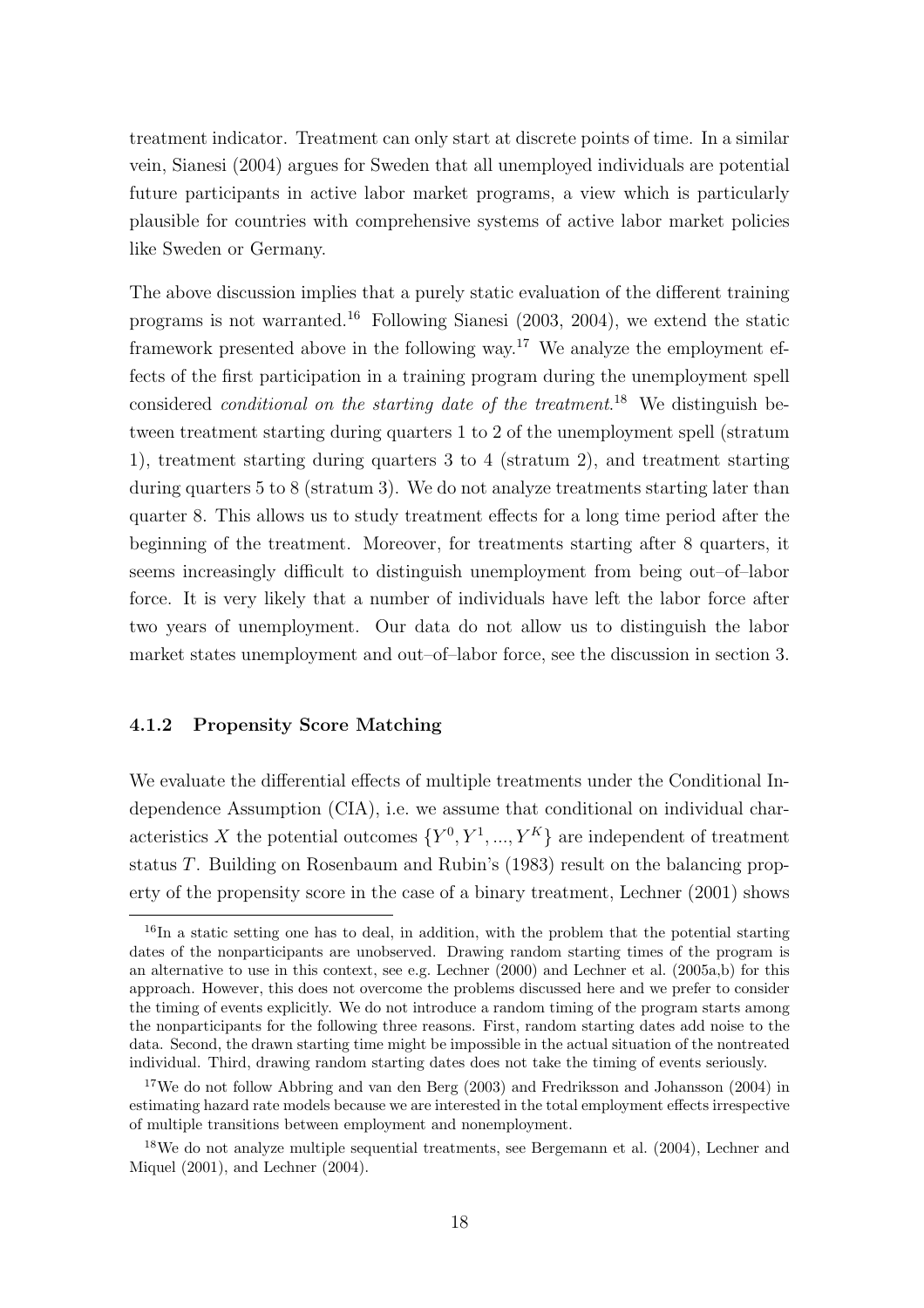treatment indicator. Treatment can only start at discrete points of time. In a similar vein, Sianesi (2004) argues for Sweden that all unemployed individuals are potential future participants in active labor market programs, a view which is particularly plausible for countries with comprehensive systems of active labor market policies like Sweden or Germany.

The above discussion implies that a purely static evaluation of the different training programs is not warranted.[16] Following Sianesi (2003, 2004), we extend the static framework presented above in the following way.[17] We analyze the employment effects of the first participation in a training program during the unemployment spell considered *conditional on the starting date of the treatment*.[18] We distinguish between treatment starting during quarters 1 to 2 of the unemployment spell (stratum 1), treatment starting during quarters 3 to 4 (stratum 2), and treatment starting during quarters 5 to 8 (stratum 3). We do not analyze treatments starting later than quarter 8. This allows us to study treatment effects for a long time period after the beginning of the treatment. Moreover, for treatments starting after 8 quarters, it seems increasingly difficult to distinguish unemployment from being out–of–labor force. It is very likely that a number of individuals have left the labor force after two years of unemployment. Our data do not allow us to distinguish the labor market states unemployment and out–of–labor force, see the discussion in section 3.

#### 4.1.2 Propensity Score Matching

We evaluate the differential effects of multiple treatments under the Conditional Independence Assumption (CIA), i.e. we assume that conditional on individual characteristics $X$ the potential outcomes $\{Y^0, Y^1, ..., Y^K\}$ are independent of treatment status $T$. Building on Rosenbaum and Rubin's (1983) result on the balancing property of the propensity score in the case of a binary treatment, Lechner (2001) shows

---

[16] In a static setting one has to deal, in addition, with the problem that the potential starting dates of the nonparticipants are unobserved. Drawing random starting times of the program is an alternative to use in this context, see e.g. Lechner (2000) and Lechner et al. (2005a,b) for this approach. However, this does not overcome the problems discussed here and we prefer to consider the timing of events explicitly. We do not introduce a random timing of the program starts among the nonparticipants for the following three reasons. First, random starting dates add noise to the data. Second, the drawn starting time might be impossible in the actual situation of the nontreated individual. Third, drawing random starting dates does not take the timing of events seriously.

[17] We do not follow Abbring and van den Berg (2003) and Fredriksson and Johansson (2004) in estimating hazard rate models because we are interested in the total employment effects irrespective of multiple transitions between employment and nonemployment.

[18] We do not analyze multiple sequential treatments, see Bergemann et al. (2004), Lechner and Miquel (2001), and Lechner (2004).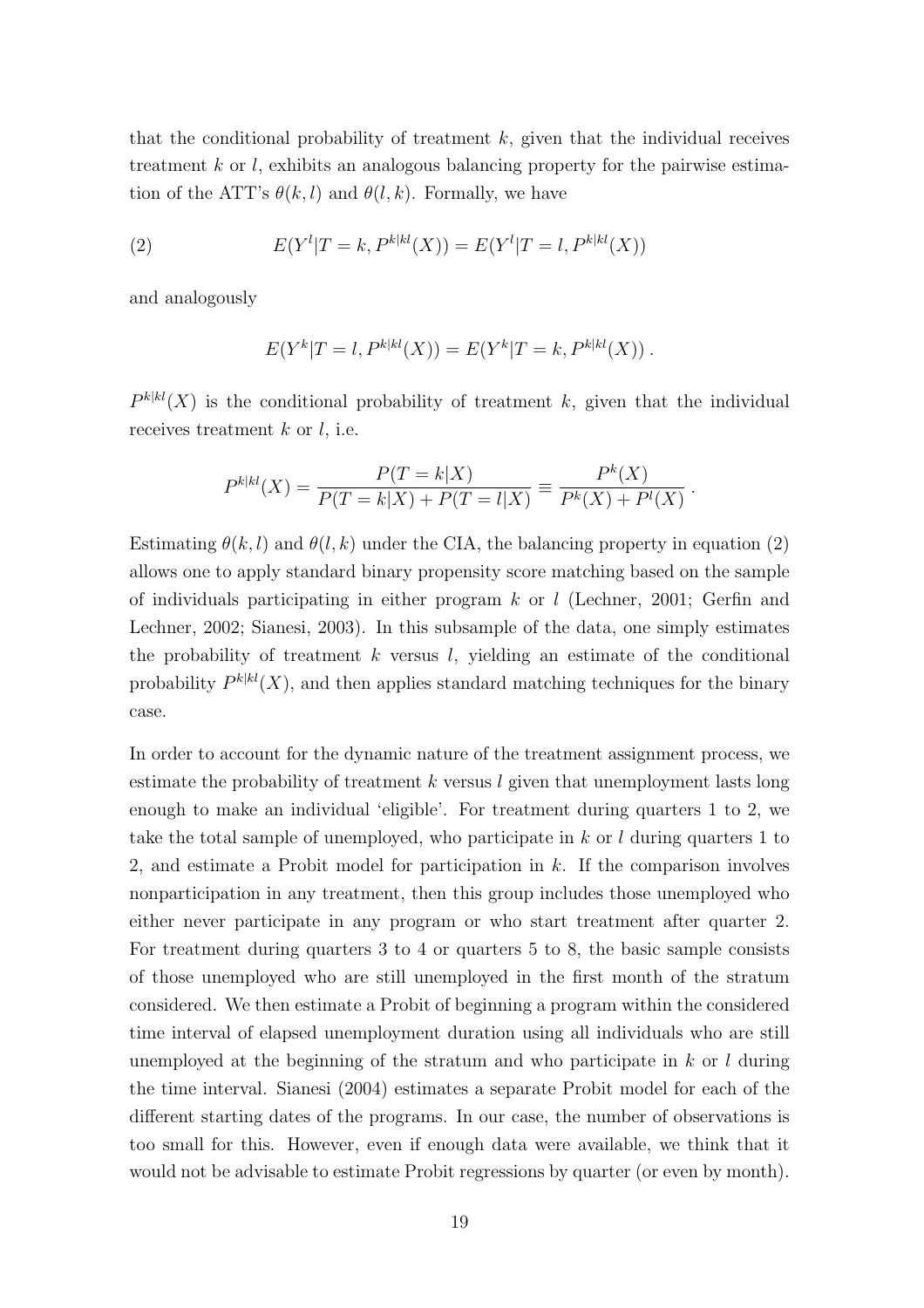that the conditional probability of treatment $k$, given that the individual receives treatment $k$ or $l$, exhibits an analogous balancing property for the pairwise estimation of the ATT's $\theta(k,l)$ and $\theta(l,k)$. Formally, we have

$$E(Y^l|T=k, P^{k|kl}(X)) = E(Y^l|T=l, P^{k|kl}(X)) \tag{2}$$

and analogously

$$E(Y^k|T=l, P^{k|kl}(X)) = E(Y^k|T=k, P^{k|kl}(X)) \,.$$

$P^{k|kl}(X)$ is the conditional probability of treatment $k$, given that the individual receives treatment $k$ or $l$, i.e.

$$P^{k|kl}(X) = \frac{P(T=k|X)}{P(T=k|X)+P(T=l|X)} \equiv \frac{P^k(X)}{P^k(X)+P^l(X)} \,.$$

Estimating $\theta(k,l)$ and $\theta(l,k)$ under the CIA, the balancing property in equation (2) allows one to apply standard binary propensity score matching based on the sample of individuals participating in either program $k$ or $l$ (Lechner, 2001; Gerfin and Lechner, 2002; Sianesi, 2003). In this subsample of the data, one simply estimates the probability of treatment $k$ versus $l$, yielding an estimate of the conditional probability $P^{k|kl}(X)$, and then applies standard matching techniques for the binary case.

In order to account for the dynamic nature of the treatment assignment process, we estimate the probability of treatment $k$ versus $l$ given that unemployment lasts long enough to make an individual 'eligible'. For treatment during quarters 1 to 2, we take the total sample of unemployed, who participate in $k$ or $l$ during quarters 1 to 2, and estimate a Probit model for participation in $k$. If the comparison involves nonparticipation in any treatment, then this group includes those unemployed who either never participate in any program or who start treatment after quarter 2. For treatment during quarters 3 to 4 or quarters 5 to 8, the basic sample consists of those unemployed who are still unemployed in the first month of the stratum considered. We then estimate a Probit of beginning a program within the considered time interval of elapsed unemployment duration using all individuals who are still unemployed at the beginning of the stratum and who participate in $k$ or $l$ during the time interval. Sianesi (2004) estimates a separate Probit model for each of the different starting dates of the programs. In our case, the number of observations is too small for this. However, even if enough data were available, we think that it would not be advisable to estimate Probit regressions by quarter (or even by month).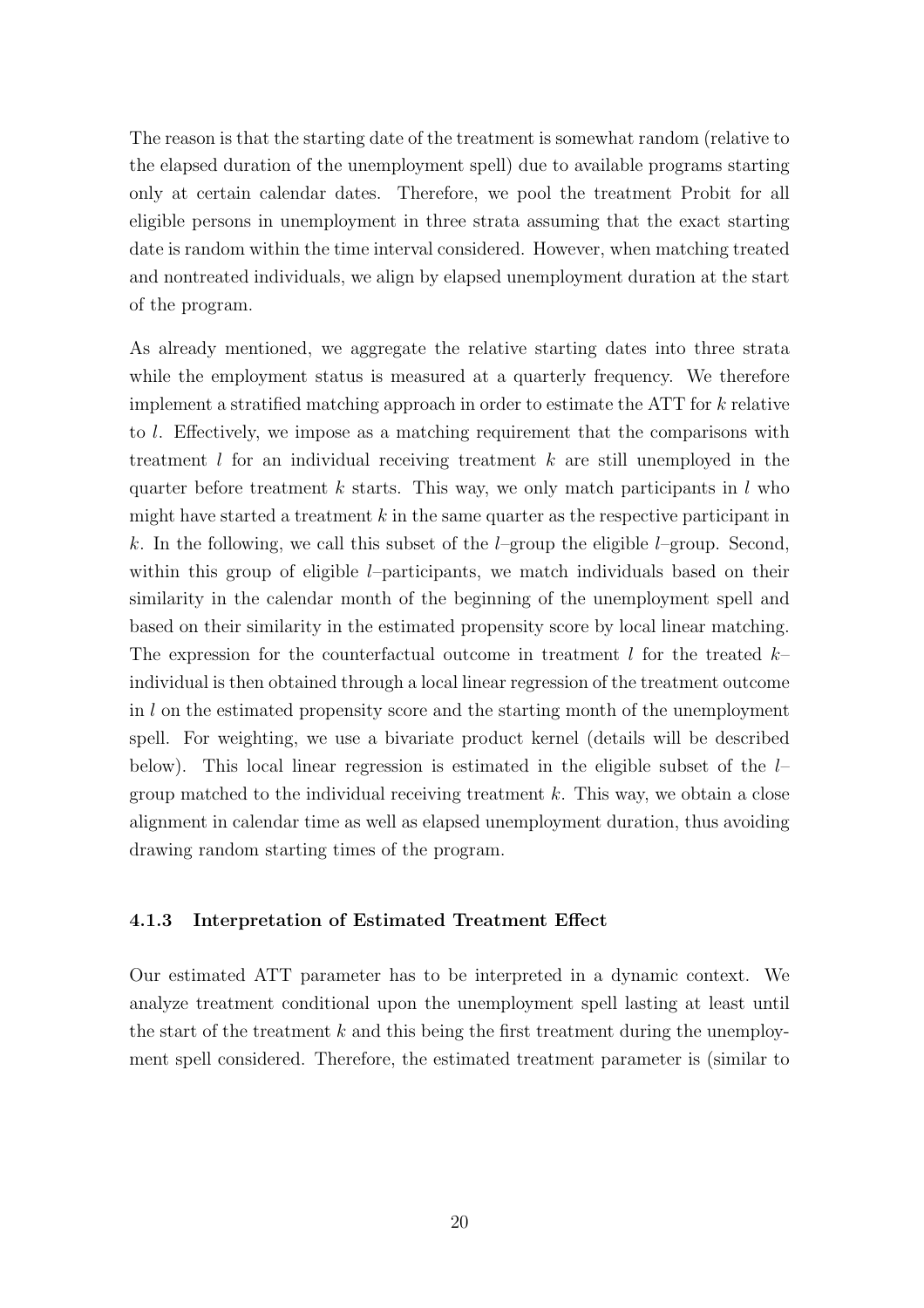The reason is that the starting date of the treatment is somewhat random (relative to the elapsed duration of the unemployment spell) due to available programs starting only at certain calendar dates. Therefore, we pool the treatment Probit for all eligible persons in unemployment in three strata assuming that the exact starting date is random within the time interval considered. However, when matching treated and nontreated individuals, we align by elapsed unemployment duration at the start of the program.

As already mentioned, we aggregate the relative starting dates into three strata while the employment status is measured at a quarterly frequency. We therefore implement a stratified matching approach in order to estimate the ATT for $k$ relative to $l$. Effectively, we impose as a matching requirement that the comparisons with treatment $l$ for an individual receiving treatment $k$ are still unemployed in the quarter before treatment $k$ starts. This way, we only match participants in $l$ who might have started a treatment $k$ in the same quarter as the respective participant in $k$. In the following, we call this subset of the $l$–group the eligible $l$–group. Second, within this group of eligible $l$–participants, we match individuals based on their similarity in the calendar month of the beginning of the unemployment spell and based on their similarity in the estimated propensity score by local linear matching. The expression for the counterfactual outcome in treatment $l$ for the treated $k$–individual is then obtained through a local linear regression of the treatment outcome in $l$ on the estimated propensity score and the starting month of the unemployment spell. For weighting, we use a bivariate product kernel (details will be described below). This local linear regression is estimated in the eligible subset of the $l$–group matched to the individual receiving treatment $k$. This way, we obtain a close alignment in calendar time as well as elapsed unemployment duration, thus avoiding drawing random starting times of the program.

#### 4.1.3 Interpretation of Estimated Treatment Effect

Our estimated ATT parameter has to be interpreted in a dynamic context. We analyze treatment conditional upon the unemployment spell lasting at least until the start of the treatment $k$ and this being the first treatment during the unemployment spell considered. Therefore, the estimated treatment parameter is (similar to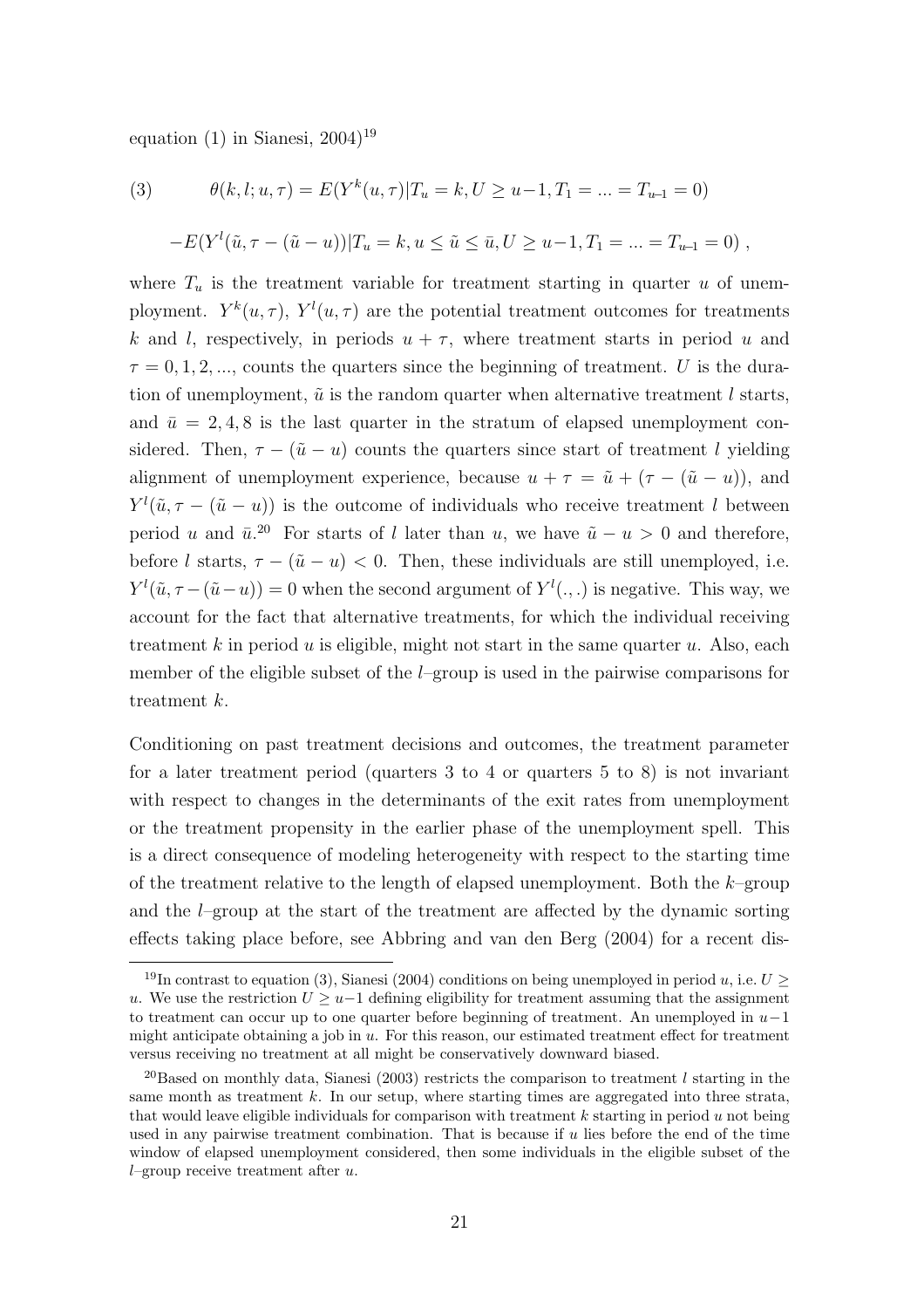equation (1) in Sianesi, 2004)[19]

$$
(3) \qquad \theta(k,l;u,\tau) = E(Y^k(u,\tau)|T_u = k, U \geq u-1, T_1 = ... = T_{u-1} = 0)
$$

$$
-E(Y^l(\tilde{u},\tau-(\tilde{u}-u))|T_u = k, u \leq \tilde{u} \leq \bar{u}, U \geq u-1, T_1 = ... = T_{u-1} = 0) ,
$$

where $T_u$ is the treatment variable for treatment starting in quarter $u$ of unemployment. $Y^k(u,\tau)$, $Y^l(u,\tau)$ are the potential treatment outcomes for treatments $k$ and $l$, respectively, in periods $u+\tau$, where treatment starts in period $u$ and $\tau = 0, 1, 2, ...$, counts the quarters since the beginning of treatment. $U$ is the duration of unemployment, $\tilde{u}$ is the random quarter when alternative treatment $l$ starts, and $\bar{u} = 2, 4, 8$ is the last quarter in the stratum of elapsed unemployment considered. Then, $\tau - (\tilde{u} - u)$ counts the quarters since start of treatment $l$ yielding alignment of unemployment experience, because $u + \tau = \tilde{u} + (\tau - (\tilde{u} - u))$, and $Y^l(\tilde{u}, \tau - (\tilde{u} - u))$ is the outcome of individuals who receive treatment $l$ between period $u$ and $\bar{u}$.[20] For starts of $l$ later than $u$, we have $\tilde{u} - u > 0$ and therefore, before $l$ starts, $\tau - (\tilde{u} - u) < 0$. Then, these individuals are still unemployed, i.e. $Y^l(\tilde{u}, \tau - (\tilde{u} - u)) = 0$ when the second argument of $Y^l(.,.)$ is negative. This way, we account for the fact that alternative treatments, for which the individual receiving treatment $k$ in period $u$ is eligible, might not start in the same quarter $u$. Also, each member of the eligible subset of the $l$–group is used in the pairwise comparisons for treatment $k$.

Conditioning on past treatment decisions and outcomes, the treatment parameter for a later treatment period (quarters 3 to 4 or quarters 5 to 8) is not invariant with respect to changes in the determinants of the exit rates from unemployment or the treatment propensity in the earlier phase of the unemployment spell. This is a direct consequence of modeling heterogeneity with respect to the starting time of the treatment relative to the length of elapsed unemployment. Both the $k$–group and the $l$–group at the start of the treatment are affected by the dynamic sorting effects taking place before, see Abbring and van den Berg (2004) for a recent dis-

[19] In contrast to equation (3), Sianesi (2004) conditions on being unemployed in period $u$, i.e. $U \geq u$. We use the restriction $U \geq u-1$ defining eligibility for treatment assuming that the assignment to treatment can occur up to one quarter before beginning of treatment. An unemployed in $u-1$ might anticipate obtaining a job in $u$. For this reason, our estimated treatment effect for treatment versus receiving no treatment at all might be conservatively downward biased.

[20] Based on monthly data, Sianesi (2003) restricts the comparison to treatment $l$ starting in the same month as treatment $k$. In our setup, where starting times are aggregated into three strata, that would leave eligible individuals for comparison with treatment $k$ starting in period $u$ not being used in any pairwise treatment combination. That is because if $u$ lies before the end of the time window of elapsed unemployment considered, then some individuals in the eligible subset of the $l$–group receive treatment after $u$.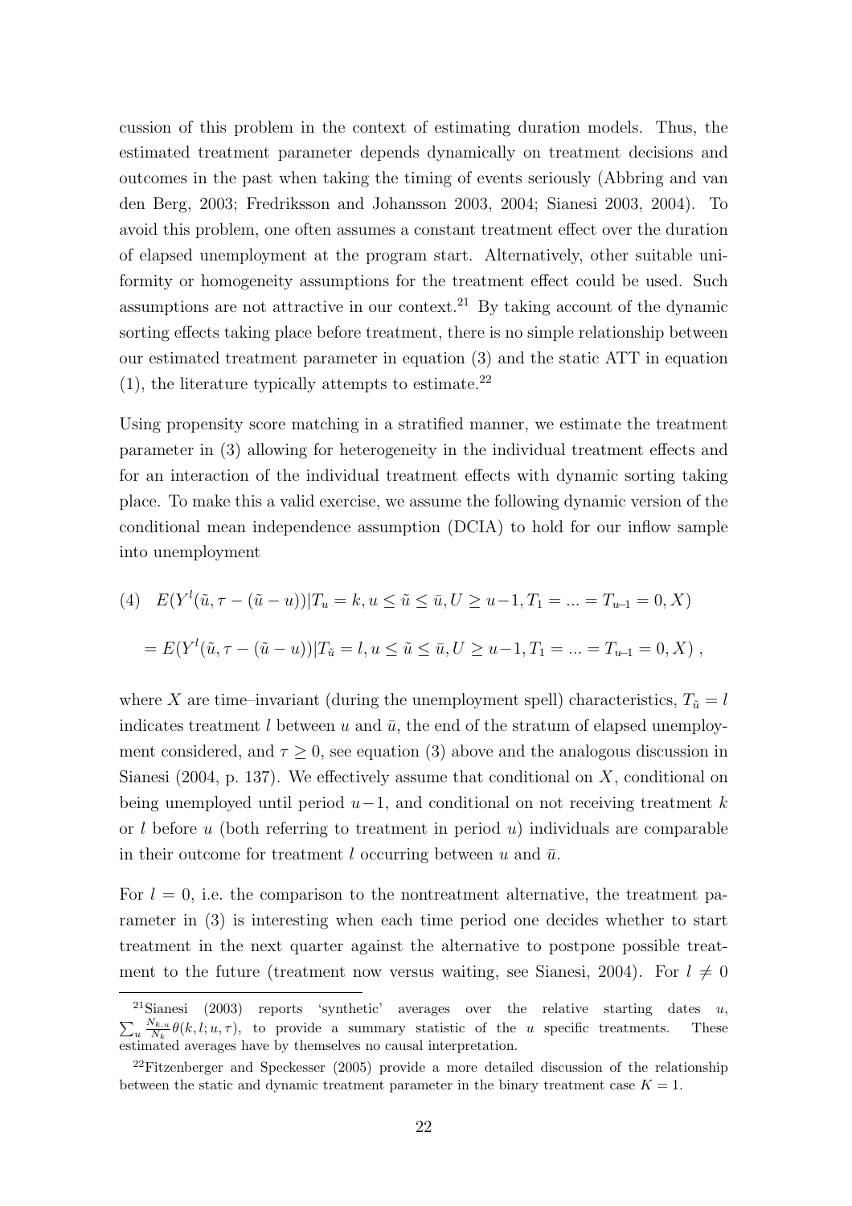cussion of this problem in the context of estimating duration models. Thus, the estimated treatment parameter depends dynamically on treatment decisions and outcomes in the past when taking the timing of events seriously (Abbring and van den Berg, 2003; Fredriksson and Johansson 2003, 2004; Sianesi 2003, 2004). To avoid this problem, one often assumes a constant treatment effect over the duration of elapsed unemployment at the program start. Alternatively, other suitable uniformity or homogeneity assumptions for the treatment effect could be used. Such assumptions are not attractive in our context.[21] By taking account of the dynamic sorting effects taking place before treatment, there is no simple relationship between our estimated treatment parameter in equation (3) and the static ATT in equation (1), the literature typically attempts to estimate.[22]

Using propensity score matching in a stratified manner, we estimate the treatment parameter in (3) allowing for heterogeneity in the individual treatment effects and for an interaction of the individual treatment effects with dynamic sorting taking place. To make this a valid exercise, we assume the following dynamic version of the conditional mean independence assumption (DCIA) to hold for our inflow sample into unemployment

$$
(4) \quad E(Y^l(\tilde{u}, \tau - (\tilde{u} - u))|T_u = k, u \leq \tilde{u} \leq \bar{u}, U \geq u-1, T_1 = ... = T_{u-1} = 0, X)
$$

$$
= E(Y^l(\tilde{u}, \tau - (\tilde{u} - u))|T_{\tilde{u}} = l, u \leq \tilde{u} \leq \bar{u}, U \geq u-1, T_1 = ... = T_{u-1} = 0, X) \; ,
$$

where $X$ are time–invariant (during the unemployment spell) characteristics, $T_{\tilde{u}} = l$ indicates treatment $l$ between $u$ and $\bar{u}$, the end of the stratum of elapsed unemployment considered, and $\tau \geq 0$, see equation (3) above and the analogous discussion in Sianesi (2004, p. 137). We effectively assume that conditional on $X$, conditional on being unemployed until period $u-1$, and conditional on not receiving treatment $k$ or $l$ before $u$ (both referring to treatment in period $u$) individuals are comparable in their outcome for treatment $l$ occurring between $u$ and $\bar{u}$.

For $l = 0$, i.e. the comparison to the nontreatment alternative, the treatment parameter in (3) is interesting when each time period one decides whether to start treatment in the next quarter against the alternative to postpone possible treatment to the future (treatment now versus waiting, see Sianesi, 2004). For $l \neq 0$

---

[21] Sianesi (2003) reports 'synthetic' averages over the relative starting dates $u$, $\sum_u \frac{N_{k,u}}{N_k} \theta(k, l; u, \tau)$, to provide a summary statistic of the $u$ specific treatments. These estimated averages have by themselves no causal interpretation.

[22] Fitzenberger and Speckesser (2005) provide a more detailed discussion of the relationship between the static and dynamic treatment parameter in the binary treatment case $K = 1$.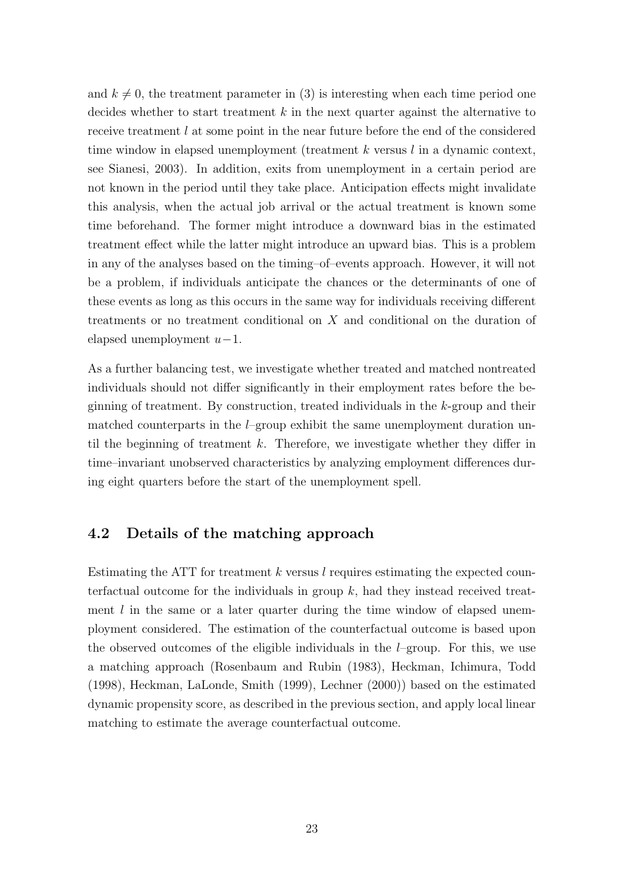and $k \neq 0$, the treatment parameter in (3) is interesting when each time period one decides whether to start treatment $k$ in the next quarter against the alternative to receive treatment $l$ at some point in the near future before the end of the considered time window in elapsed unemployment (treatment $k$ versus $l$ in a dynamic context, see Sianesi, 2003). In addition, exits from unemployment in a certain period are not known in the period until they take place. Anticipation effects might invalidate this analysis, when the actual job arrival or the actual treatment is known some time beforehand. The former might introduce a downward bias in the estimated treatment effect while the latter might introduce an upward bias. This is a problem in any of the analyses based on the timing–of–events approach. However, it will not be a problem, if individuals anticipate the chances or the determinants of one of these events as long as this occurs in the same way for individuals receiving different treatments or no treatment conditional on $X$ and conditional on the duration of elapsed unemployment $u-1$.

As a further balancing test, we investigate whether treated and matched nontreated individuals should not differ significantly in their employment rates before the beginning of treatment. By construction, treated individuals in the $k$-group and their matched counterparts in the $l$–group exhibit the same unemployment duration until the beginning of treatment $k$. Therefore, we investigate whether they differ in time–invariant unobserved characteristics by analyzing employment differences during eight quarters before the start of the unemployment spell.

## 4.2 Details of the matching approach

Estimating the ATT for treatment $k$ versus $l$ requires estimating the expected counterfactual outcome for the individuals in group $k$, had they instead received treatment $l$ in the same or a later quarter during the time window of elapsed unemployment considered. The estimation of the counterfactual outcome is based upon the observed outcomes of the eligible individuals in the $l$–group. For this, we use a matching approach (Rosenbaum and Rubin (1983), Heckman, Ichimura, Todd (1998), Heckman, LaLonde, Smith (1999), Lechner (2000)) based on the estimated dynamic propensity score, as described in the previous section, and apply local linear matching to estimate the average counterfactual outcome.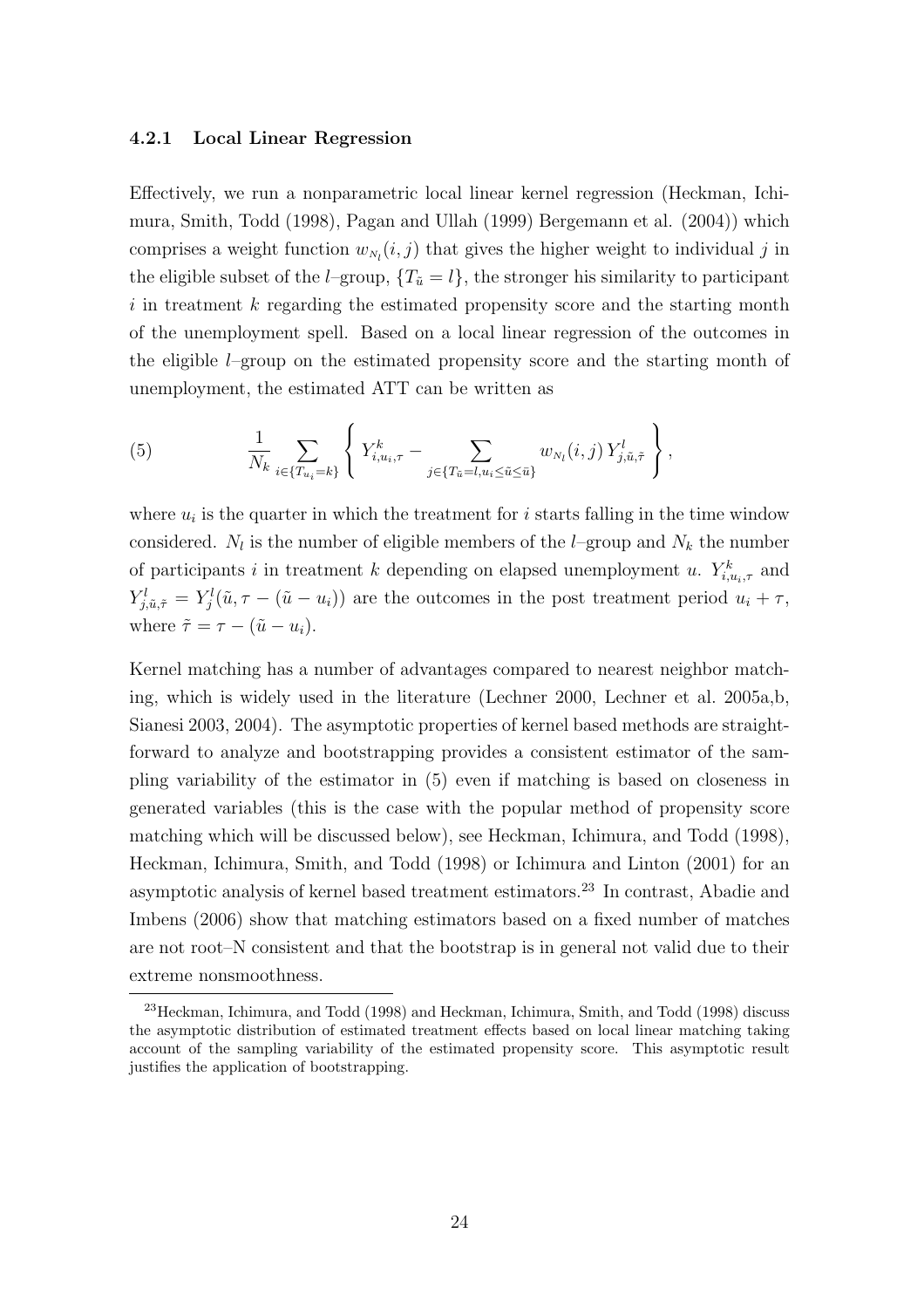#### 4.2.1 Local Linear Regression

Effectively, we run a nonparametric local linear kernel regression (Heckman, Ichimura, Smith, Todd (1998), Pagan and Ullah (1999) Bergemann et al. (2004)) which comprises a weight function $w_{N_l}(i,j)$ that gives the higher weight to individual $j$ in the eligible subset of the $l$–group, $\{T_{\tilde{u}} = l\}$, the stronger his similarity to participant $i$ in treatment $k$ regarding the estimated propensity score and the starting month of the unemployment spell. Based on a local linear regression of the outcomes in the eligible $l$–group on the estimated propensity score and the starting month of unemployment, the estimated ATT can be written as

$$\frac{1}{N_k} \sum_{i \in \{T_{u_i} = k\}} \left\{ Y^k_{i,u_i,\tau} - \sum_{j \in \{T_{\tilde{u}} = l, u_i \leq \tilde{u} \leq \bar{u}\}} w_{N_l}(i,j) \, Y^l_{j,\tilde{u},\tilde{\tau}} \right\}, \tag{5}$$

where $u_i$ is the quarter in which the treatment for $i$ starts falling in the time window considered. $N_l$ is the number of eligible members of the $l$–group and $N_k$ the number of participants $i$ in treatment $k$ depending on elapsed unemployment $u$. $Y^k_{i,u_i,\tau}$ and $Y^l_{j,\tilde{u},\tilde{\tau}} = Y^l_j(\tilde{u}, \tau - (\tilde{u} - u_i))$ are the outcomes in the post treatment period $u_i + \tau$, where $\tilde{\tau} = \tau - (\tilde{u} - u_i)$.

Kernel matching has a number of advantages compared to nearest neighbor matching, which is widely used in the literature (Lechner 2000, Lechner et al. 2005a,b, Sianesi 2003, 2004). The asymptotic properties of kernel based methods are straightforward to analyze and bootstrapping provides a consistent estimator of the sampling variability of the estimator in (5) even if matching is based on closeness in generated variables (this is the case with the popular method of propensity score matching which will be discussed below), see Heckman, Ichimura, and Todd (1998), Heckman, Ichimura, Smith, and Todd (1998) or Ichimura and Linton (2001) for an asymptotic analysis of kernel based treatment estimators.[23] In contrast, Abadie and Imbens (2006) show that matching estimators based on a fixed number of matches are not root–N consistent and that the bootstrap is in general not valid due to their extreme nonsmoothness.

[23] Heckman, Ichimura, and Todd (1998) and Heckman, Ichimura, Smith, and Todd (1998) discuss the asymptotic distribution of estimated treatment effects based on local linear matching taking account of the sampling variability of the estimated propensity score. This asymptotic result justifies the application of bootstrapping.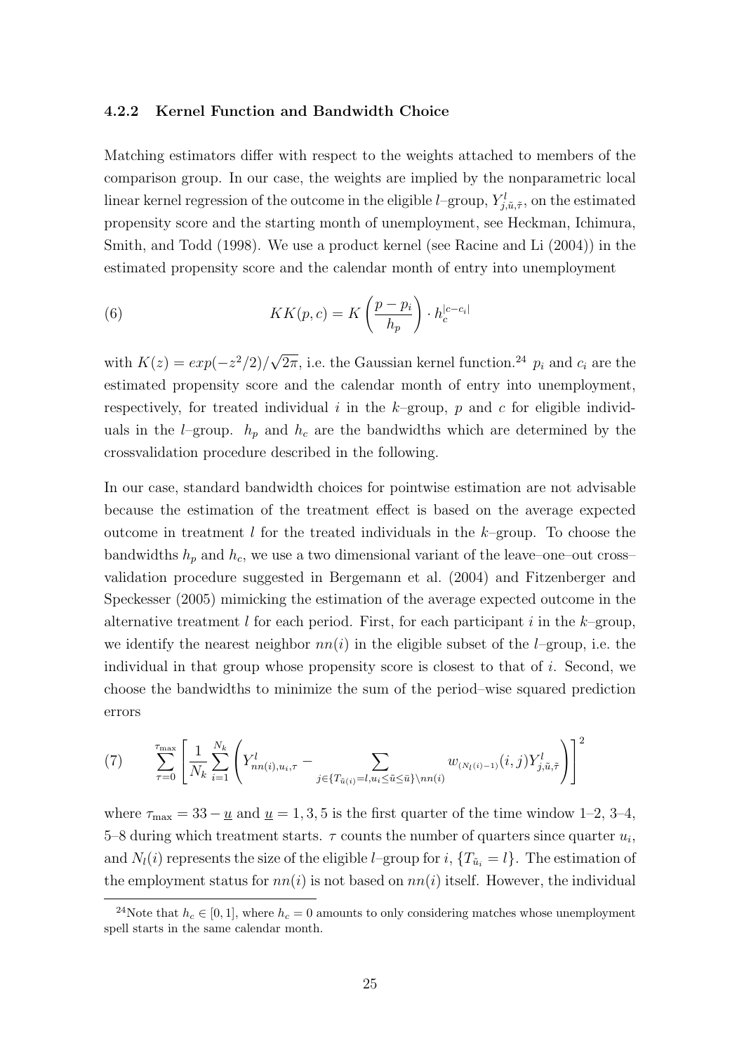#### 4.2.2 Kernel Function and Bandwidth Choice

Matching estimators differ with respect to the weights attached to members of the comparison group. In our case, the weights are implied by the nonparametric local linear kernel regression of the outcome in the eligible $l$–group, $Y^l_{j,\tilde{u},\tilde{\tau}}$, on the estimated propensity score and the starting month of unemployment, see Heckman, Ichimura, Smith, and Todd (1998). We use a product kernel (see Racine and Li (2004)) in the estimated propensity score and the calendar month of entry into unemployment

$$
KK(p,c) = K\left(\frac{p - p_i}{h_p}\right) \cdot h_c^{|c-c_i|} \tag{6}
$$

with $K(z) = exp(-z^2/2)/\sqrt{2\pi}$, i.e. the Gaussian kernel function.[24] $p_i$ and $c_i$ are the estimated propensity score and the calendar month of entry into unemployment, respectively, for treated individual $i$ in the $k$–group, $p$ and $c$ for eligible individuals in the $l$–group. $h_p$ and $h_c$ are the bandwidths which are determined by the crossvalidation procedure described in the following.

In our case, standard bandwidth choices for pointwise estimation are not advisable because the estimation of the treatment effect is based on the average expected outcome in treatment $l$ for the treated individuals in the $k$–group. To choose the bandwidths $h_p$ and $h_c$, we use a two dimensional variant of the leave–one–out cross–validation procedure suggested in Bergemann et al. (2004) and Fitzenberger and Speckesser (2005) mimicking the estimation of the average expected outcome in the alternative treatment $l$ for each period. First, for each participant $i$ in the $k$–group, we identify the nearest neighbor $nn(i)$ in the eligible subset of the $l$–group, i.e. the individual in that group whose propensity score is closest to that of $i$. Second, we choose the bandwidths to minimize the sum of the period–wise squared prediction errors

$$
\sum_{\tau=0}^{\tau_{\max}} \left[ \frac{1}{N_k} \sum_{i=1}^{N_k} \left( Y^l_{nn(i),u_i,\tau} - \sum_{j \in \{T_{\tilde{u}(i)}=l, u_i \leq \tilde{u} \leq \bar{u}\} \setminus nn(i)} w_{(N_l(i)-1)}(i,j) Y^l_{j,\tilde{u},\tilde{\tau}} \right) \right]^2 \tag{7}
$$

where $\tau_{\max} = 33 - \underline{u}$ and $\underline{u} = 1, 3, 5$ is the first quarter of the time window 1–2, 3–4, 5–8 during which treatment starts. $\tau$ counts the number of quarters since quarter $u_i$, and $N_l(i)$ represents the size of the eligible $l$–group for $i$, $\{T_{\tilde{u}_i} = l\}$. The estimation of the employment status for $nn(i)$ is not based on $nn(i)$ itself. However, the individual

[24] Note that $h_c \in [0, 1]$, where $h_c = 0$ amounts to only considering matches whose unemployment spell starts in the same calendar month.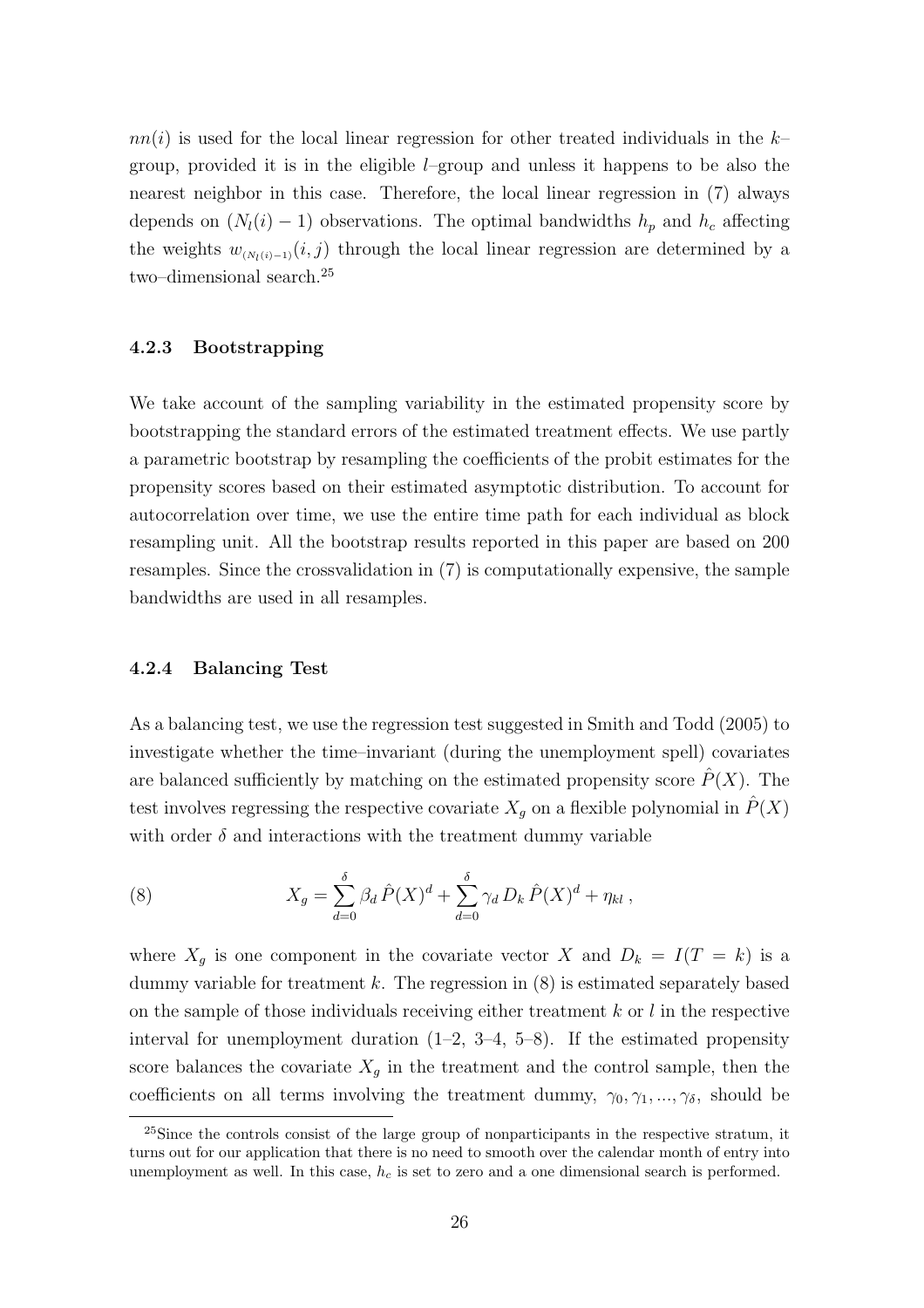$nn(i)$ is used for the local linear regression for other treated individuals in the $k$–group, provided it is in the eligible $l$–group and unless it happens to be also the nearest neighbor in this case. Therefore, the local linear regression in (7) always depends on $(N_l(i) - 1)$ observations. The optimal bandwidths $h_p$ and $h_c$ affecting the weights $w_{(N_l(i)-1)}(i, j)$ through the local linear regression are determined by a two–dimensional search.[25]

### 4.2.3 Bootstrapping

We take account of the sampling variability in the estimated propensity score by bootstrapping the standard errors of the estimated treatment effects. We use partly a parametric bootstrap by resampling the coefficients of the probit estimates for the propensity scores based on their estimated asymptotic distribution. To account for autocorrelation over time, we use the entire time path for each individual as block resampling unit. All the bootstrap results reported in this paper are based on 200 resamples. Since the crossvalidation in (7) is computationally expensive, the sample bandwidths are used in all resamples.

### 4.2.4 Balancing Test

As a balancing test, we use the regression test suggested in Smith and Todd (2005) to investigate whether the time–invariant (during the unemployment spell) covariates are balanced sufficiently by matching on the estimated propensity score $\hat{P}(X)$. The test involves regressing the respective covariate $X_g$ on a flexible polynomial in $\hat{P}(X)$ with order $\delta$ and interactions with the treatment dummy variable

$$X_g = \sum_{d=0}^{\delta} \beta_d \, \hat{P}(X)^d + \sum_{d=0}^{\delta} \gamma_d \, D_k \, \hat{P}(X)^d + \eta_{kl} \, , \tag{8}$$

where $X_g$ is one component in the covariate vector $X$ and $D_k = I(T = k)$ is a dummy variable for treatment $k$. The regression in (8) is estimated separately based on the sample of those individuals receiving either treatment $k$ or $l$ in the respective interval for unemployment duration (1–2, 3–4, 5–8). If the estimated propensity score balances the covariate $X_g$ in the treatment and the control sample, then the coefficients on all terms involving the treatment dummy, $\gamma_0, \gamma_1, ..., \gamma_\delta$, should be

[25]Since the controls consist of the large group of nonparticipants in the respective stratum, it turns out for our application that there is no need to smooth over the calendar month of entry into unemployment as well. In this case, $h_c$ is set to zero and a one dimensional search is performed.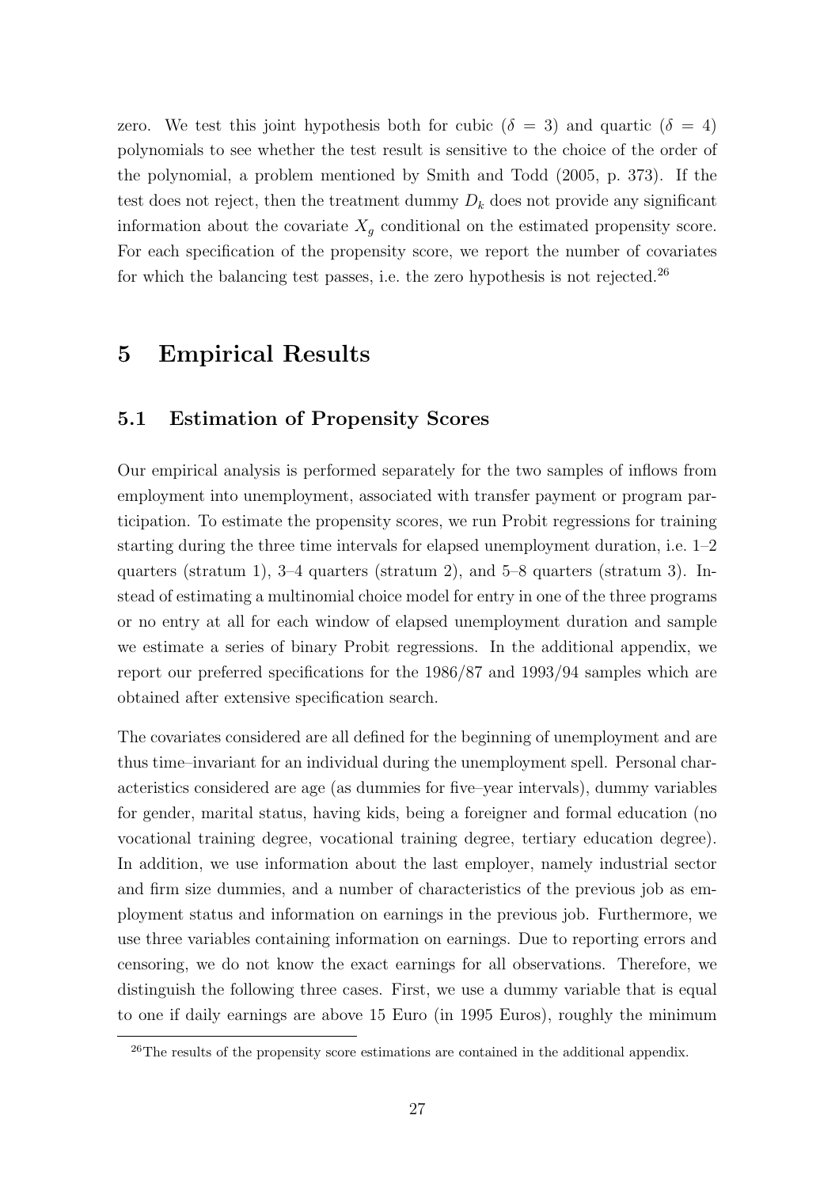zero. We test this joint hypothesis both for cubic ($\delta = 3$) and quartic ($\delta = 4$) polynomials to see whether the test result is sensitive to the choice of the order of the polynomial, a problem mentioned by Smith and Todd (2005, p. 373). If the test does not reject, then the treatment dummy $D_k$ does not provide any significant information about the covariate $X_g$ conditional on the estimated propensity score. For each specification of the propensity score, we report the number of covariates for which the balancing test passes, i.e. the zero hypothesis is not rejected.[26]

# 5 Empirical Results

## 5.1 Estimation of Propensity Scores

Our empirical analysis is performed separately for the two samples of inflows from employment into unemployment, associated with transfer payment or program participation. To estimate the propensity scores, we run Probit regressions for training starting during the three time intervals for elapsed unemployment duration, i.e. 1–2 quarters (stratum 1), 3–4 quarters (stratum 2), and 5–8 quarters (stratum 3). Instead of estimating a multinomial choice model for entry in one of the three programs or no entry at all for each window of elapsed unemployment duration and sample we estimate a series of binary Probit regressions. In the additional appendix, we report our preferred specifications for the 1986/87 and 1993/94 samples which are obtained after extensive specification search.

The covariates considered are all defined for the beginning of unemployment and are thus time–invariant for an individual during the unemployment spell. Personal characteristics considered are age (as dummies for five–year intervals), dummy variables for gender, marital status, having kids, being a foreigner and formal education (no vocational training degree, vocational training degree, tertiary education degree). In addition, we use information about the last employer, namely industrial sector and firm size dummies, and a number of characteristics of the previous job as employment status and information on earnings in the previous job. Furthermore, we use three variables containing information on earnings. Due to reporting errors and censoring, we do not know the exact earnings for all observations. Therefore, we distinguish the following three cases. First, we use a dummy variable that is equal to one if daily earnings are above 15 Euro (in 1995 Euros), roughly the minimum

[26] The results of the propensity score estimations are contained in the additional appendix.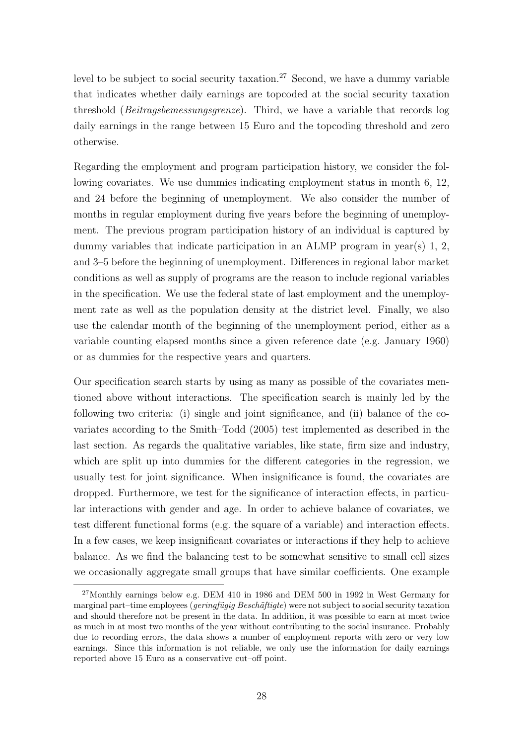level to be subject to social security taxation.[27] Second, we have a dummy variable that indicates whether daily earnings are topcoded at the social security taxation threshold (*Beitragsbemessungsgrenze*). Third, we have a variable that records log daily earnings in the range between 15 Euro and the topcoding threshold and zero otherwise.

Regarding the employment and program participation history, we consider the following covariates. We use dummies indicating employment status in month 6, 12, and 24 before the beginning of unemployment. We also consider the number of months in regular employment during five years before the beginning of unemployment. The previous program participation history of an individual is captured by dummy variables that indicate participation in an ALMP program in year(s) 1, 2, and 3–5 before the beginning of unemployment. Differences in regional labor market conditions as well as supply of programs are the reason to include regional variables in the specification. We use the federal state of last employment and the unemployment rate as well as the population density at the district level. Finally, we also use the calendar month of the beginning of the unemployment period, either as a variable counting elapsed months since a given reference date (e.g. January 1960) or as dummies for the respective years and quarters.

Our specification search starts by using as many as possible of the covariates mentioned above without interactions. The specification search is mainly led by the following two criteria: (i) single and joint significance, and (ii) balance of the covariates according to the Smith–Todd (2005) test implemented as described in the last section. As regards the qualitative variables, like state, firm size and industry, which are split up into dummies for the different categories in the regression, we usually test for joint significance. When insignificance is found, the covariates are dropped. Furthermore, we test for the significance of interaction effects, in particular interactions with gender and age. In order to achieve balance of covariates, we test different functional forms (e.g. the square of a variable) and interaction effects. In a few cases, we keep insignificant covariates or interactions if they help to achieve balance. As we find the balancing test to be somewhat sensitive to small cell sizes we occasionally aggregate small groups that have similar coefficients. One example

[27] Monthly earnings below e.g. DEM 410 in 1986 and DEM 500 in 1992 in West Germany for marginal part–time employees (*geringfügig Beschäftigte*) were not subject to social security taxation and should therefore not be present in the data. In addition, it was possible to earn at most twice as much in at most two months of the year without contributing to the social insurance. Probably due to recording errors, the data shows a number of employment reports with zero or very low earnings. Since this information is not reliable, we only use the information for daily earnings reported above 15 Euro as a conservative cut–off point.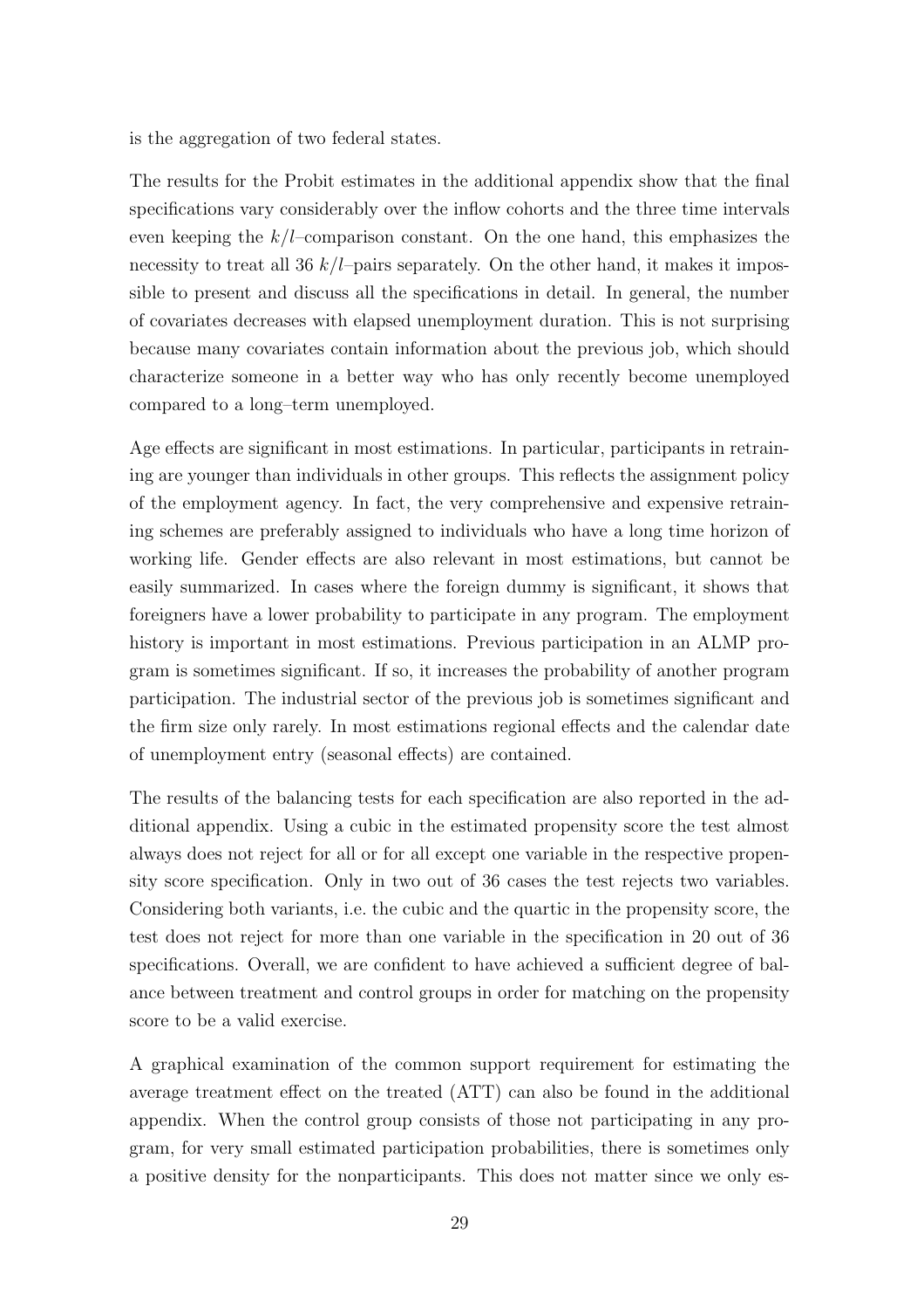is the aggregation of two federal states.

The results for the Probit estimates in the additional appendix show that the final specifications vary considerably over the inflow cohorts and the three time intervals even keeping the $k/l$–comparison constant. On the one hand, this emphasizes the necessity to treat all 36 $k/l$–pairs separately. On the other hand, it makes it impossible to present and discuss all the specifications in detail. In general, the number of covariates decreases with elapsed unemployment duration. This is not surprising because many covariates contain information about the previous job, which should characterize someone in a better way who has only recently become unemployed compared to a long–term unemployed.

Age effects are significant in most estimations. In particular, participants in retraining are younger than individuals in other groups. This reflects the assignment policy of the employment agency. In fact, the very comprehensive and expensive retraining schemes are preferably assigned to individuals who have a long time horizon of working life. Gender effects are also relevant in most estimations, but cannot be easily summarized. In cases where the foreign dummy is significant, it shows that foreigners have a lower probability to participate in any program. The employment history is important in most estimations. Previous participation in an ALMP program is sometimes significant. If so, it increases the probability of another program participation. The industrial sector of the previous job is sometimes significant and the firm size only rarely. In most estimations regional effects and the calendar date of unemployment entry (seasonal effects) are contained.

The results of the balancing tests for each specification are also reported in the additional appendix. Using a cubic in the estimated propensity score the test almost always does not reject for all or for all except one variable in the respective propensity score specification. Only in two out of 36 cases the test rejects two variables. Considering both variants, i.e. the cubic and the quartic in the propensity score, the test does not reject for more than one variable in the specification in 20 out of 36 specifications. Overall, we are confident to have achieved a sufficient degree of balance between treatment and control groups in order for matching on the propensity score to be a valid exercise.

A graphical examination of the common support requirement for estimating the average treatment effect on the treated (ATT) can also be found in the additional appendix. When the control group consists of those not participating in any program, for very small estimated participation probabilities, there is sometimes only a positive density for the nonparticipants. This does not matter since we only es-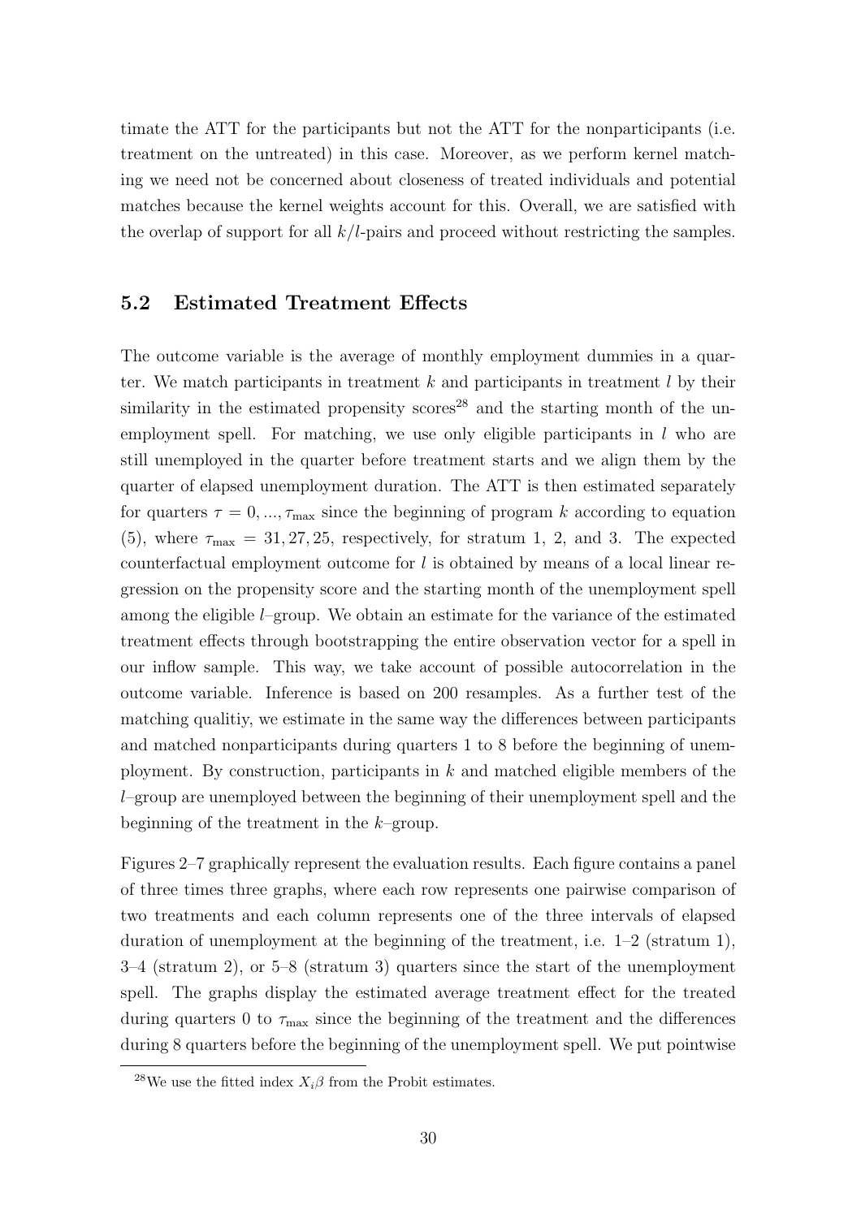timate the ATT for the participants but not the ATT for the nonparticipants (i.e. treatment on the untreated) in this case. Moreover, as we perform kernel matching we need not be concerned about closeness of treated individuals and potential matches because the kernel weights account for this. Overall, we are satisfied with the overlap of support for all $k/l$-pairs and proceed without restricting the samples.

## 5.2 Estimated Treatment Effects

The outcome variable is the average of monthly employment dummies in a quarter. We match participants in treatment $k$ and participants in treatment $l$ by their similarity in the estimated propensity scores[28] and the starting month of the unemployment spell. For matching, we use only eligible participants in $l$ who are still unemployed in the quarter before treatment starts and we align them by the quarter of elapsed unemployment duration. The ATT is then estimated separately for quarters $\tau = 0, ..., \tau_{\max}$ since the beginning of program $k$ according to equation (5), where $\tau_{\max} = 31, 27, 25$, respectively, for stratum 1, 2, and 3. The expected counterfactual employment outcome for $l$ is obtained by means of a local linear regression on the propensity score and the starting month of the unemployment spell among the eligible $l$–group. We obtain an estimate for the variance of the estimated treatment effects through bootstrapping the entire observation vector for a spell in our inflow sample. This way, we take account of possible autocorrelation in the outcome variable. Inference is based on 200 resamples. As a further test of the matching qualitiy, we estimate in the same way the differences between participants and matched nonparticipants during quarters 1 to 8 before the beginning of unemployment. By construction, participants in $k$ and matched eligible members of the $l$–group are unemployed between the beginning of their unemployment spell and the beginning of the treatment in the $k$–group.

Figures 2–7 graphically represent the evaluation results. Each figure contains a panel of three times three graphs, where each row represents one pairwise comparison of two treatments and each column represents one of the three intervals of elapsed duration of unemployment at the beginning of the treatment, i.e. 1–2 (stratum 1), 3–4 (stratum 2), or 5–8 (stratum 3) quarters since the start of the unemployment spell. The graphs display the estimated average treatment effect for the treated during quarters 0 to $\tau_{\max}$ since the beginning of the treatment and the differences during 8 quarters before the beginning of the unemployment spell. We put pointwise

[28] We use the fitted index $X_i\beta$ from the Probit estimates.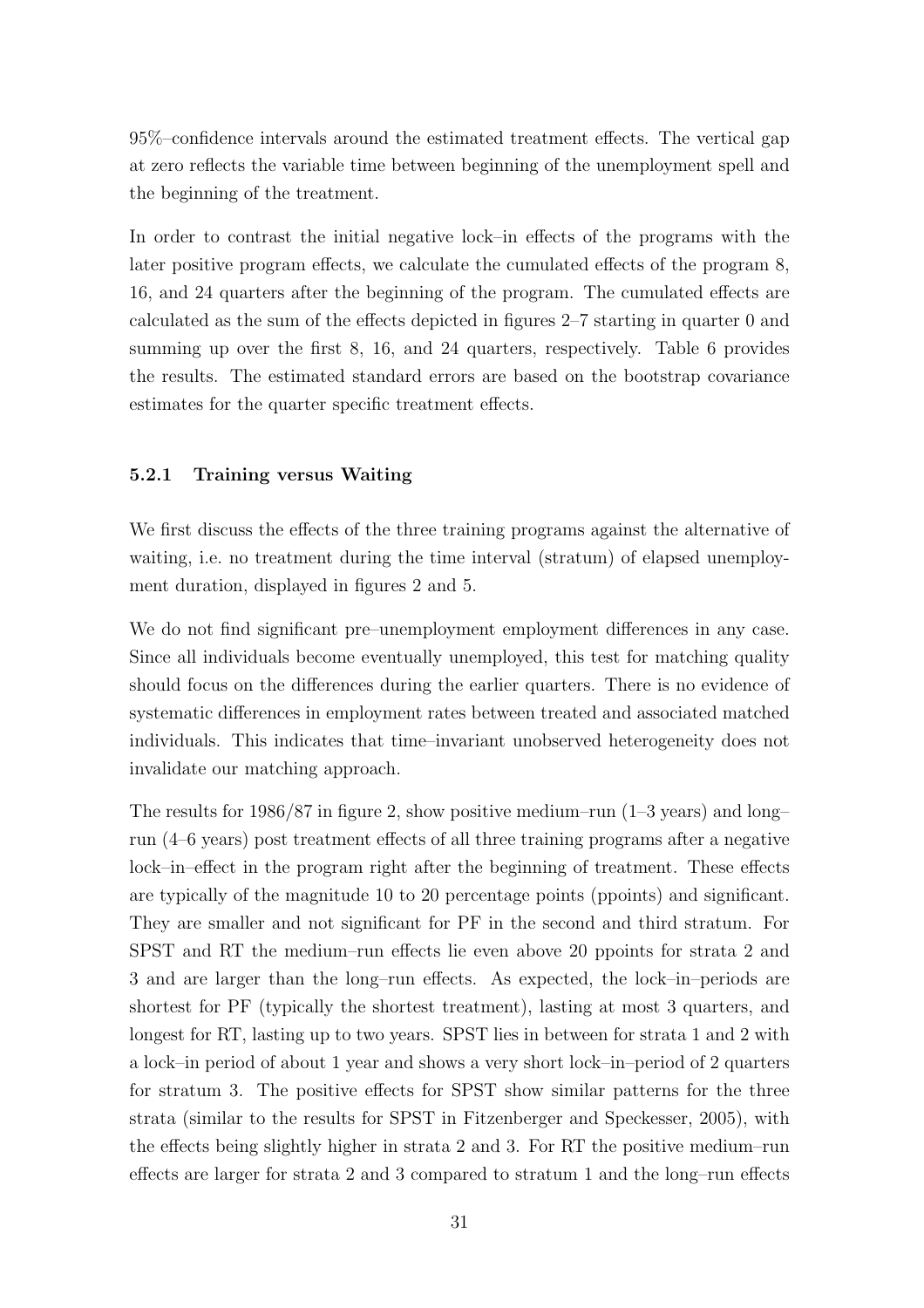95%–confidence intervals around the estimated treatment effects. The vertical gap at zero reflects the variable time between beginning of the unemployment spell and the beginning of the treatment.

In order to contrast the initial negative lock–in effects of the programs with the later positive program effects, we calculate the cumulated effects of the program 8, 16, and 24 quarters after the beginning of the program. The cumulated effects are calculated as the sum of the effects depicted in figures 2–7 starting in quarter 0 and summing up over the first 8, 16, and 24 quarters, respectively. Table 6 provides the results. The estimated standard errors are based on the bootstrap covariance estimates for the quarter specific treatment effects.

### 5.2.1 Training versus Waiting

We first discuss the effects of the three training programs against the alternative of waiting, i.e. no treatment during the time interval (stratum) of elapsed unemployment duration, displayed in figures 2 and 5.

We do not find significant pre–unemployment employment differences in any case. Since all individuals become eventually unemployed, this test for matching quality should focus on the differences during the earlier quarters. There is no evidence of systematic differences in employment rates between treated and associated matched individuals. This indicates that time–invariant unobserved heterogeneity does not invalidate our matching approach.

The results for 1986/87 in figure 2, show positive medium–run (1–3 years) and long–run (4–6 years) post treatment effects of all three training programs after a negative lock–in–effect in the program right after the beginning of treatment. These effects are typically of the magnitude 10 to 20 percentage points (ppoints) and significant. They are smaller and not significant for PF in the second and third stratum. For SPST and RT the medium–run effects lie even above 20 ppoints for strata 2 and 3 and are larger than the long–run effects. As expected, the lock–in–periods are shortest for PF (typically the shortest treatment), lasting at most 3 quarters, and longest for RT, lasting up to two years. SPST lies in between for strata 1 and 2 with a lock–in period of about 1 year and shows a very short lock–in–period of 2 quarters for stratum 3. The positive effects for SPST show similar patterns for the three strata (similar to the results for SPST in Fitzenberger and Speckesser, 2005), with the effects being slightly higher in strata 2 and 3. For RT the positive medium–run effects are larger for strata 2 and 3 compared to stratum 1 and the long–run effects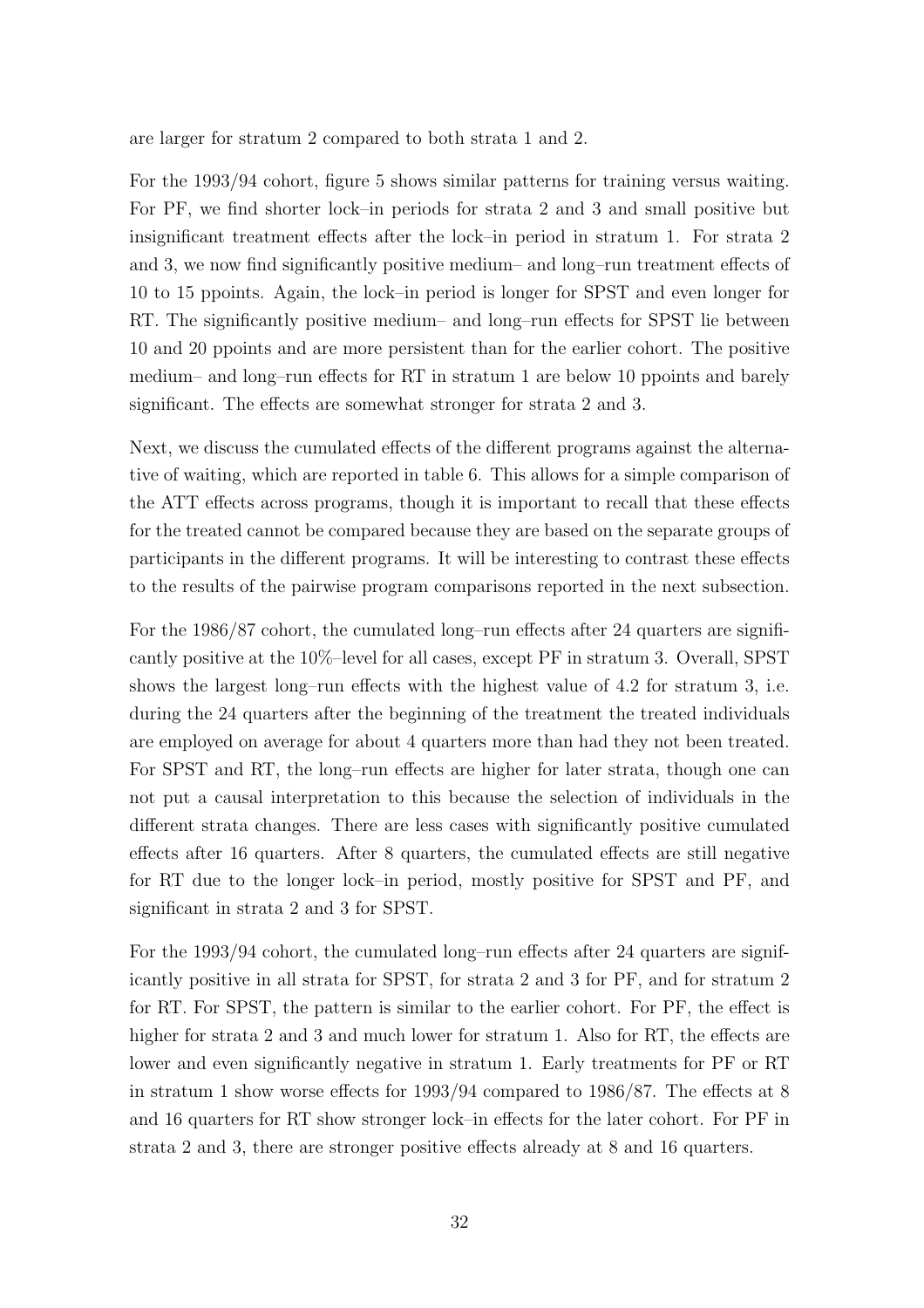are larger for stratum 2 compared to both strata 1 and 2.

For the 1993/94 cohort, figure 5 shows similar patterns for training versus waiting. For PF, we find shorter lock–in periods for strata 2 and 3 and small positive but insignificant treatment effects after the lock–in period in stratum 1. For strata 2 and 3, we now find significantly positive medium– and long–run treatment effects of 10 to 15 ppoints. Again, the lock–in period is longer for SPST and even longer for RT. The significantly positive medium– and long–run effects for SPST lie between 10 and 20 ppoints and are more persistent than for the earlier cohort. The positive medium– and long–run effects for RT in stratum 1 are below 10 ppoints and barely significant. The effects are somewhat stronger for strata 2 and 3.

Next, we discuss the cumulated effects of the different programs against the alternative of waiting, which are reported in table 6. This allows for a simple comparison of the ATT effects across programs, though it is important to recall that these effects for the treated cannot be compared because they are based on the separate groups of participants in the different programs. It will be interesting to contrast these effects to the results of the pairwise program comparisons reported in the next subsection.

For the 1986/87 cohort, the cumulated long–run effects after 24 quarters are significantly positive at the 10%–level for all cases, except PF in stratum 3. Overall, SPST shows the largest long–run effects with the highest value of 4.2 for stratum 3, i.e. during the 24 quarters after the beginning of the treatment the treated individuals are employed on average for about 4 quarters more than had they not been treated. For SPST and RT, the long–run effects are higher for later strata, though one can not put a causal interpretation to this because the selection of individuals in the different strata changes. There are less cases with significantly positive cumulated effects after 16 quarters. After 8 quarters, the cumulated effects are still negative for RT due to the longer lock–in period, mostly positive for SPST and PF, and significant in strata 2 and 3 for SPST.

For the 1993/94 cohort, the cumulated long–run effects after 24 quarters are significantly positive in all strata for SPST, for strata 2 and 3 for PF, and for stratum 2 for RT. For SPST, the pattern is similar to the earlier cohort. For PF, the effect is higher for strata 2 and 3 and much lower for stratum 1. Also for RT, the effects are lower and even significantly negative in stratum 1. Early treatments for PF or RT in stratum 1 show worse effects for 1993/94 compared to 1986/87. The effects at 8 and 16 quarters for RT show stronger lock–in effects for the later cohort. For PF in strata 2 and 3, there are stronger positive effects already at 8 and 16 quarters.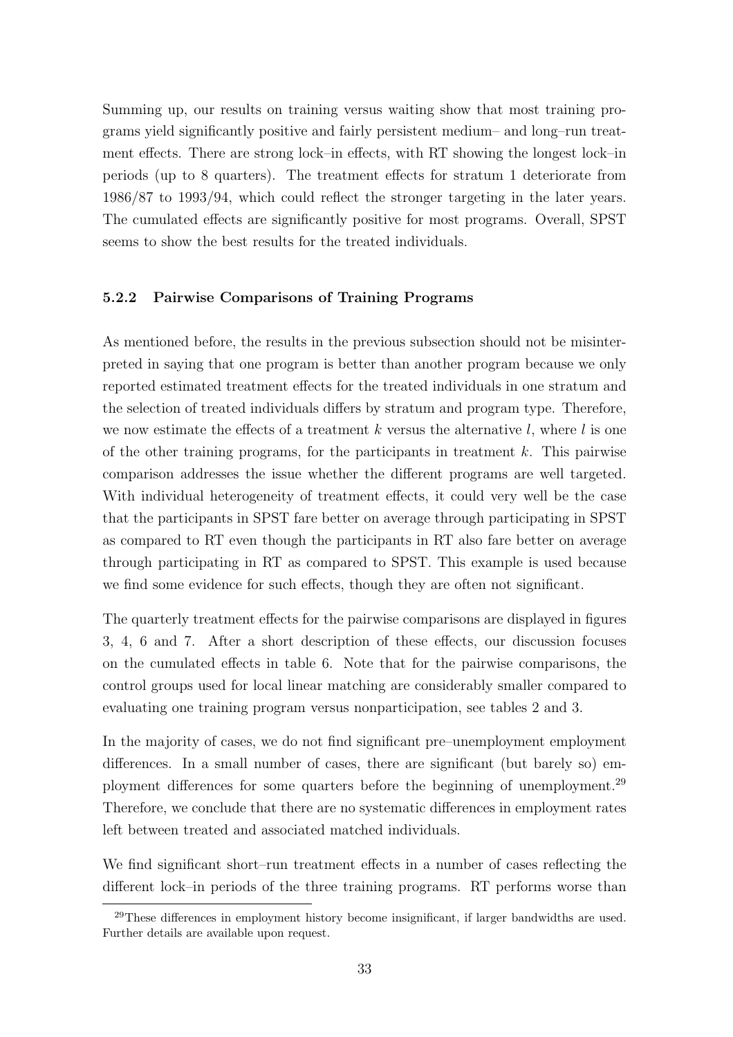Summing up, our results on training versus waiting show that most training programs yield significantly positive and fairly persistent medium– and long–run treatment effects. There are strong lock–in effects, with RT showing the longest lock–in periods (up to 8 quarters). The treatment effects for stratum 1 deteriorate from 1986/87 to 1993/94, which could reflect the stronger targeting in the later years. The cumulated effects are significantly positive for most programs. Overall, SPST seems to show the best results for the treated individuals.

### 5.2.2 Pairwise Comparisons of Training Programs

As mentioned before, the results in the previous subsection should not be misinterpreted in saying that one program is better than another program because we only reported estimated treatment effects for the treated individuals in one stratum and the selection of treated individuals differs by stratum and program type. Therefore, we now estimate the effects of a treatment $k$ versus the alternative $l$, where $l$ is one of the other training programs, for the participants in treatment $k$. This pairwise comparison addresses the issue whether the different programs are well targeted. With individual heterogeneity of treatment effects, it could very well be the case that the participants in SPST fare better on average through participating in SPST as compared to RT even though the participants in RT also fare better on average through participating in RT as compared to SPST. This example is used because we find some evidence for such effects, though they are often not significant.

The quarterly treatment effects for the pairwise comparisons are displayed in figures 3, 4, 6 and 7. After a short description of these effects, our discussion focuses on the cumulated effects in table 6. Note that for the pairwise comparisons, the control groups used for local linear matching are considerably smaller compared to evaluating one training program versus nonparticipation, see tables 2 and 3.

In the majority of cases, we do not find significant pre–unemployment employment differences. In a small number of cases, there are significant (but barely so) employment differences for some quarters before the beginning of unemployment.[29] Therefore, we conclude that there are no systematic differences in employment rates left between treated and associated matched individuals.

We find significant short–run treatment effects in a number of cases reflecting the different lock–in periods of the three training programs. RT performs worse than

[29]These differences in employment history become insignificant, if larger bandwidths are used. Further details are available upon request.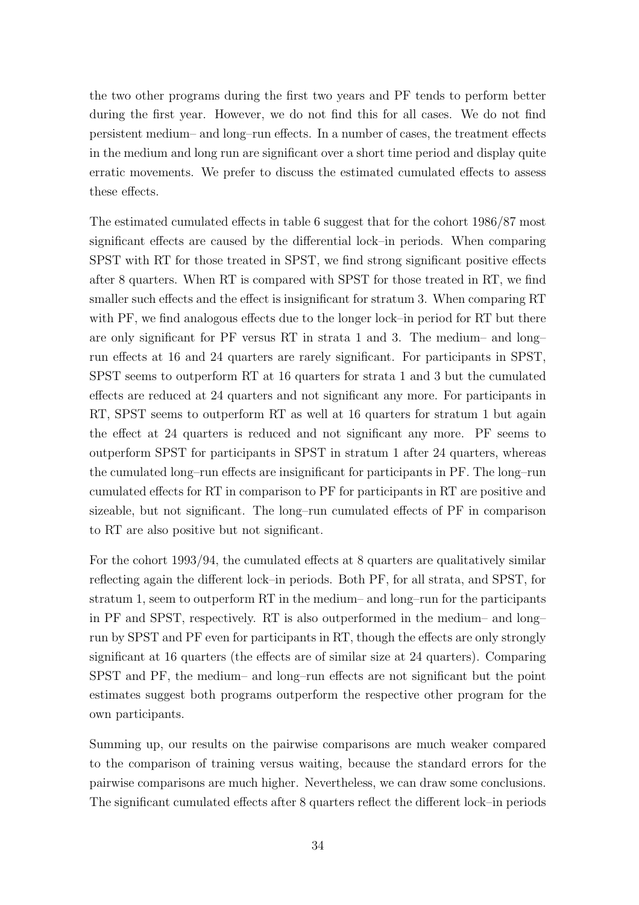the two other programs during the first two years and PF tends to perform better during the first year. However, we do not find this for all cases. We do not find persistent medium– and long–run effects. In a number of cases, the treatment effects in the medium and long run are significant over a short time period and display quite erratic movements. We prefer to discuss the estimated cumulated effects to assess these effects.

The estimated cumulated effects in table 6 suggest that for the cohort 1986/87 most significant effects are caused by the differential lock–in periods. When comparing SPST with RT for those treated in SPST, we find strong significant positive effects after 8 quarters. When RT is compared with SPST for those treated in RT, we find smaller such effects and the effect is insignificant for stratum 3. When comparing RT with PF, we find analogous effects due to the longer lock–in period for RT but there are only significant for PF versus RT in strata 1 and 3. The medium– and long–run effects at 16 and 24 quarters are rarely significant. For participants in SPST, SPST seems to outperform RT at 16 quarters for strata 1 and 3 but the cumulated effects are reduced at 24 quarters and not significant any more. For participants in RT, SPST seems to outperform RT as well at 16 quarters for stratum 1 but again the effect at 24 quarters is reduced and not significant any more. PF seems to outperform SPST for participants in SPST in stratum 1 after 24 quarters, whereas the cumulated long–run effects are insignificant for participants in PF. The long–run cumulated effects for RT in comparison to PF for participants in RT are positive and sizeable, but not significant. The long–run cumulated effects of PF in comparison to RT are also positive but not significant.

For the cohort 1993/94, the cumulated effects at 8 quarters are qualitatively similar reflecting again the different lock–in periods. Both PF, for all strata, and SPST, for stratum 1, seem to outperform RT in the medium– and long–run for the participants in PF and SPST, respectively. RT is also outperformed in the medium– and long–run by SPST and PF even for participants in RT, though the effects are only strongly significant at 16 quarters (the effects are of similar size at 24 quarters). Comparing SPST and PF, the medium– and long–run effects are not significant but the point estimates suggest both programs outperform the respective other program for the own participants.

Summing up, our results on the pairwise comparisons are much weaker compared to the comparison of training versus waiting, because the standard errors for the pairwise comparisons are much higher. Nevertheless, we can draw some conclusions. The significant cumulated effects after 8 quarters reflect the different lock–in periods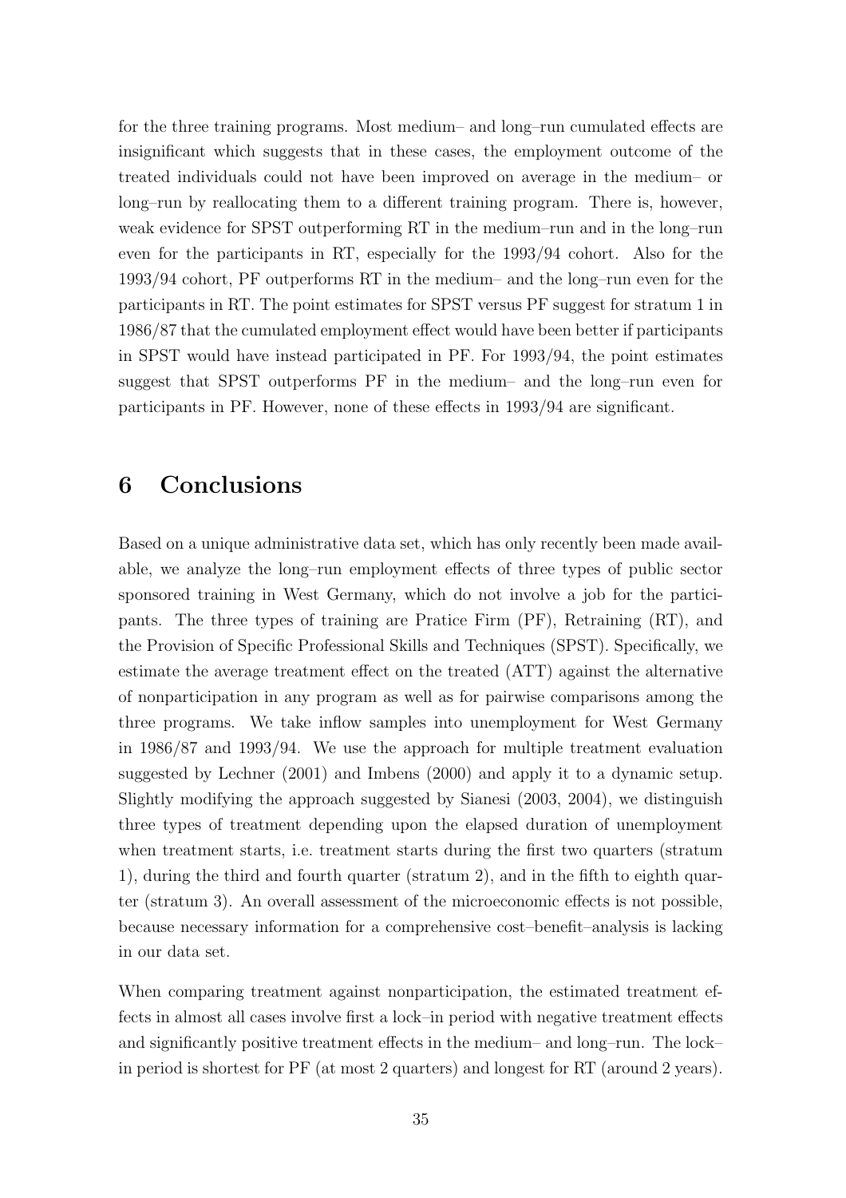for the three training programs. Most medium– and long–run cumulated effects are insignificant which suggests that in these cases, the employment outcome of the treated individuals could not have been improved on average in the medium– or long–run by reallocating them to a different training program. There is, however, weak evidence for SPST outperforming RT in the medium–run and in the long–run even for the participants in RT, especially for the 1993/94 cohort. Also for the 1993/94 cohort, PF outperforms RT in the medium– and the long–run even for the participants in RT. The point estimates for SPST versus PF suggest for stratum 1 in 1986/87 that the cumulated employment effect would have been better if participants in SPST would have instead participated in PF. For 1993/94, the point estimates suggest that SPST outperforms PF in the medium– and the long–run even for participants in PF. However, none of these effects in 1993/94 are significant.

# 6 Conclusions

Based on a unique administrative data set, which has only recently been made available, we analyze the long–run employment effects of three types of public sector sponsored training in West Germany, which do not involve a job for the participants. The three types of training are Pratice Firm (PF), Retraining (RT), and the Provision of Specific Professional Skills and Techniques (SPST). Specifically, we estimate the average treatment effect on the treated (ATT) against the alternative of nonparticipation in any program as well as for pairwise comparisons among the three programs. We take inflow samples into unemployment for West Germany in 1986/87 and 1993/94. We use the approach for multiple treatment evaluation suggested by Lechner (2001) and Imbens (2000) and apply it to a dynamic setup. Slightly modifying the approach suggested by Sianesi (2003, 2004), we distinguish three types of treatment depending upon the elapsed duration of unemployment when treatment starts, i.e. treatment starts during the first two quarters (stratum 1), during the third and fourth quarter (stratum 2), and in the fifth to eighth quarter (stratum 3). An overall assessment of the microeconomic effects is not possible, because necessary information for a comprehensive cost–benefit–analysis is lacking in our data set.

When comparing treatment against nonparticipation, the estimated treatment effects in almost all cases involve first a lock–in period with negative treatment effects and significantly positive treatment effects in the medium– and long–run. The lock–in period is shortest for PF (at most 2 quarters) and longest for RT (around 2 years).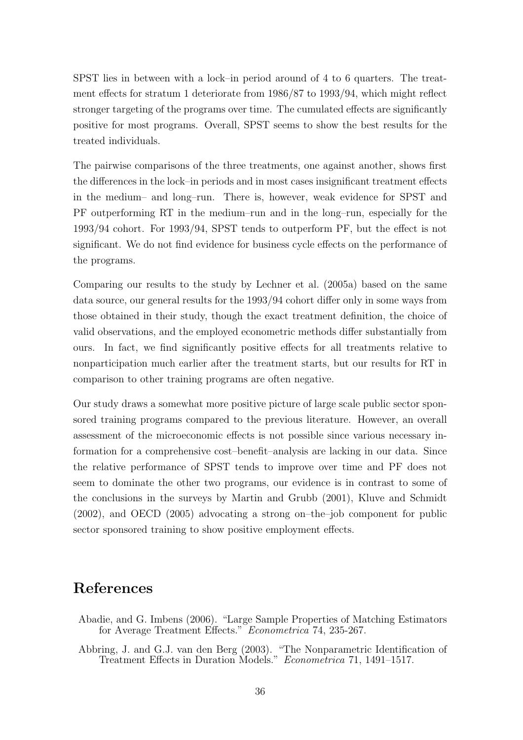SPST lies in between with a lock–in period around of 4 to 6 quarters. The treatment effects for stratum 1 deteriorate from 1986/87 to 1993/94, which might reflect stronger targeting of the programs over time. The cumulated effects are significantly positive for most programs. Overall, SPST seems to show the best results for the treated individuals.

The pairwise comparisons of the three treatments, one against another, shows first the differences in the lock–in periods and in most cases insignificant treatment effects in the medium– and long–run. There is, however, weak evidence for SPST and PF outperforming RT in the medium–run and in the long–run, especially for the 1993/94 cohort. For 1993/94, SPST tends to outperform PF, but the effect is not significant. We do not find evidence for business cycle effects on the performance of the programs.

Comparing our results to the study by Lechner et al. (2005a) based on the same data source, our general results for the 1993/94 cohort differ only in some ways from those obtained in their study, though the exact treatment definition, the choice of valid observations, and the employed econometric methods differ substantially from ours. In fact, we find significantly positive effects for all treatments relative to nonparticipation much earlier after the treatment starts, but our results for RT in comparison to other training programs are often negative.

Our study draws a somewhat more positive picture of large scale public sector sponsored training programs compared to the previous literature. However, an overall assessment of the microeconomic effects is not possible since various necessary information for a comprehensive cost–benefit–analysis are lacking in our data. Since the relative performance of SPST tends to improve over time and PF does not seem to dominate the other two programs, our evidence is in contrast to some of the conclusions in the surveys by Martin and Grubb (2001), Kluve and Schmidt (2002), and OECD (2005) advocating a strong on–the–job component for public sector sponsored training to show positive employment effects.

# References

Abadie, and G. Imbens (2006). "Large Sample Properties of Matching Estimators for Average Treatment Effects." *Econometrica* 74, 235-267.

Abbring, J. and G.J. van den Berg (2003). "The Nonparametric Identification of Treatment Effects in Duration Models." *Econometrica* 71, 1491–1517.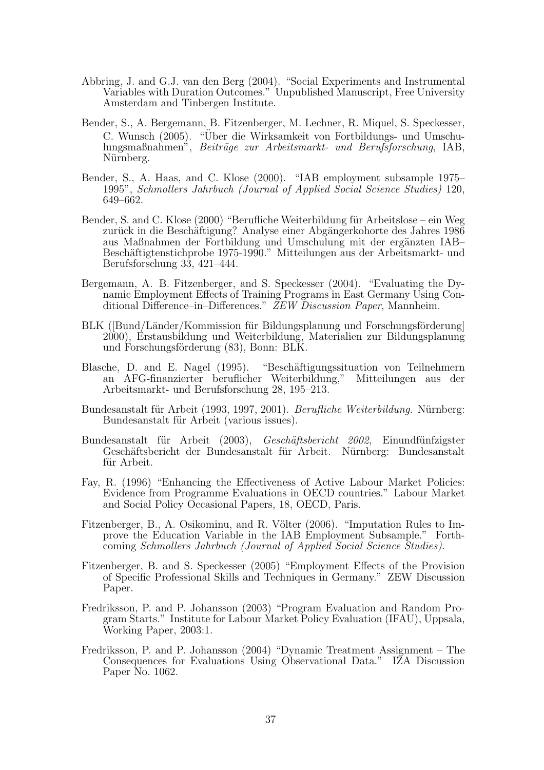Abbring, J. and G.J. van den Berg (2004). "Social Experiments and Instrumental Variables with Duration Outcomes." Unpublished Manuscript, Free University Amsterdam and Tinbergen Institute.

Bender, S., A. Bergemann, B. Fitzenberger, M. Lechner, R. Miquel, S. Speckesser, C. Wunsch (2005). "Über die Wirksamkeit von Fortbildungs- und Umschulungsmaßnahmen", *Beiträge zur Arbeitsmarkt- und Berufsforschung*, IAB, Nürnberg.

Bender, S., A. Haas, and C. Klose (2000). "IAB employment subsample 1975–1995", *Schmollers Jahrbuch (Journal of Applied Social Science Studies)* 120, 649–662.

Bender, S. and C. Klose (2000) "Berufliche Weiterbildung für Arbeitslose – ein Weg zurück in die Beschäftigung? Analyse einer Abgängerkohorte des Jahres 1986 aus Maßnahmen der Fortbildung und Umschulung mit der ergänzten IAB–Beschäftigtenstichprobe 1975-1990." Mitteilungen aus der Arbeitsmarkt- und Berufsforschung 33, 421–444.

Bergemann, A. B. Fitzenberger, and S. Speckesser (2004). "Evaluating the Dynamic Employment Effects of Training Programs in East Germany Using Conditional Difference–in–Differences." *ZEW Discussion Paper*, Mannheim.

BLK ([Bund/Länder/Kommission für Bildungsplanung und Forschungsförderung] 2000), Erstausbildung und Weiterbildung, Materialien zur Bildungsplanung und Forschungsförderung (83), Bonn: BLK.

Blasche, D. and E. Nagel (1995). "Beschäftigungssituation von Teilnehmern an AFG-finanzierter beruflicher Weiterbildung," Mitteilungen aus der Arbeitsmarkt- und Berufsforschung 28, 195–213.

Bundesanstalt für Arbeit (1993, 1997, 2001). *Berufliche Weiterbildung.* Nürnberg: Bundesanstalt für Arbeit (various issues).

Bundesanstalt für Arbeit (2003), *Geschäftsbericht 2002*, Einundfünfzigster Geschäftsbericht der Bundesanstalt für Arbeit. Nürnberg: Bundesanstalt für Arbeit.

Fay, R. (1996) "Enhancing the Effectiveness of Active Labour Market Policies: Evidence from Programme Evaluations in OECD countries." Labour Market and Social Policy Occasional Papers, 18, OECD, Paris.

Fitzenberger, B., A. Osikominu, and R. Völter (2006). "Imputation Rules to Improve the Education Variable in the IAB Employment Subsample." Forthcoming *Schmollers Jahrbuch (Journal of Applied Social Science Studies)*.

Fitzenberger, B. and S. Speckesser (2005) "Employment Effects of the Provision of Specific Professional Skills and Techniques in Germany." ZEW Discussion Paper.

Fredriksson, P. and P. Johansson (2003) "Program Evaluation and Random Program Starts." Institute for Labour Market Policy Evaluation (IFAU), Uppsala, Working Paper, 2003:1.

Fredriksson, P. and P. Johansson (2004) "Dynamic Treatment Assignment – The Consequences for Evaluations Using Observational Data." IZA Discussion Paper No. 1062.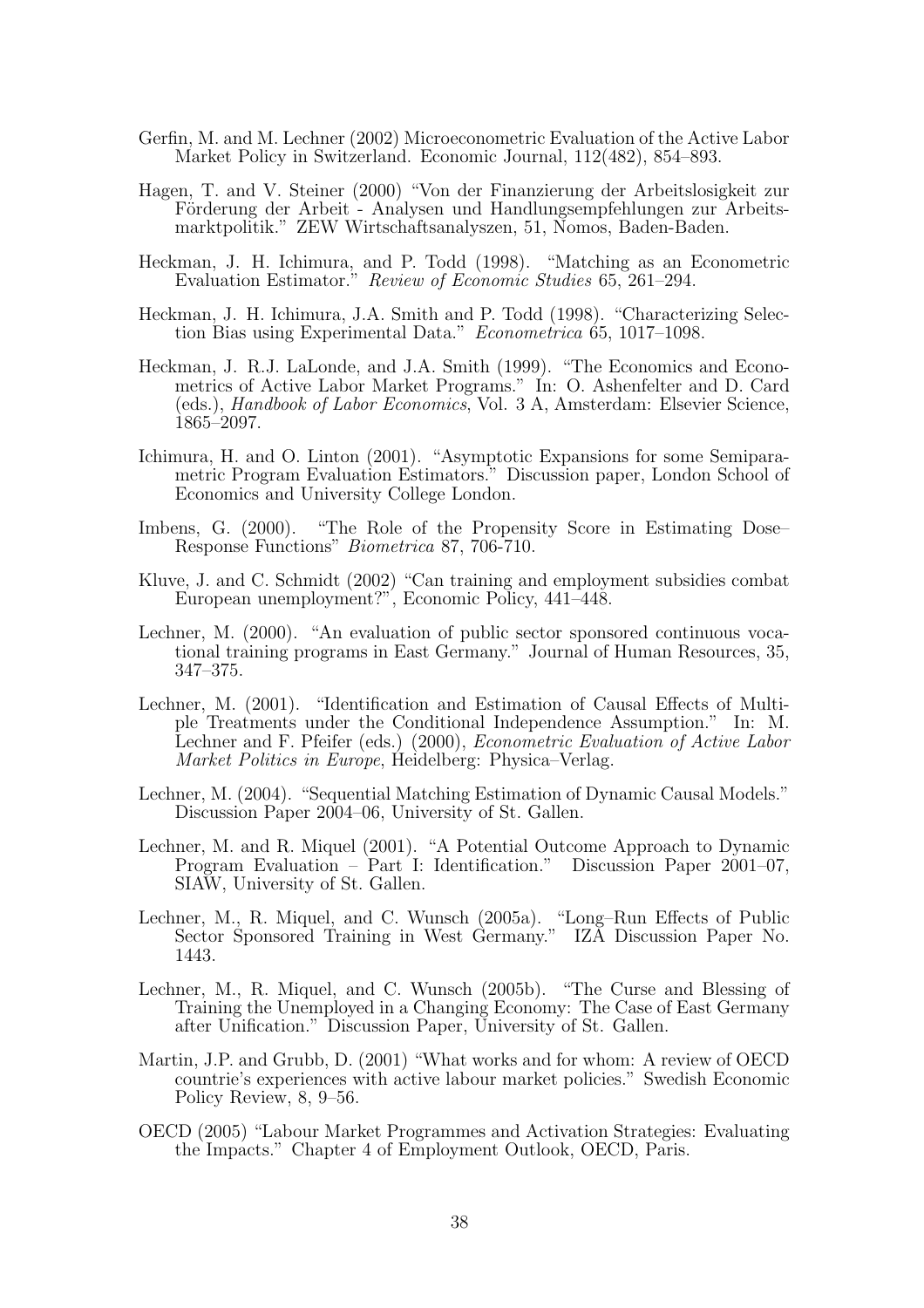Gerfin, M. and M. Lechner (2002) Microeconometric Evaluation of the Active Labor Market Policy in Switzerland. Economic Journal, 112(482), 854–893.

Hagen, T. and V. Steiner (2000) "Von der Finanzierung der Arbeitslosigkeit zur Förderung der Arbeit - Analysen und Handlungsempfehlungen zur Arbeitsmarktpolitik." ZEW Wirtschaftsanalyszen, 51, Nomos, Baden-Baden.

Heckman, J. H. Ichimura, and P. Todd (1998). "Matching as an Econometric Evaluation Estimator." *Review of Economic Studies* 65, 261–294.

Heckman, J. H. Ichimura, J.A. Smith and P. Todd (1998). "Characterizing Selection Bias using Experimental Data." *Econometrica* 65, 1017–1098.

Heckman, J. R.J. LaLonde, and J.A. Smith (1999). "The Economics and Econometrics of Active Labor Market Programs." In: O. Ashenfelter and D. Card (eds.), *Handbook of Labor Economics*, Vol. 3 A, Amsterdam: Elsevier Science, 1865–2097.

Ichimura, H. and O. Linton (2001). "Asymptotic Expansions for some Semiparametric Program Evaluation Estimators." Discussion paper, London School of Economics and University College London.

Imbens, G. (2000). "The Role of the Propensity Score in Estimating Dose–Response Functions" *Biometrica* 87, 706-710.

Kluve, J. and C. Schmidt (2002) "Can training and employment subsidies combat European unemployment?", Economic Policy, 441–448.

Lechner, M. (2000). "An evaluation of public sector sponsored continuous vocational training programs in East Germany." Journal of Human Resources, 35, 347–375.

Lechner, M. (2001). "Identification and Estimation of Causal Effects of Multiple Treatments under the Conditional Independence Assumption." In: M. Lechner and F. Pfeifer (eds.) (2000), *Econometric Evaluation of Active Labor Market Politics in Europe*, Heidelberg: Physica–Verlag.

Lechner, M. (2004). "Sequential Matching Estimation of Dynamic Causal Models." Discussion Paper 2004–06, University of St. Gallen.

Lechner, M. and R. Miquel (2001). "A Potential Outcome Approach to Dynamic Program Evaluation – Part I: Identification." Discussion Paper 2001–07, SIAW, University of St. Gallen.

Lechner, M., R. Miquel, and C. Wunsch (2005a). "Long–Run Effects of Public Sector Sponsored Training in West Germany." IZA Discussion Paper No. 1443.

Lechner, M., R. Miquel, and C. Wunsch (2005b). "The Curse and Blessing of Training the Unemployed in a Changing Economy: The Case of East Germany after Unification." Discussion Paper, University of St. Gallen.

Martin, J.P. and Grubb, D. (2001) "What works and for whom: A review of OECD countrie's experiences with active labour market policies." Swedish Economic Policy Review, 8, 9–56.

OECD (2005) "Labour Market Programmes and Activation Strategies: Evaluating the Impacts." Chapter 4 of Employment Outlook, OECD, Paris.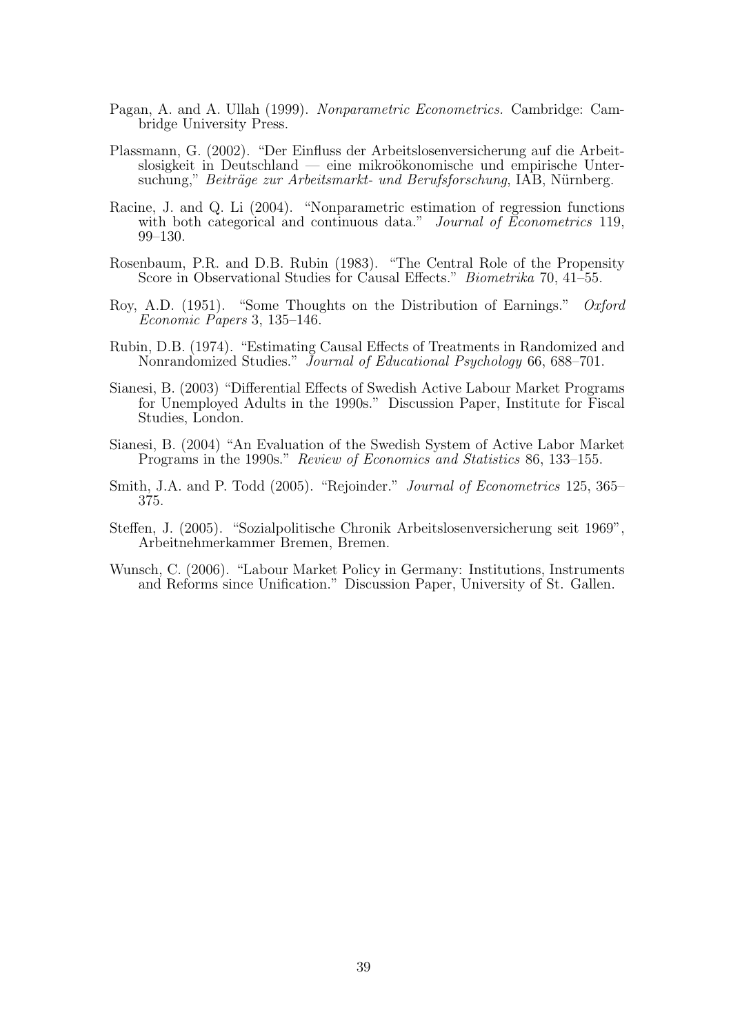Pagan, A. and A. Ullah (1999). *Nonparametric Econometrics.* Cambridge: Cambridge University Press.

Plassmann, G. (2002). "Der Einfluss der Arbeitslosenversicherung auf die Arbeitslosigkeit in Deutschland — eine mikroökonomische und empirische Untersuchung," *Beiträge zur Arbeitsmarkt- und Berufsforschung*, IAB, Nürnberg.

Racine, J. and Q. Li (2004). "Nonparametric estimation of regression functions with both categorical and continuous data." *Journal of Econometrics* 119, 99–130.

Rosenbaum, P.R. and D.B. Rubin (1983). "The Central Role of the Propensity Score in Observational Studies for Causal Effects." *Biometrika* 70, 41–55.

Roy, A.D. (1951). "Some Thoughts on the Distribution of Earnings." *Oxford Economic Papers* 3, 135–146.

Rubin, D.B. (1974). "Estimating Causal Effects of Treatments in Randomized and Nonrandomized Studies." *Journal of Educational Psychology* 66, 688–701.

Sianesi, B. (2003) "Differential Effects of Swedish Active Labour Market Programs for Unemployed Adults in the 1990s." Discussion Paper, Institute for Fiscal Studies, London.

Sianesi, B. (2004) "An Evaluation of the Swedish System of Active Labor Market Programs in the 1990s." *Review of Economics and Statistics* 86, 133–155.

Smith, J.A. and P. Todd (2005). "Rejoinder." *Journal of Econometrics* 125, 365–375.

Steffen, J. (2005). "Sozialpolitische Chronik Arbeitslosenversicherung seit 1969", Arbeitnehmerkammer Bremen, Bremen.

Wunsch, C. (2006). "Labour Market Policy in Germany: Institutions, Instruments and Reforms since Unification." Discussion Paper, University of St. Gallen.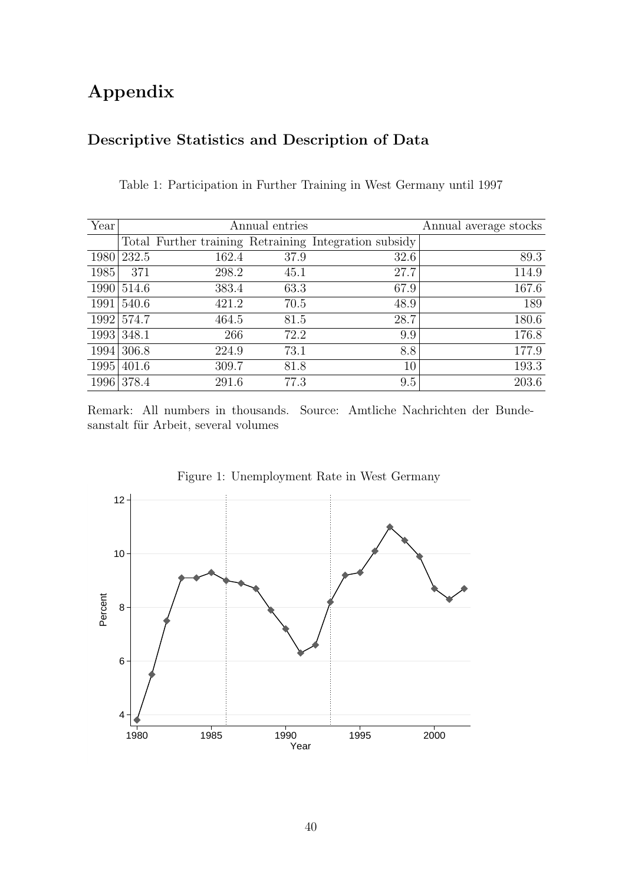// Appendix

## Descriptive Statistics and Description of Data

Table 1: Participation in Further Training in West Germany until 1997

| Year | Annual entries | | | | Annual average stocks |
|---|---|---|---|---|---|
| | Total | Further training | Retraining | Integration subsidy | |
| 1980 | 232.5 | 162.4 | 37.9 | 32.6 | 89.3 |
| 1985 | 371 | 298.2 | 45.1 | 27.7 | 114.9 |
| 1990 | 514.6 | 383.4 | 63.3 | 67.9 | 167.6 |
| 1991 | 540.6 | 421.2 | 70.5 | 48.9 | 189 |
| 1992 | 574.7 | 464.5 | 81.5 | 28.7 | 180.6 |
| 1993 | 348.1 | 266 | 72.2 | 9.9 | 176.8 |
| 1994 | 306.8 | 224.9 | 73.1 | 8.8 | 177.9 |
| 1995 | 401.6 | 309.7 | 81.8 | 10 | 193.3 |
| 1996 | 378.4 | 291.6 | 77.3 | 9.5 | 203.6 |

Remark: All numbers in thousands. Source: Amtliche Nachrichten der Bundesanstalt für Arbeit, several volumes

Figure 1: Unemployment Rate in West Germany

# Appendix

## Descriptive Statistics and Description of Data

Table 1: Participation in Further Training in West Germany until 1997

| Year | Annual entries | | | | Annual average stocks |
|---|---|---|---|---|---|
| | Total | Further training | Retraining | Integration subsidy | |
| 1980 | 232.5 | 162.4 | 37.9 | 32.6 | 89.3 |
| 1985 | 371 | 298.2 | 45.1 | 27.7 | 114.9 |
| 1990 | 514.6 | 383.4 | 63.3 | 67.9 | 167.6 |
| 1991 | 540.6 | 421.2 | 70.5 | 48.9 | 189 |
| 1992 | 574.7 | 464.5 | 81.5 | 28.7 | 180.6 |
| 1993 | 348.1 | 266 | 72.2 | 9.9 | 176.8 |
| 1994 | 306.8 | 224.9 | 73.1 | 8.8 | 177.9 |
| 1995 | 401.6 | 309.7 | 81.8 | 10 | 193.3 |
| 1996 | 378.4 | 291.6 | 77.3 | 9.5 | 203.6 |

Remark: All numbers in thousands. Source: Amtliche Nachrichten der Bundesanstalt für Arbeit, several volumes

Figure 1: Unemployment Rate in West Germany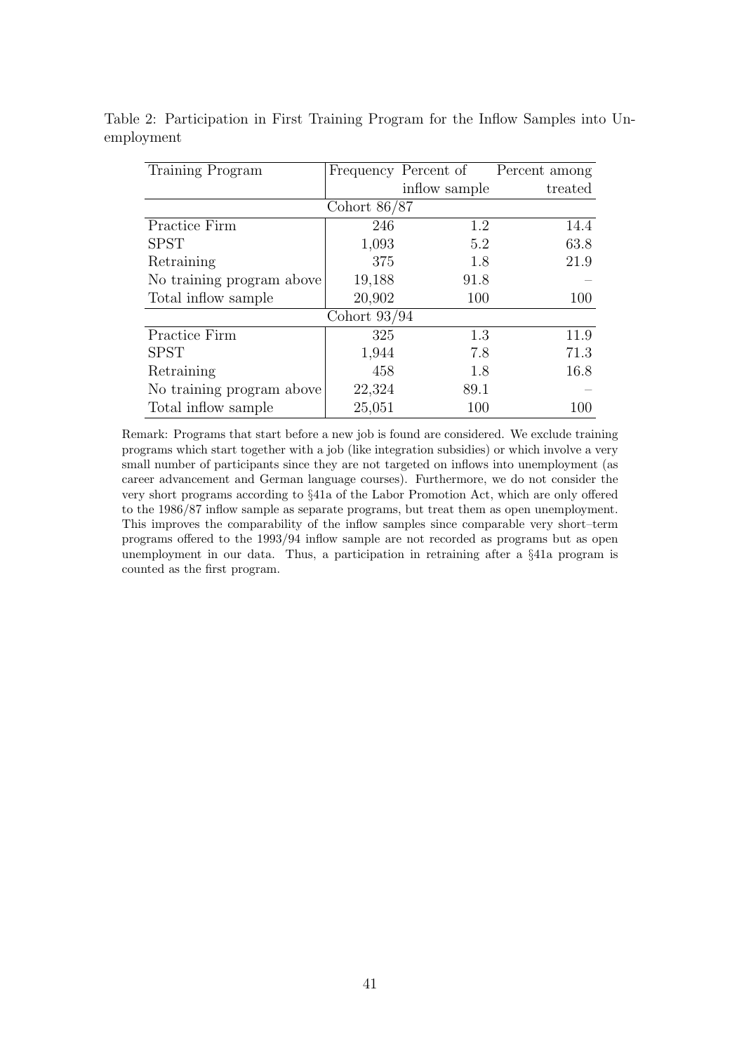Table 2: Participation in First Training Program for the Inflow Samples into Unemployment

| Training Program | Frequency | Percent of inflow sample | Percent among treated |
|---|---|---|---|
| **Cohort 86/87** | | | |
| Practice Firm | 246 | 1.2 | 14.4 |
| SPST | 1,093 | 5.2 | 63.8 |
| Retraining | 375 | 1.8 | 21.9 |
| No training program above | 19,188 | 91.8 | – |
| Total inflow sample | 20,902 | 100 | 100 |
| **Cohort 93/94** | | | |
| Practice Firm | 325 | 1.3 | 11.9 |
| SPST | 1,944 | 7.8 | 71.3 |
| Retraining | 458 | 1.8 | 16.8 |
| No training program above | 22,324 | 89.1 | – |
| Total inflow sample | 25,051 | 100 | 100 |

Remark: Programs that start before a new job is found are considered. We exclude training programs which start together with a job (like integration subsidies) or which involve a very small number of participants since they are not targeted on inflows into unemployment (as career advancement and German language courses). Furthermore, we do not consider the very short programs according to §41a of the Labor Promotion Act, which are only offered to the 1986/87 inflow sample as separate programs, but treat them as open unemployment. This improves the comparability of the inflow samples since comparable very short–term programs offered to the 1993/94 inflow sample are not recorded as programs but as open unemployment in our data. Thus, a participation in retraining after a §41a program is counted as the first program.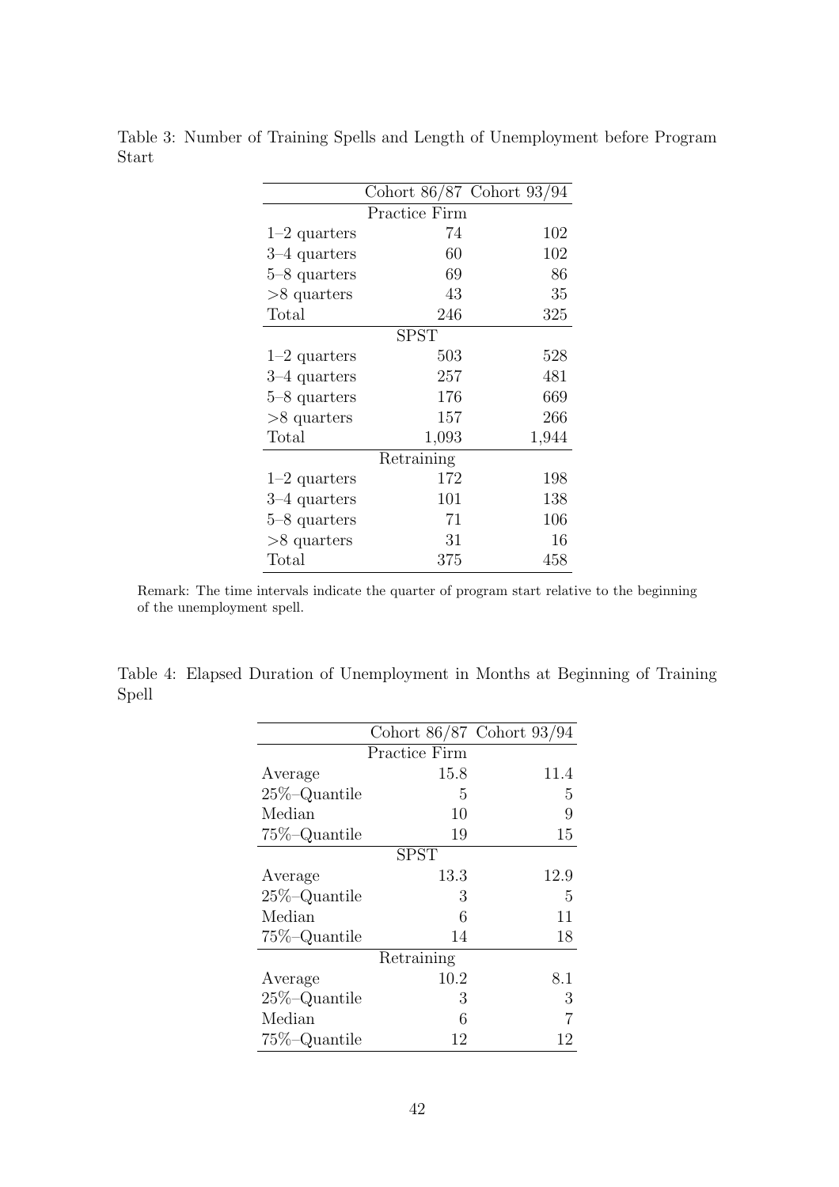Table 3: Number of Training Spells and Length of Unemployment before Program Start

| | Cohort 86/87 | Cohort 93/94 |
|---|---|---|
| | Practice Firm | |
| 1–2 quarters | 74 | 102 |
| 3–4 quarters | 60 | 102 |
| 5–8 quarters | 69 | 86 |
| >8 quarters | 43 | 35 |
| Total | 246 | 325 |
| | SPST | |
| 1–2 quarters | 503 | 528 |
| 3–4 quarters | 257 | 481 |
| 5–8 quarters | 176 | 669 |
| >8 quarters | 157 | 266 |
| Total | 1,093 | 1,944 |
| | Retraining | |
| 1–2 quarters | 172 | 198 |
| 3–4 quarters | 101 | 138 |
| 5–8 quarters | 71 | 106 |
| >8 quarters | 31 | 16 |
| Total | 375 | 458 |

Remark: The time intervals indicate the quarter of program start relative to the beginning of the unemployment spell.

Table 4: Elapsed Duration of Unemployment in Months at Beginning of Training Spell

| | Cohort 86/87 | Cohort 93/94 |
|---|---|---|
| | Practice Firm | |
| Average | 15.8 | 11.4 |
| 25%–Quantile | 5 | 5 |
| Median | 10 | 9 |
| 75%–Quantile | 19 | 15 |
| | SPST | |
| Average | 13.3 | 12.9 |
| 25%–Quantile | 3 | 5 |
| Median | 6 | 11 |
| 75%–Quantile | 14 | 18 |
| | Retraining | |
| Average | 10.2 | 8.1 |
| 25%–Quantile | 3 | 3 |
| Median | 6 | 7 |
| 75%–Quantile | 12 | 12 |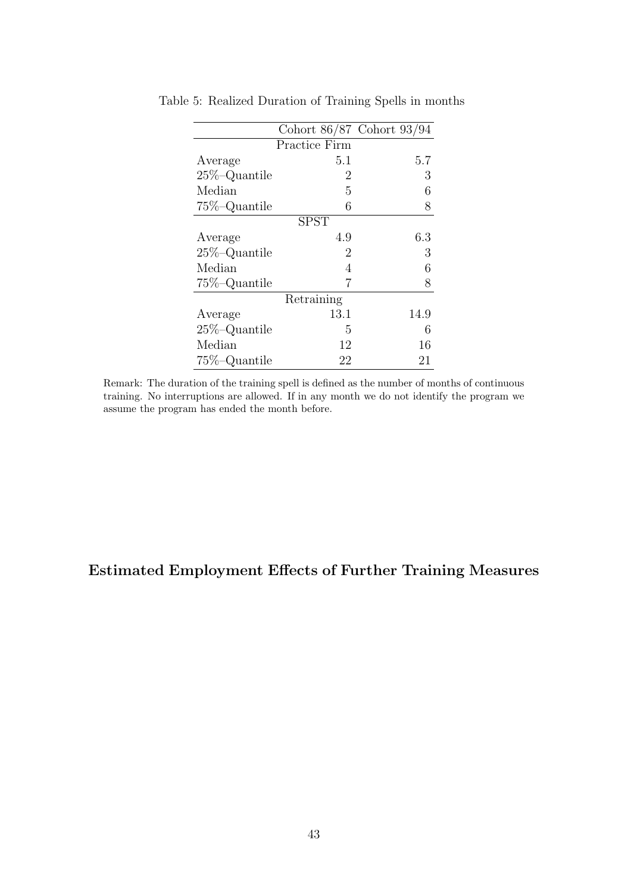Table 5: Realized Duration of Training Spells in months

| | Cohort 86/87 | Cohort 93/94 |
|---|---|---|
| **Practice Firm** | | |
| Average | 5.1 | 5.7 |
| 25%–Quantile | 2 | 3 |
| Median | 5 | 6 |
| 75%–Quantile | 6 | 8 |
| **SPST** | | |
| Average | 4.9 | 6.3 |
| 25%–Quantile | 2 | 3 |
| Median | 4 | 6 |
| 75%–Quantile | 7 | 8 |
| **Retraining** | | |
| Average | 13.1 | 14.9 |
| 25%–Quantile | 5 | 6 |
| Median | 12 | 16 |
| 75%–Quantile | 22 | 21 |

Remark: The duration of the training spell is defined as the number of months of continuous training. No interruptions are allowed. If in any month we do not identify the program we assume the program has ended the month before.

## Estimated Employment Effects of Further Training Measures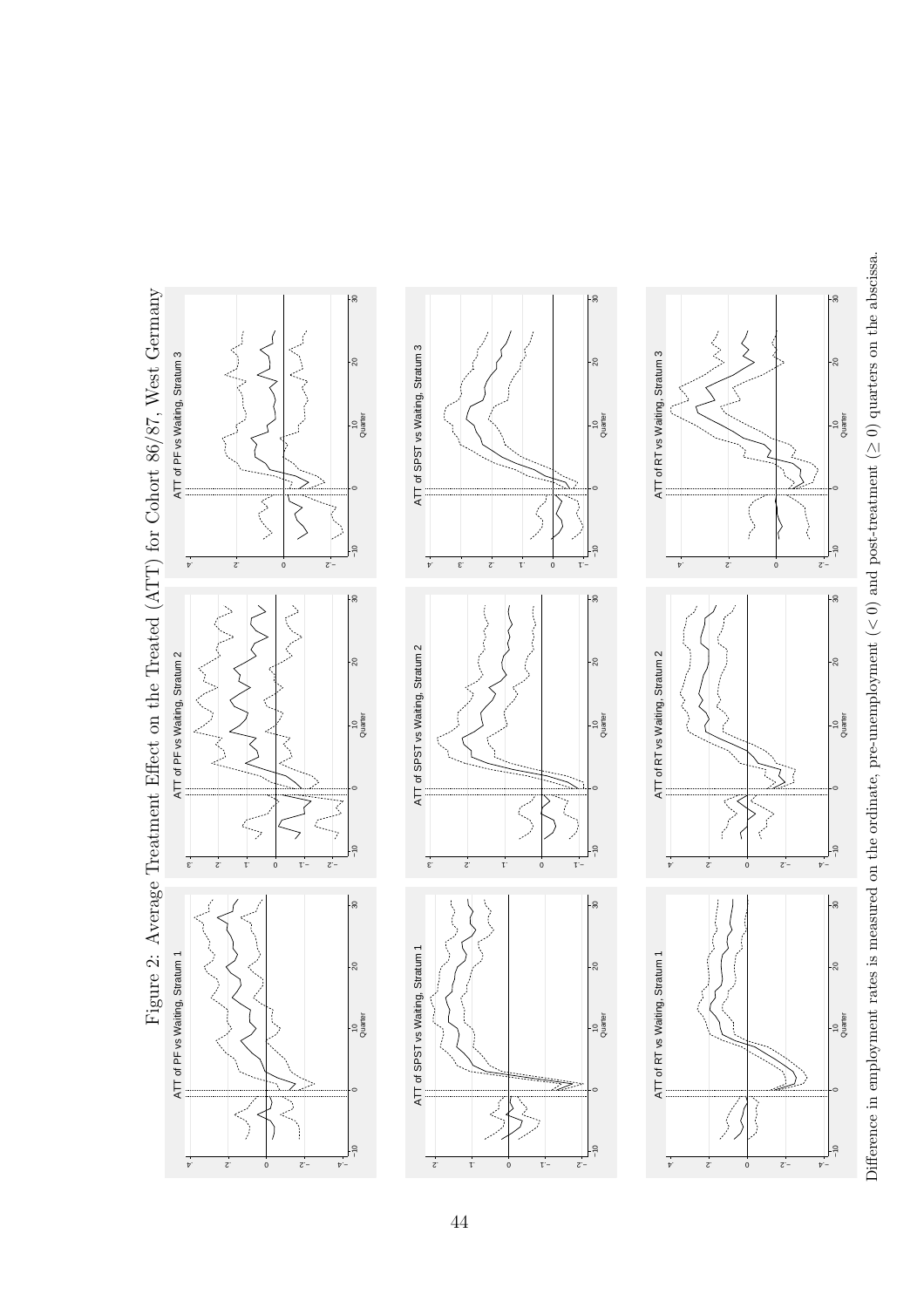Figure 2: Average Treatment Effect on the Treated (ATT) for Cohort 86/87, West Germany

Difference in employment rates is measured on the ordinate, pre-unemployment ($< 0$) and post-treatment ($\geq 0$) quarters on the abscissa.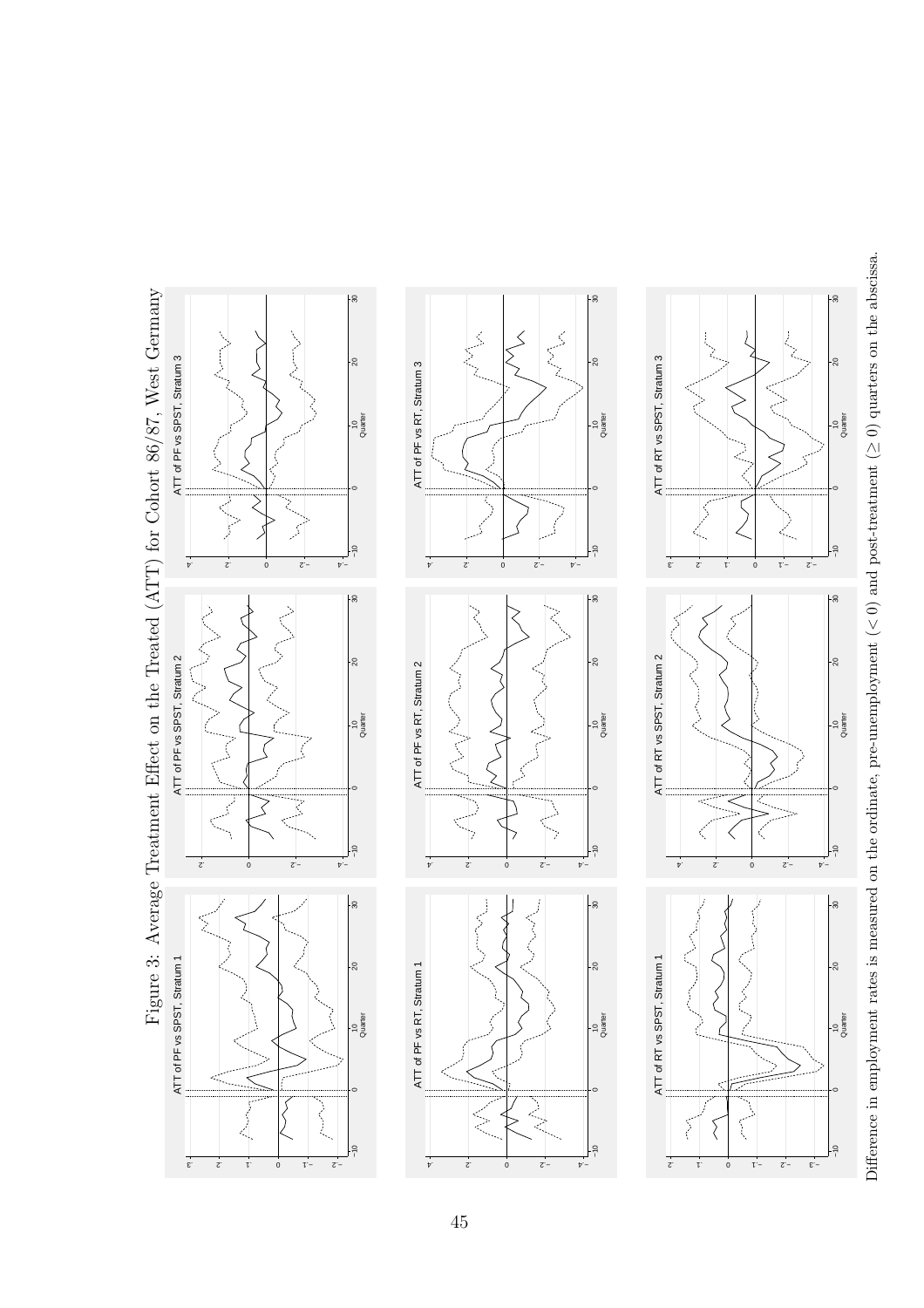# Figure 3: Average Treatment Effect on the Treated (ATT) for Cohort 86/87, West Germany

ATT of PF vs SPST, Stratum 1

ATT of PF vs SPST, Stratum 2

ATT of PF vs SPST, Stratum 3

ATT of PF vs RT, Stratum 1

ATT of PF vs RT, Stratum 2

ATT of PF vs RT, Stratum 3

ATT of RT vs SPST, Stratum 1

ATT of RT vs SPST, Stratum 2

ATT of RT vs SPST, Stratum 3

Difference in employment rates is measured on the ordinate, pre-unemployment ($< 0$) and post-treatment ($\geq 0$) quarters on the abscissa.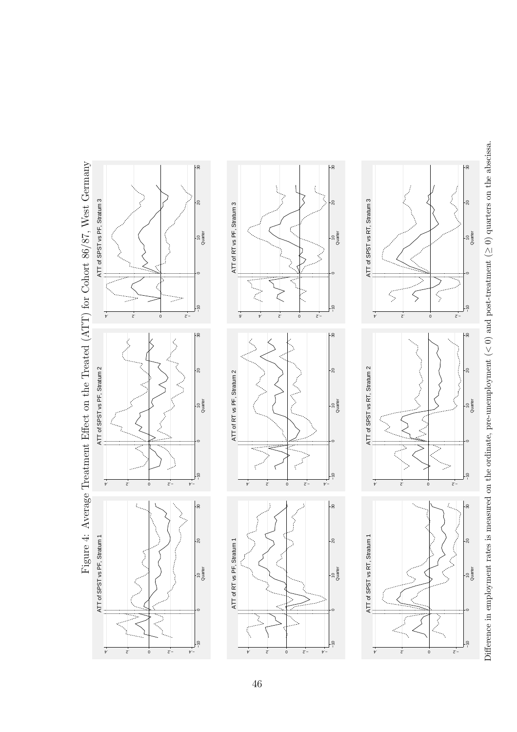Figure 4: Average Treatment Effect on the Treated (ATT) for Cohort 86/87, West Germany

Difference in employment rates is measured on the ordinate, pre-unemployment ($< 0$) and post-treatment ($\geq 0$) quarters on the abscissa.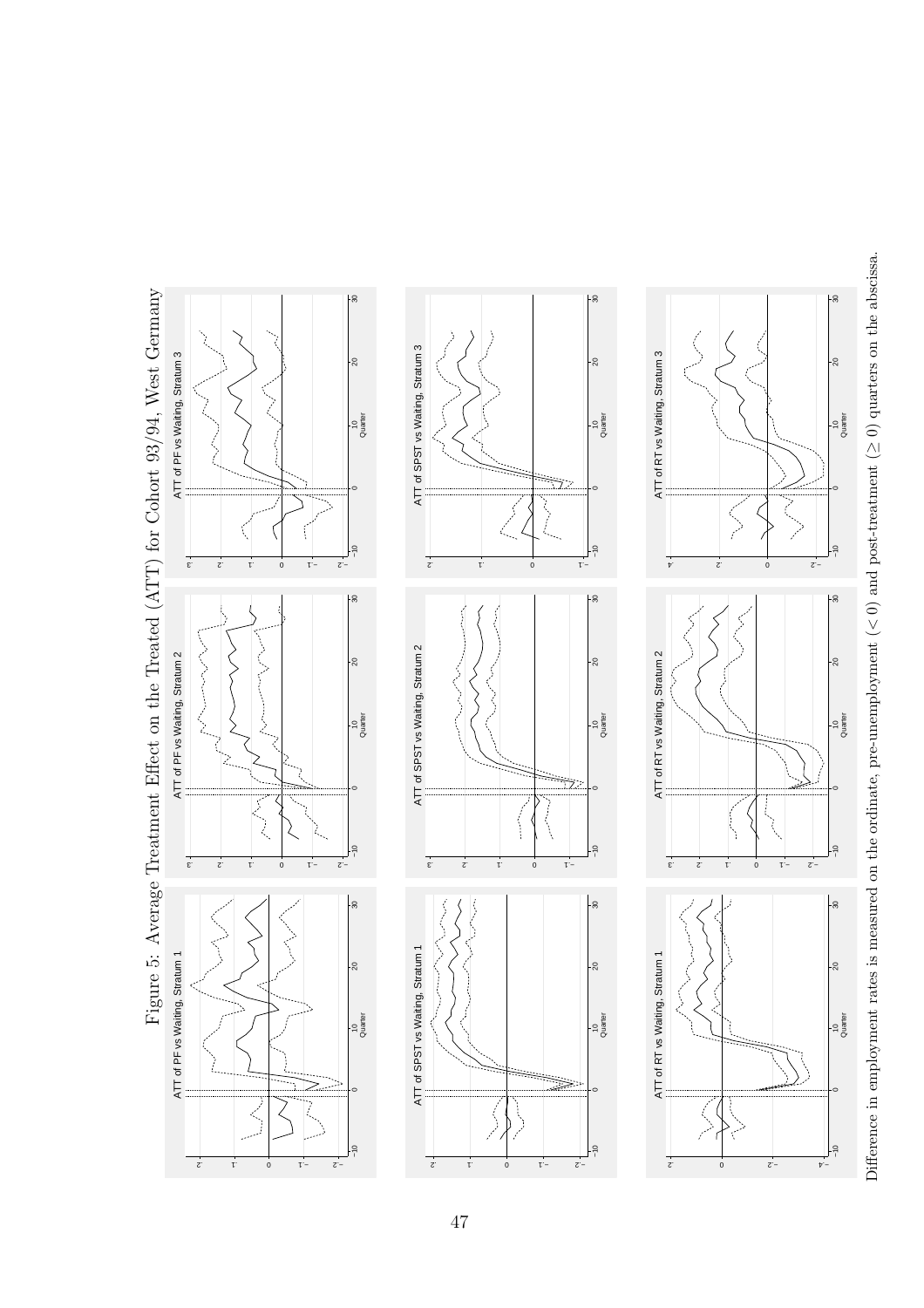Figure 5: Average Treatment Effect on the Treated (ATT) for Cohort 93/94, West Germany

Difference in employment rates is measured on the ordinate, pre-unemployment ($< 0$) and post-treatment ($\geq 0$) quarters on the abscissa.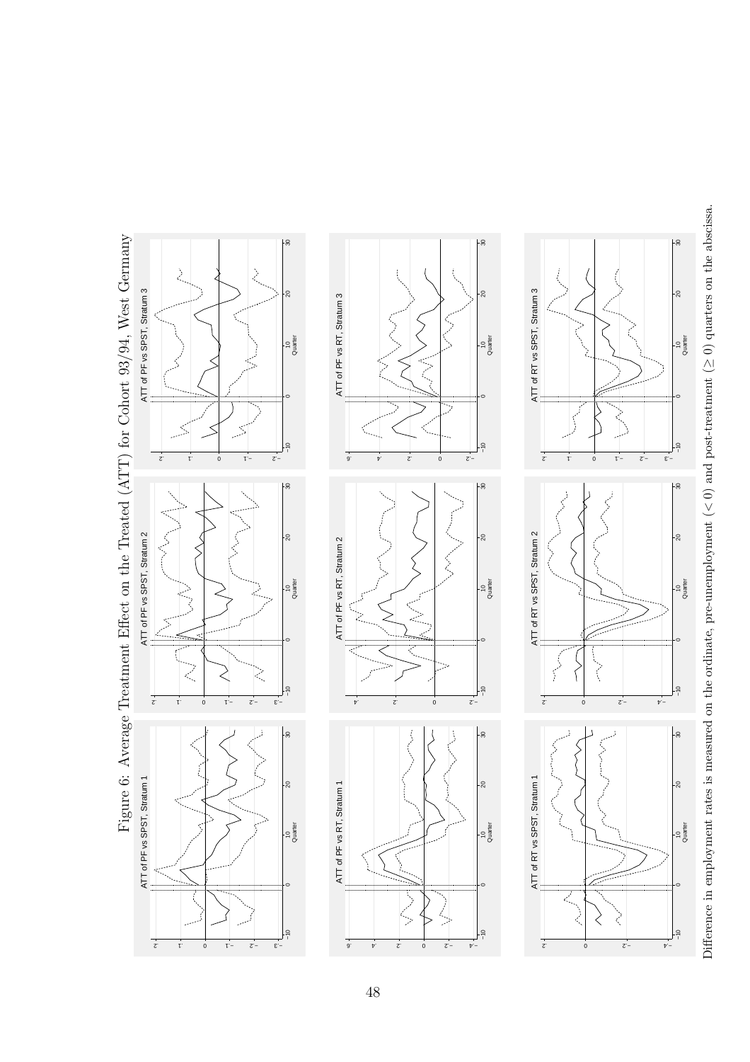Figure 6: Average Treatment Effect on the Treated (ATT) for Cohort 93/94, West Germany

ATT of PF vs SPST, Stratum 1

ATT of PF vs SPST, Stratum 2

ATT of PF vs SPST, Stratum 3

ATT of PF vs RT, Stratum 1

ATT of PF vs RT, Stratum 2

ATT of PF vs RT, Stratum 3

ATT of RT vs SPST, Stratum 1

ATT of RT vs SPST, Stratum 2

ATT of RT vs SPST, Stratum 3

Difference in employment rates is measured on the ordinate, pre-unemployment ($< 0$) and post-treatment ($\geq 0$) quarters on the abscissa.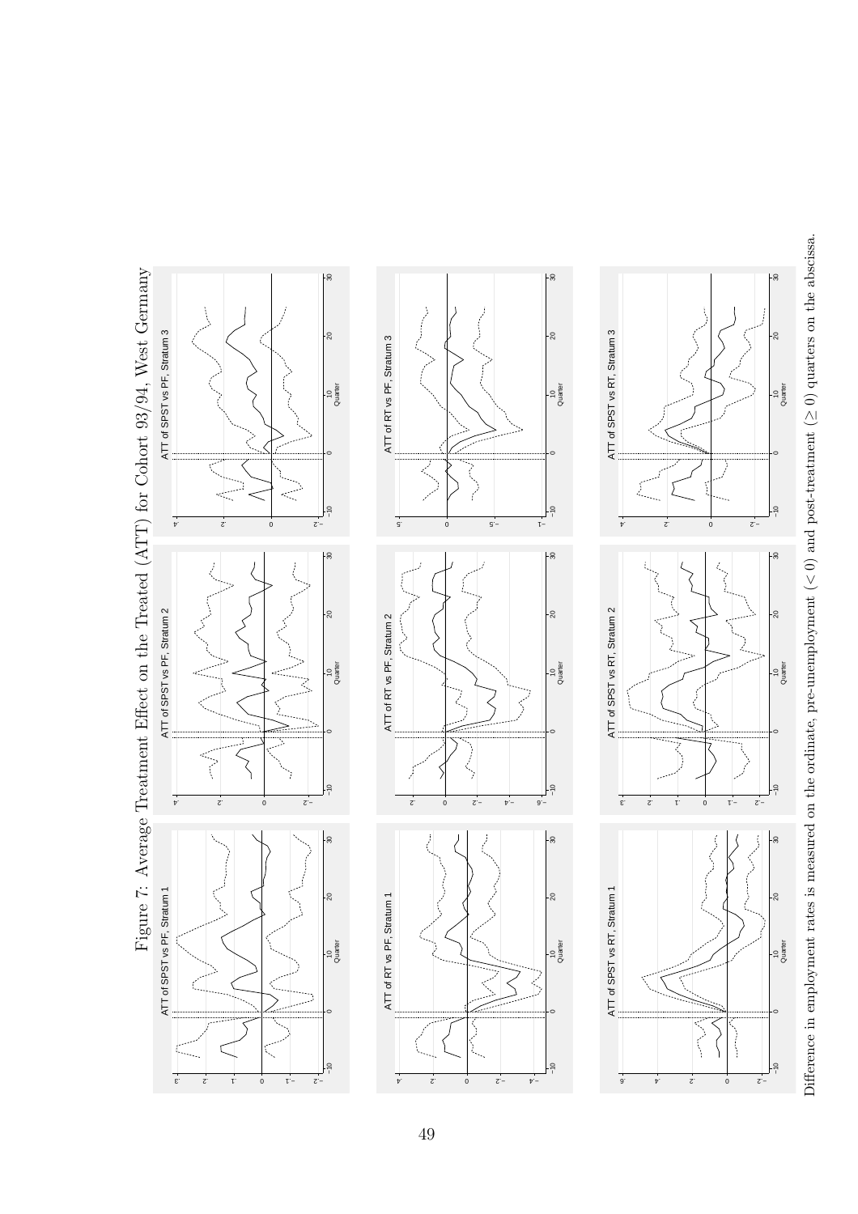Figure 7: Average Treatment Effect on the Treated (ATT) for Cohort 93/94, West Germany

Difference in employment rates is measured on the ordinate, pre-unemployment ($< 0$) and post-treatment ($\geq 0$) quarters on the abscissa.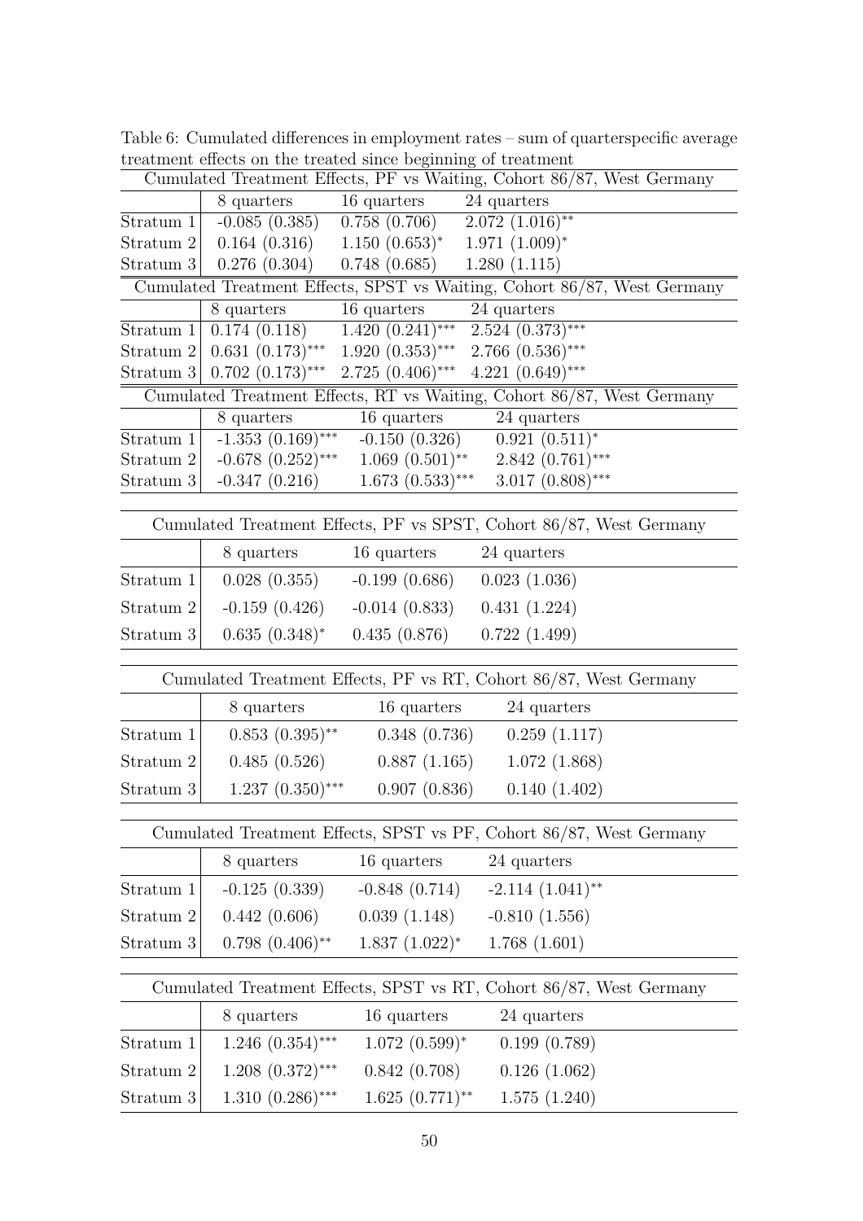Table 6: Cumulated differences in employment rates – sum of quarterspecific average treatment effects on the treated since beginning of treatment

| Cumulated Treatment Effects, PF vs Waiting, Cohort 86/87, West Germany | | | |
|---|---|---|---|
| | 8 quarters | 16 quarters | 24 quarters |
| Stratum 1 | -0.085 (0.385) | 0.758 (0.706) | 2.072 (1.016)** |
| Stratum 2 | 0.164 (0.316) | 1.150 (0.653)* | 1.971 (1.009)* |
| Stratum 3 | 0.276 (0.304) | 0.748 (0.685) | 1.280 (1.115) |

| Cumulated Treatment Effects, SPST vs Waiting, Cohort 86/87, West Germany | | | |
|---|---|---|---|
| | 8 quarters | 16 quarters | 24 quarters |
| Stratum 1 | 0.174 (0.118) | 1.420 (0.241)*** | 2.524 (0.373)*** |
| Stratum 2 | 0.631 (0.173)*** | 1.920 (0.353)*** | 2.766 (0.536)*** |
| Stratum 3 | 0.702 (0.173)*** | 2.725 (0.406)*** | 4.221 (0.649)*** |

| Cumulated Treatment Effects, RT vs Waiting, Cohort 86/87, West Germany | | | |
|---|---|---|---|
| | 8 quarters | 16 quarters | 24 quarters |
| Stratum 1 | -1.353 (0.169)*** | -0.150 (0.326) | 0.921 (0.511)* |
| Stratum 2 | -0.678 (0.252)*** | 1.069 (0.501)** | 2.842 (0.761)*** |
| Stratum 3 | -0.347 (0.216) | 1.673 (0.533)*** | 3.017 (0.808)*** |

| Cumulated Treatment Effects, PF vs SPST, Cohort 86/87, West Germany | | | |
|---|---|---|---|
| | 8 quarters | 16 quarters | 24 quarters |
| Stratum 1 | 0.028 (0.355) | -0.199 (0.686) | 0.023 (1.036) |
| Stratum 2 | -0.159 (0.426) | -0.014 (0.833) | 0.431 (1.224) |
| Stratum 3 | 0.635 (0.348)* | 0.435 (0.876) | 0.722 (1.499) |

| Cumulated Treatment Effects, PF vs RT, Cohort 86/87, West Germany | | | |
|---|---|---|---|
| | 8 quarters | 16 quarters | 24 quarters |
| Stratum 1 | 0.853 (0.395)** | 0.348 (0.736) | 0.259 (1.117) |
| Stratum 2 | 0.485 (0.526) | 0.887 (1.165) | 1.072 (1.868) |
| Stratum 3 | 1.237 (0.350)*** | 0.907 (0.836) | 0.140 (1.402) |

| Cumulated Treatment Effects, SPST vs PF, Cohort 86/87, West Germany | | | |
|---|---|---|---|
| | 8 quarters | 16 quarters | 24 quarters |
| Stratum 1 | -0.125 (0.339) | -0.848 (0.714) | -2.114 (1.041)** |
| Stratum 2 | 0.442 (0.606) | 0.039 (1.148) | -0.810 (1.556) |
| Stratum 3 | 0.798 (0.406)** | 1.837 (1.022)* | 1.768 (1.601) |

| Cumulated Treatment Effects, SPST vs RT, Cohort 86/87, West Germany | | | |
|---|---|---|---|
| | 8 quarters | 16 quarters | 24 quarters |
| Stratum 1 | 1.246 (0.354)*** | 1.072 (0.599)* | 0.199 (0.789) |
| Stratum 2 | 1.208 (0.372)*** | 0.842 (0.708) | 0.126 (1.062) |
| Stratum 3 | 1.310 (0.286)*** | 1.625 (0.771)** | 1.575 (1.240) |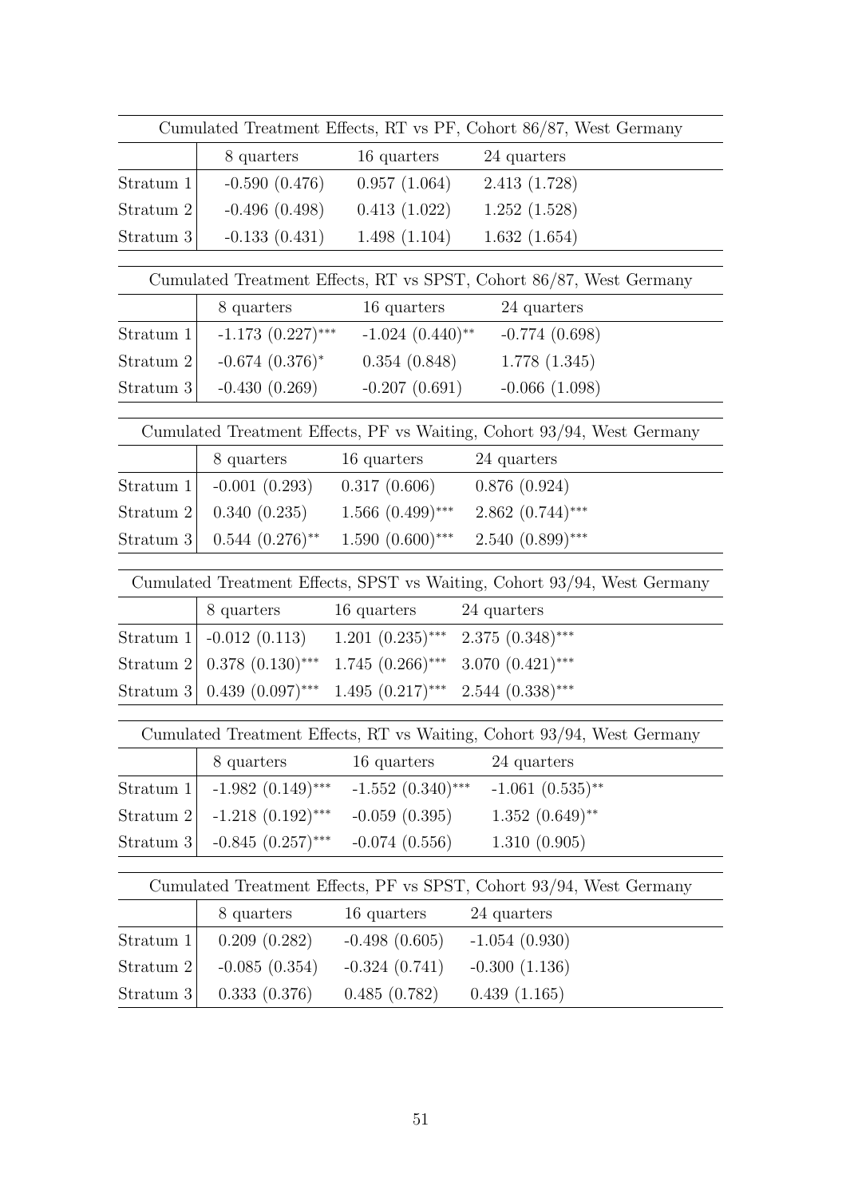| Cumulated Treatment Effects, RT vs PF, Cohort 86/87, West Germany | | | |
|---|---|---|---|
| | 8 quarters | 16 quarters | 24 quarters |
| Stratum 1 | -0.590 (0.476) | 0.957 (1.064) | 2.413 (1.728) |
| Stratum 2 | -0.496 (0.498) | 0.413 (1.022) | 1.252 (1.528) |
| Stratum 3 | -0.133 (0.431) | 1.498 (1.104) | 1.632 (1.654) |

| Cumulated Treatment Effects, RT vs SPST, Cohort 86/87, West Germany | | | |
|---|---|---|---|
| | 8 quarters | 16 quarters | 24 quarters |
| Stratum 1 | -1.173 (0.227)$^{***}$ | -1.024 (0.440)$^{**}$ | -0.774 (0.698) |
| Stratum 2 | -0.674 (0.376)$^{*}$ | 0.354 (0.848) | 1.778 (1.345) |
| Stratum 3 | -0.430 (0.269) | -0.207 (0.691) | -0.066 (1.098) |

| Cumulated Treatment Effects, PF vs Waiting, Cohort 93/94, West Germany | | | |
|---|---|---|---|
| | 8 quarters | 16 quarters | 24 quarters |
| Stratum 1 | -0.001 (0.293) | 0.317 (0.606) | 0.876 (0.924) |
| Stratum 2 | 0.340 (0.235) | 1.566 (0.499)$^{***}$ | 2.862 (0.744)$^{***}$ |
| Stratum 3 | 0.544 (0.276)$^{**}$ | 1.590 (0.600)$^{***}$ | 2.540 (0.899)$^{***}$ |

| Cumulated Treatment Effects, SPST vs Waiting, Cohort 93/94, West Germany | | | |
|---|---|---|---|
| | 8 quarters | 16 quarters | 24 quarters |
| Stratum 1 | -0.012 (0.113) | 1.201 (0.235)$^{***}$ | 2.375 (0.348)$^{***}$ |
| Stratum 2 | 0.378 (0.130)$^{***}$ | 1.745 (0.266)$^{***}$ | 3.070 (0.421)$^{***}$ |
| Stratum 3 | 0.439 (0.097)$^{***}$ | 1.495 (0.217)$^{***}$ | 2.544 (0.338)$^{***}$ |

| Cumulated Treatment Effects, RT vs Waiting, Cohort 93/94, West Germany | | | |
|---|---|---|---|
| | 8 quarters | 16 quarters | 24 quarters |
| Stratum 1 | -1.982 (0.149)$^{***}$ | -1.552 (0.340)$^{***}$ | -1.061 (0.535)$^{**}$ |
| Stratum 2 | -1.218 (0.192)$^{***}$ | -0.059 (0.395) | 1.352 (0.649)$^{**}$ |
| Stratum 3 | -0.845 (0.257)$^{***}$ | -0.074 (0.556) | 1.310 (0.905) |

| Cumulated Treatment Effects, PF vs SPST, Cohort 93/94, West Germany | | | |
|---|---|---|---|
| | 8 quarters | 16 quarters | 24 quarters |
| Stratum 1 | 0.209 (0.282) | -0.498 (0.605) | -1.054 (0.930) |
| Stratum 2 | -0.085 (0.354) | -0.324 (0.741) | -0.300 (1.136) |
| Stratum 3 | 0.333 (0.376) | 0.485 (0.782) | 0.439 (1.165) |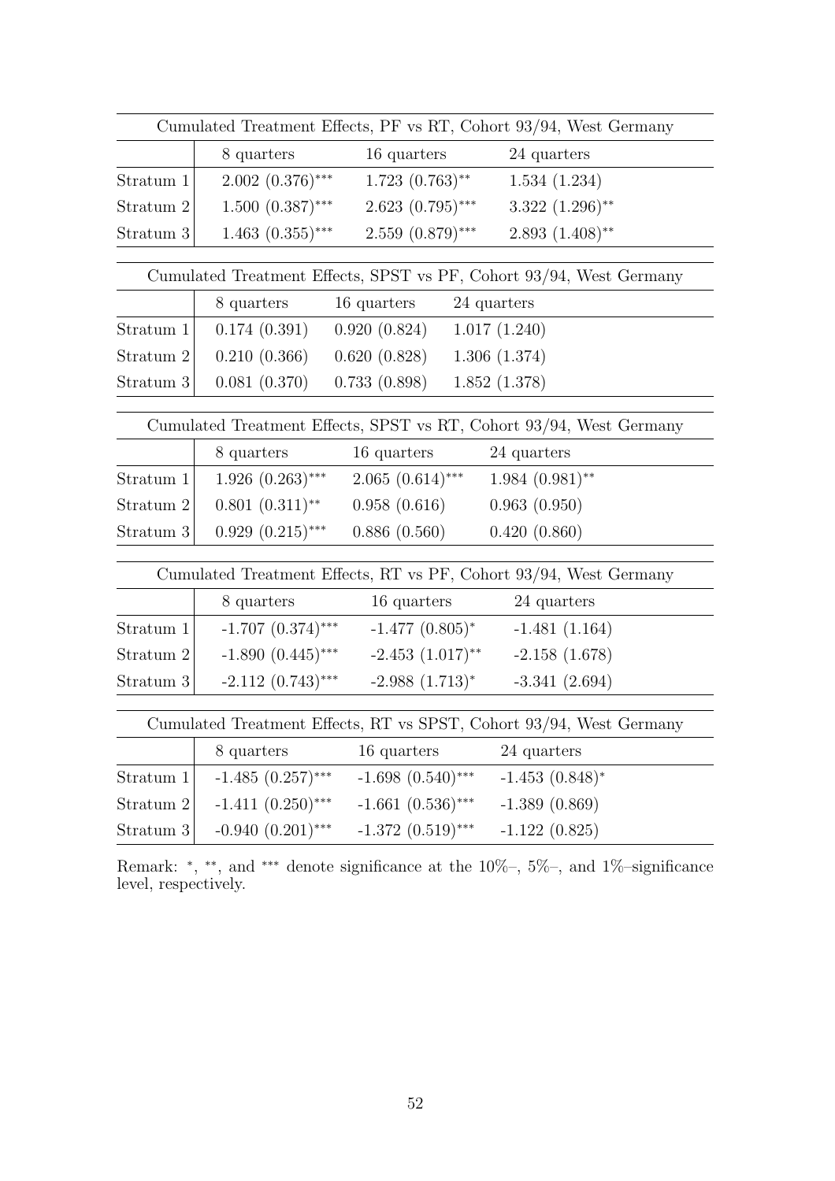| Cumulated Treatment Effects, PF vs RT, Cohort 93/94, West Germany | | | |
|---|---|---|---|
| | 8 quarters | 16 quarters | 24 quarters |
| Stratum 1 | 2.002 (0.376)$^{***}$ | 1.723 (0.763)$^{**}$ | 1.534 (1.234) |
| Stratum 2 | 1.500 (0.387)$^{***}$ | 2.623 (0.795)$^{***}$ | 3.322 (1.296)$^{**}$ |
| Stratum 3 | 1.463 (0.355)$^{***}$ | 2.559 (0.879)$^{***}$ | 2.893 (1.408)$^{**}$ |

| Cumulated Treatment Effects, SPST vs PF, Cohort 93/94, West Germany | | | |
|---|---|---|---|
| | 8 quarters | 16 quarters | 24 quarters |
| Stratum 1 | 0.174 (0.391) | 0.920 (0.824) | 1.017 (1.240) |
| Stratum 2 | 0.210 (0.366) | 0.620 (0.828) | 1.306 (1.374) |
| Stratum 3 | 0.081 (0.370) | 0.733 (0.898) | 1.852 (1.378) |

| Cumulated Treatment Effects, SPST vs RT, Cohort 93/94, West Germany | | | |
|---|---|---|---|
| | 8 quarters | 16 quarters | 24 quarters |
| Stratum 1 | 1.926 (0.263)$^{***}$ | 2.065 (0.614)$^{***}$ | 1.984 (0.981)$^{**}$ |
| Stratum 2 | 0.801 (0.311)$^{**}$ | 0.958 (0.616) | 0.963 (0.950) |
| Stratum 3 | 0.929 (0.215)$^{***}$ | 0.886 (0.560) | 0.420 (0.860) |

| Cumulated Treatment Effects, RT vs PF, Cohort 93/94, West Germany | | | |
|---|---|---|---|
| | 8 quarters | 16 quarters | 24 quarters |
| Stratum 1 | -1.707 (0.374)$^{***}$ | -1.477 (0.805)$^{*}$ | -1.481 (1.164) |
| Stratum 2 | -1.890 (0.445)$^{***}$ | -2.453 (1.017)$^{**}$ | -2.158 (1.678) |
| Stratum 3 | -2.112 (0.743)$^{***}$ | -2.988 (1.713)$^{*}$ | -3.341 (2.694) |

| Cumulated Treatment Effects, RT vs SPST, Cohort 93/94, West Germany | | | |
|---|---|---|---|
| | 8 quarters | 16 quarters | 24 quarters |
| Stratum 1 | -1.485 (0.257)$^{***}$ | -1.698 (0.540)$^{***}$ | -1.453 (0.848)$^{*}$ |
| Stratum 2 | -1.411 (0.250)$^{***}$ | -1.661 (0.536)$^{***}$ | -1.389 (0.869) |
| Stratum 3 | -0.940 (0.201)$^{***}$ | -1.372 (0.519)$^{***}$ | -1.122 (0.825) |

Remark: $^{*}$, $^{**}$, and $^{***}$ denote significance at the 10%–, 5%–, and 1%–significance level, respectively.